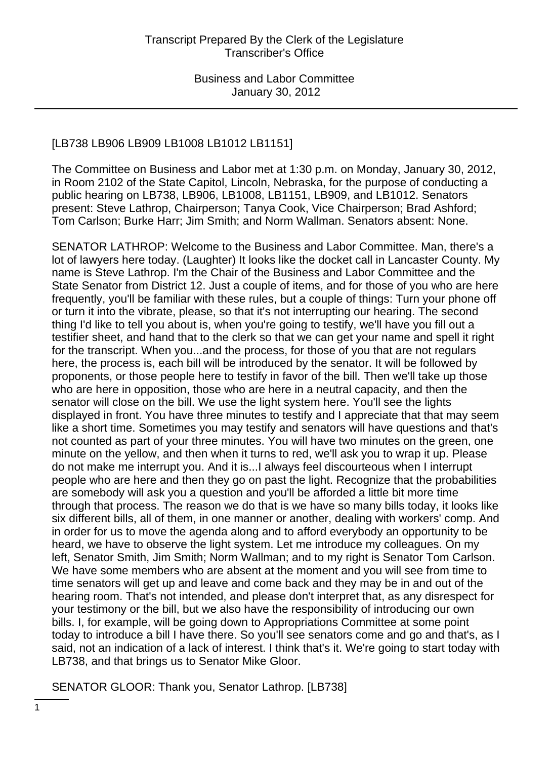[LB738 LB906 LB909 LB1008 LB1012 LB1151]

The Committee on Business and Labor met at 1:30 p.m. on Monday, January 30, 2012, in Room 2102 of the State Capitol, Lincoln, Nebraska, for the purpose of conducting a public hearing on LB738, LB906, LB1008, LB1151, LB909, and LB1012. Senators present: Steve Lathrop, Chairperson; Tanya Cook, Vice Chairperson; Brad Ashford; Tom Carlson; Burke Harr; Jim Smith; and Norm Wallman. Senators absent: None.

SENATOR LATHROP: Welcome to the Business and Labor Committee. Man, there's a lot of lawyers here today. (Laughter) It looks like the docket call in Lancaster County. My name is Steve Lathrop. I'm the Chair of the Business and Labor Committee and the State Senator from District 12. Just a couple of items, and for those of you who are here frequently, you'll be familiar with these rules, but a couple of things: Turn your phone off or turn it into the vibrate, please, so that it's not interrupting our hearing. The second thing I'd like to tell you about is, when you're going to testify, we'll have you fill out a testifier sheet, and hand that to the clerk so that we can get your name and spell it right for the transcript. When you...and the process, for those of you that are not regulars here, the process is, each bill will be introduced by the senator. It will be followed by proponents, or those people here to testify in favor of the bill. Then we'll take up those who are here in opposition, those who are here in a neutral capacity, and then the senator will close on the bill. We use the light system here. You'll see the lights displayed in front. You have three minutes to testify and I appreciate that that may seem like a short time. Sometimes you may testify and senators will have questions and that's not counted as part of your three minutes. You will have two minutes on the green, one minute on the yellow, and then when it turns to red, we'll ask you to wrap it up. Please do not make me interrupt you. And it is...I always feel discourteous when I interrupt people who are here and then they go on past the light. Recognize that the probabilities are somebody will ask you a question and you'll be afforded a little bit more time through that process. The reason we do that is we have so many bills today, it looks like six different bills, all of them, in one manner or another, dealing with workers' comp. And in order for us to move the agenda along and to afford everybody an opportunity to be heard, we have to observe the light system. Let me introduce my colleagues. On my left, Senator Smith, Jim Smith; Norm Wallman; and to my right is Senator Tom Carlson. We have some members who are absent at the moment and you will see from time to time senators will get up and leave and come back and they may be in and out of the hearing room. That's not intended, and please don't interpret that, as any disrespect for your testimony or the bill, but we also have the responsibility of introducing our own bills. I, for example, will be going down to Appropriations Committee at some point today to introduce a bill I have there. So you'll see senators come and go and that's, as I said, not an indication of a lack of interest. I think that's it. We're going to start today with LB738, and that brings us to Senator Mike Gloor.

SENATOR GLOOR: Thank you, Senator Lathrop. [LB738]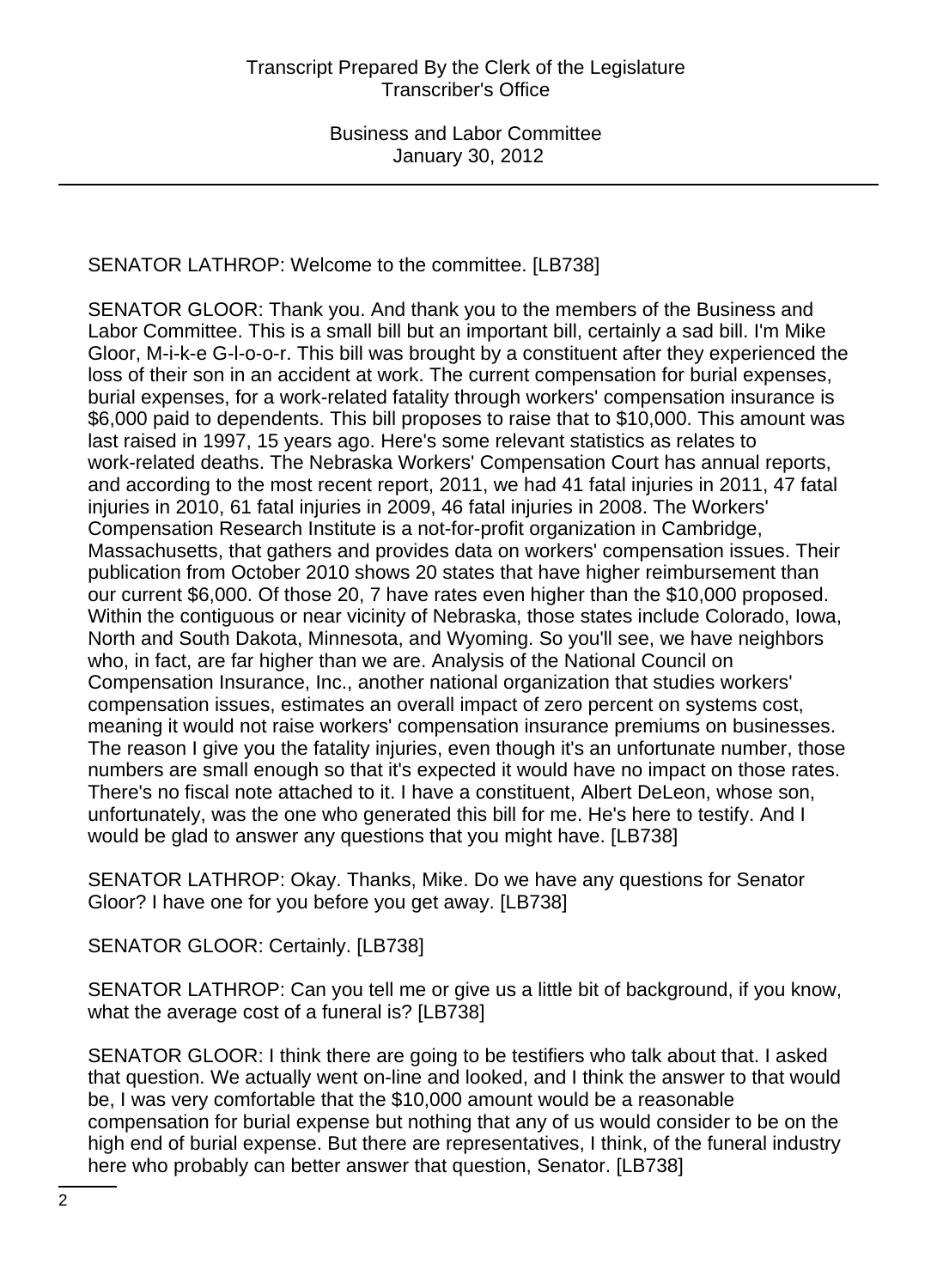SENATOR LATHROP: Welcome to the committee. [LB738]

SENATOR GLOOR: Thank you. And thank you to the members of the Business and Labor Committee. This is a small bill but an important bill, certainly a sad bill. I'm Mike Gloor, M-i-k-e G-l-o-o-r. This bill was brought by a constituent after they experienced the loss of their son in an accident at work. The current compensation for burial expenses, burial expenses, for a work-related fatality through workers' compensation insurance is $6,000 paid to dependents. This bill proposes to raise that to $10,000. This amount was last raised in 1997, 15 years ago. Here's some relevant statistics as relates to work-related deaths. The Nebraska Workers' Compensation Court has annual reports, and according to the most recent report, 2011, we had 41 fatal injuries in 2011, 47 fatal injuries in 2010, 61 fatal injuries in 2009, 46 fatal injuries in 2008. The Workers' Compensation Research Institute is a not-for-profit organization in Cambridge, Massachusetts, that gathers and provides data on workers' compensation issues. Their publication from October 2010 shows 20 states that have higher reimbursement than our current $6,000. Of those 20, 7 have rates even higher than the $10,000 proposed. Within the contiguous or near vicinity of Nebraska, those states include Colorado, Iowa, North and South Dakota, Minnesota, and Wyoming. So you'll see, we have neighbors who, in fact, are far higher than we are. Analysis of the National Council on Compensation Insurance, Inc., another national organization that studies workers' compensation issues, estimates an overall impact of zero percent on systems cost, meaning it would not raise workers' compensation insurance premiums on businesses. The reason I give you the fatality injuries, even though it's an unfortunate number, those numbers are small enough so that it's expected it would have no impact on those rates. There's no fiscal note attached to it. I have a constituent, Albert DeLeon, whose son, unfortunately, was the one who generated this bill for me. He's here to testify. And I would be glad to answer any questions that you might have. [LB738]

SENATOR LATHROP: Okay. Thanks, Mike. Do we have any questions for Senator Gloor? I have one for you before you get away. [LB738]

SENATOR GLOOR: Certainly. [LB738]

SENATOR LATHROP: Can you tell me or give us a little bit of background, if you know, what the average cost of a funeral is? [LB738]

SENATOR GLOOR: I think there are going to be testifiers who talk about that. I asked that question. We actually went on-line and looked, and I think the answer to that would be, I was very comfortable that the $10,000 amount would be a reasonable compensation for burial expense but nothing that any of us would consider to be on the high end of burial expense. But there are representatives, I think, of the funeral industry here who probably can better answer that question, Senator. [LB738]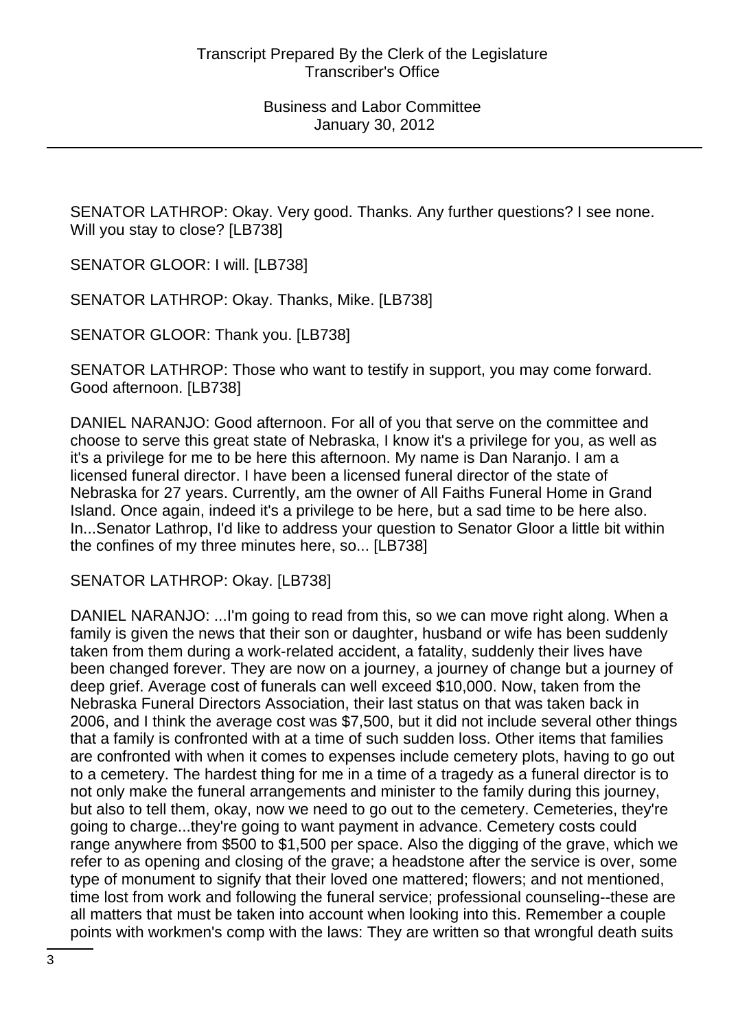SENATOR LATHROP: Okay. Very good. Thanks. Any further questions? I see none. Will you stay to close? [LB738]

SENATOR GLOOR: I will. [LB738]

SENATOR LATHROP: Okay. Thanks, Mike. [LB738]

SENATOR GLOOR: Thank you. [LB738]

SENATOR LATHROP: Those who want to testify in support, you may come forward. Good afternoon. [LB738]

DANIEL NARANJO: Good afternoon. For all of you that serve on the committee and choose to serve this great state of Nebraska, I know it's a privilege for you, as well as it's a privilege for me to be here this afternoon. My name is Dan Naranjo. I am a licensed funeral director. I have been a licensed funeral director of the state of Nebraska for 27 years. Currently, am the owner of All Faiths Funeral Home in Grand Island. Once again, indeed it's a privilege to be here, but a sad time to be here also. In...Senator Lathrop, I'd like to address your question to Senator Gloor a little bit within the confines of my three minutes here, so... [LB738]

SENATOR LATHROP: Okay. [LB738]

DANIEL NARANJO: ...I'm going to read from this, so we can move right along. When a family is given the news that their son or daughter, husband or wife has been suddenly taken from them during a work-related accident, a fatality, suddenly their lives have been changed forever. They are now on a journey, a journey of change but a journey of deep grief. Average cost of funerals can well exceed $10,000. Now, taken from the Nebraska Funeral Directors Association, their last status on that was taken back in 2006, and I think the average cost was $7,500, but it did not include several other things that a family is confronted with at a time of such sudden loss. Other items that families are confronted with when it comes to expenses include cemetery plots, having to go out to a cemetery. The hardest thing for me in a time of a tragedy as a funeral director is to not only make the funeral arrangements and minister to the family during this journey, but also to tell them, okay, now we need to go out to the cemetery. Cemeteries, they're going to charge...they're going to want payment in advance. Cemetery costs could range anywhere from $500 to $1,500 per space. Also the digging of the grave, which we refer to as opening and closing of the grave; a headstone after the service is over, some type of monument to signify that their loved one mattered; flowers; and not mentioned, time lost from work and following the funeral service; professional counseling--these are all matters that must be taken into account when looking into this. Remember a couple points with workmen's comp with the laws: They are written so that wrongful death suits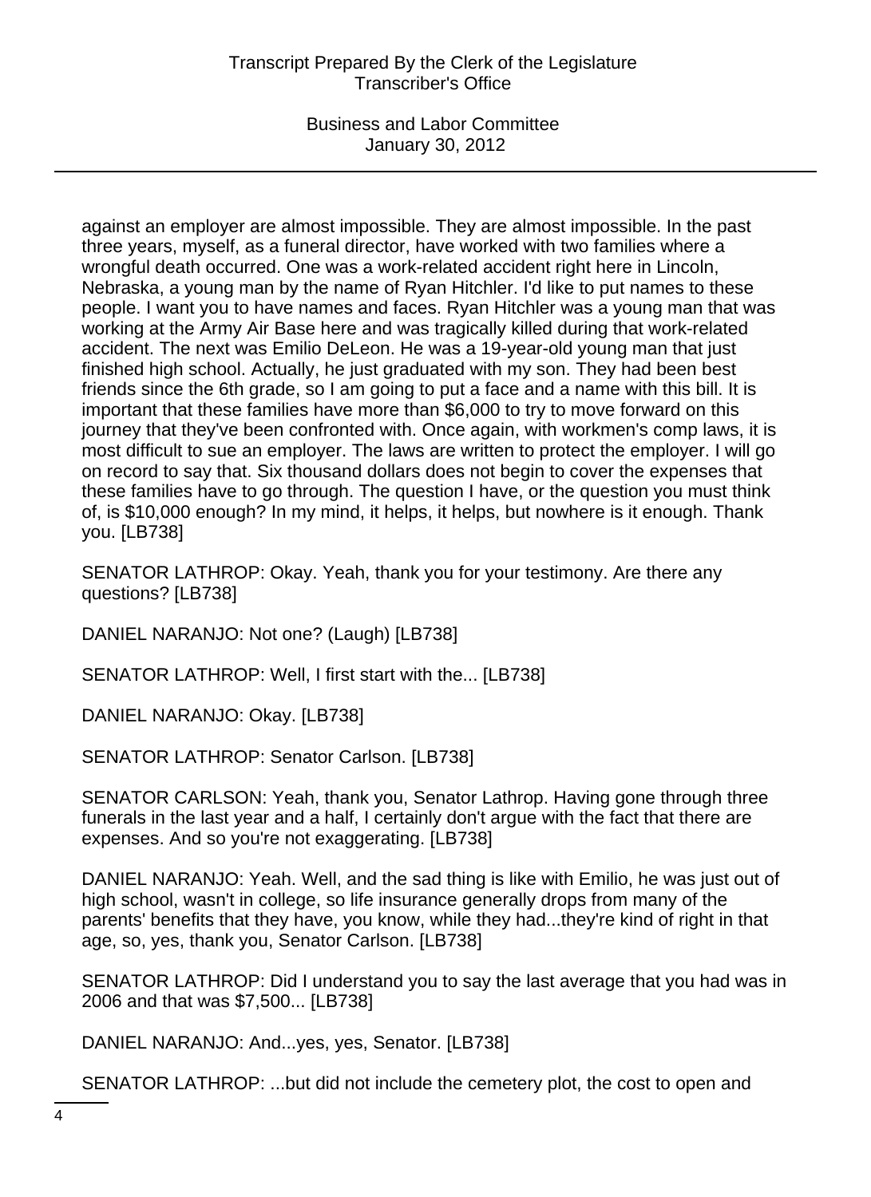against an employer are almost impossible. They are almost impossible. In the past three years, myself, as a funeral director, have worked with two families where a wrongful death occurred. One was a work-related accident right here in Lincoln, Nebraska, a young man by the name of Ryan Hitchler. I'd like to put names to these people. I want you to have names and faces. Ryan Hitchler was a young man that was working at the Army Air Base here and was tragically killed during that work-related accident. The next was Emilio DeLeon. He was a 19-year-old young man that just finished high school. Actually, he just graduated with my son. They had been best friends since the 6th grade, so I am going to put a face and a name with this bill. It is important that these families have more than $6,000 to try to move forward on this journey that they've been confronted with. Once again, with workmen's comp laws, it is most difficult to sue an employer. The laws are written to protect the employer. I will go on record to say that. Six thousand dollars does not begin to cover the expenses that these families have to go through. The question I have, or the question you must think of, is $10,000 enough? In my mind, it helps, it helps, but nowhere is it enough. Thank you. [LB738]

SENATOR LATHROP: Okay. Yeah, thank you for your testimony. Are there any questions? [LB738]

DANIEL NARANJO: Not one? (Laugh) [LB738]

SENATOR LATHROP: Well, I first start with the... [LB738]

DANIEL NARANJO: Okay. [LB738]

SENATOR LATHROP: Senator Carlson. [LB738]

SENATOR CARLSON: Yeah, thank you, Senator Lathrop. Having gone through three funerals in the last year and a half, I certainly don't argue with the fact that there are expenses. And so you're not exaggerating. [LB738]

DANIEL NARANJO: Yeah. Well, and the sad thing is like with Emilio, he was just out of high school, wasn't in college, so life insurance generally drops from many of the parents' benefits that they have, you know, while they had...they're kind of right in that age, so, yes, thank you, Senator Carlson. [LB738]

SENATOR LATHROP: Did I understand you to say the last average that you had was in 2006 and that was $7,500... [LB738]

DANIEL NARANJO: And...yes, yes, Senator. [LB738]

SENATOR LATHROP: ...but did not include the cemetery plot, the cost to open and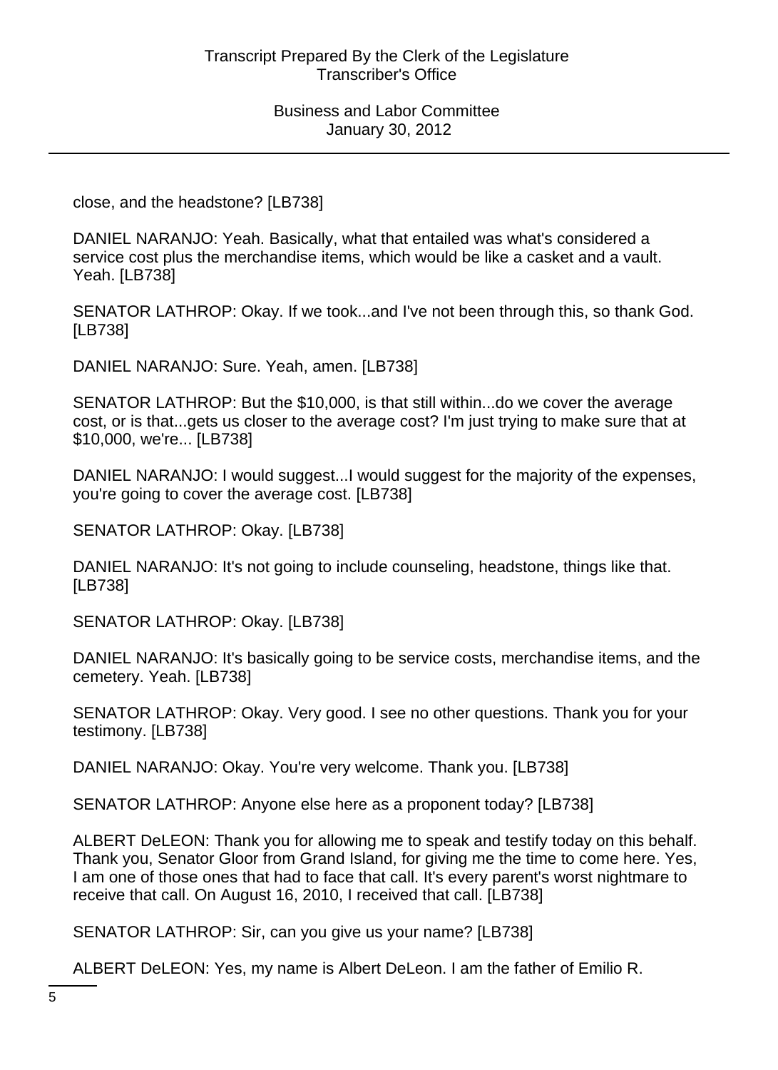close, and the headstone? [LB738]

DANIEL NARANJO: Yeah. Basically, what that entailed was what's considered a service cost plus the merchandise items, which would be like a casket and a vault. Yeah. [LB738]

SENATOR LATHROP: Okay. If we took...and I've not been through this, so thank God. [LB738]

DANIEL NARANJO: Sure. Yeah, amen. [LB738]

SENATOR LATHROP: But the $10,000, is that still within...do we cover the average cost, or is that...gets us closer to the average cost? I'm just trying to make sure that at $10,000, we're... [LB738]

DANIEL NARANJO: I would suggest...I would suggest for the majority of the expenses, you're going to cover the average cost. [LB738]

SENATOR LATHROP: Okay. [LB738]

DANIEL NARANJO: It's not going to include counseling, headstone, things like that. [LB738]

SENATOR LATHROP: Okay. [LB738]

DANIEL NARANJO: It's basically going to be service costs, merchandise items, and the cemetery. Yeah. [LB738]

SENATOR LATHROP: Okay. Very good. I see no other questions. Thank you for your testimony. [LB738]

DANIEL NARANJO: Okay. You're very welcome. Thank you. [LB738]

SENATOR LATHROP: Anyone else here as a proponent today? [LB738]

ALBERT DeLEON: Thank you for allowing me to speak and testify today on this behalf. Thank you, Senator Gloor from Grand Island, for giving me the time to come here. Yes, I am one of those ones that had to face that call. It's every parent's worst nightmare to receive that call. On August 16, 2010, I received that call. [LB738]

SENATOR LATHROP: Sir, can you give us your name? [LB738]

ALBERT DeLEON: Yes, my name is Albert DeLeon. I am the father of Emilio R.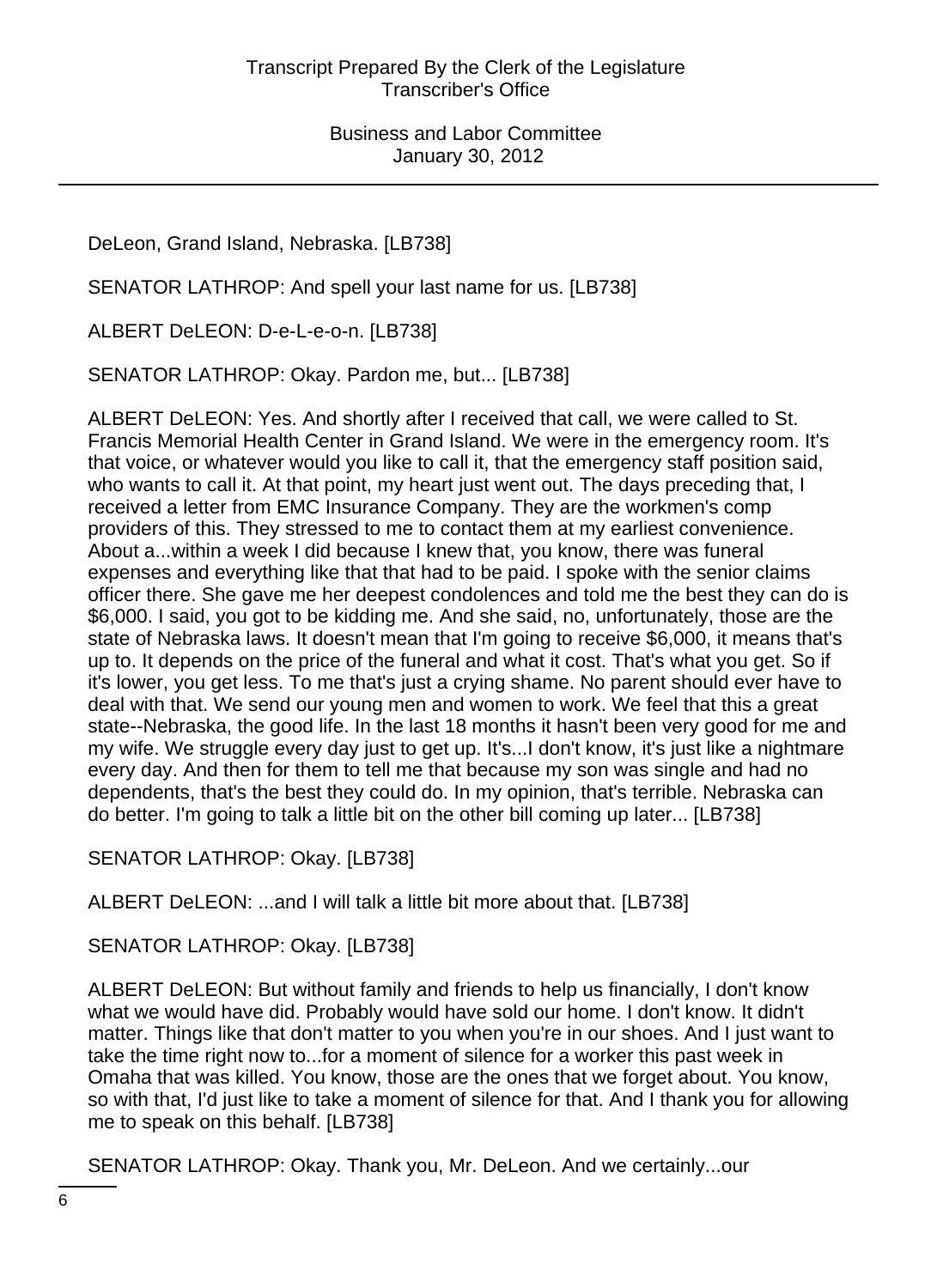DeLeon, Grand Island, Nebraska. [LB738]

SENATOR LATHROP: And spell your last name for us. [LB738]

ALBERT DeLEON: D-e-L-e-o-n. [LB738]

SENATOR LATHROP: Okay. Pardon me, but... [LB738]

ALBERT DeLEON: Yes. And shortly after I received that call, we were called to St. Francis Memorial Health Center in Grand Island. We were in the emergency room. It's that voice, or whatever would you like to call it, that the emergency staff position said, who wants to call it. At that point, my heart just went out. The days preceding that, I received a letter from EMC Insurance Company. They are the workmen's comp providers of this. They stressed to me to contact them at my earliest convenience. About a...within a week I did because I knew that, you know, there was funeral expenses and everything like that that had to be paid. I spoke with the senior claims officer there. She gave me her deepest condolences and told me the best they can do is $6,000. I said, you got to be kidding me. And she said, no, unfortunately, those are the state of Nebraska laws. It doesn't mean that I'm going to receive $6,000, it means that's up to. It depends on the price of the funeral and what it cost. That's what you get. So if it's lower, you get less. To me that's just a crying shame. No parent should ever have to deal with that. We send our young men and women to work. We feel that this a great state--Nebraska, the good life. In the last 18 months it hasn't been very good for me and my wife. We struggle every day just to get up. It's...I don't know, it's just like a nightmare every day. And then for them to tell me that because my son was single and had no dependents, that's the best they could do. In my opinion, that's terrible. Nebraska can do better. I'm going to talk a little bit on the other bill coming up later... [LB738]

SENATOR LATHROP: Okay. [LB738]

ALBERT DeLEON: ...and I will talk a little bit more about that. [LB738]

SENATOR LATHROP: Okay. [LB738]

ALBERT DeLEON: But without family and friends to help us financially, I don't know what we would have did. Probably would have sold our home. I don't know. It didn't matter. Things like that don't matter to you when you're in our shoes. And I just want to take the time right now to...for a moment of silence for a worker this past week in Omaha that was killed. You know, those are the ones that we forget about. You know, so with that, I'd just like to take a moment of silence for that. And I thank you for allowing me to speak on this behalf. [LB738]

SENATOR LATHROP: Okay. Thank you, Mr. DeLeon. And we certainly...our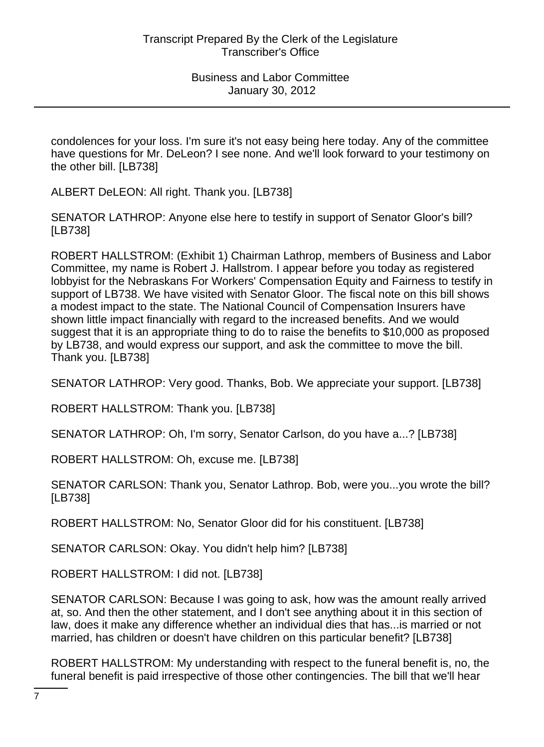condolences for your loss. I'm sure it's not easy being here today. Any of the committee have questions for Mr. DeLeon? I see none. And we'll look forward to your testimony on the other bill. [LB738]

ALBERT DeLEON: All right. Thank you. [LB738]

SENATOR LATHROP: Anyone else here to testify in support of Senator Gloor's bill? [LB738]

ROBERT HALLSTROM: (Exhibit 1) Chairman Lathrop, members of Business and Labor Committee, my name is Robert J. Hallstrom. I appear before you today as registered lobbyist for the Nebraskans For Workers' Compensation Equity and Fairness to testify in support of LB738. We have visited with Senator Gloor. The fiscal note on this bill shows a modest impact to the state. The National Council of Compensation Insurers have shown little impact financially with regard to the increased benefits. And we would suggest that it is an appropriate thing to do to raise the benefits to $10,000 as proposed by LB738, and would express our support, and ask the committee to move the bill. Thank you. [LB738]

SENATOR LATHROP: Very good. Thanks, Bob. We appreciate your support. [LB738]

ROBERT HALLSTROM: Thank you. [LB738]

SENATOR LATHROP: Oh, I'm sorry, Senator Carlson, do you have a...? [LB738]

ROBERT HALLSTROM: Oh, excuse me. [LB738]

SENATOR CARLSON: Thank you, Senator Lathrop. Bob, were you...you wrote the bill? [LB738]

ROBERT HALLSTROM: No, Senator Gloor did for his constituent. [LB738]

SENATOR CARLSON: Okay. You didn't help him? [LB738]

ROBERT HALLSTROM: I did not. [LB738]

SENATOR CARLSON: Because I was going to ask, how was the amount really arrived at, so. And then the other statement, and I don't see anything about it in this section of law, does it make any difference whether an individual dies that has...is married or not married, has children or doesn't have children on this particular benefit? [LB738]

ROBERT HALLSTROM: My understanding with respect to the funeral benefit is, no, the funeral benefit is paid irrespective of those other contingencies. The bill that we'll hear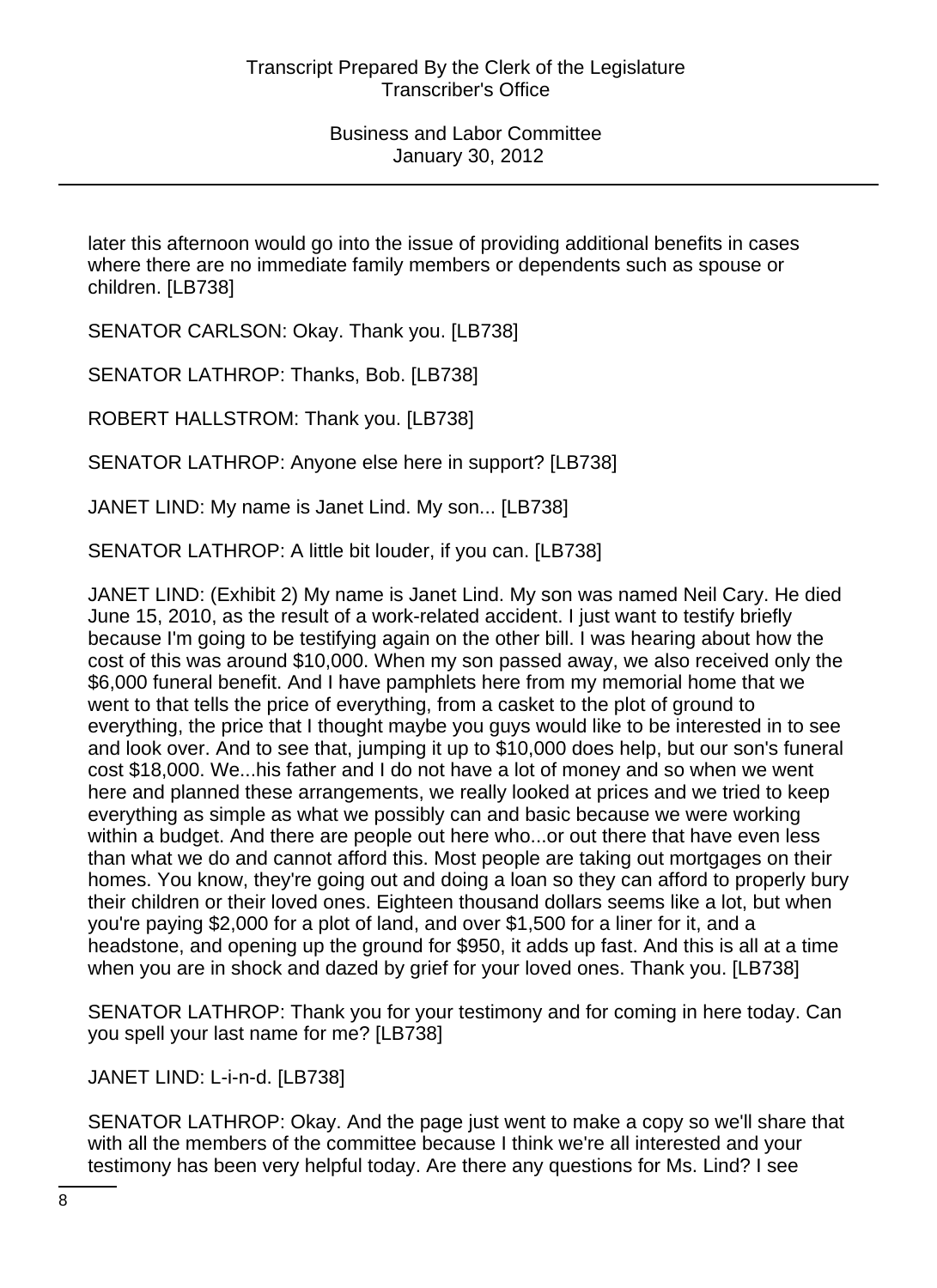later this afternoon would go into the issue of providing additional benefits in cases where there are no immediate family members or dependents such as spouse or children. [LB738]

SENATOR CARLSON: Okay. Thank you. [LB738]

SENATOR LATHROP: Thanks, Bob. [LB738]

ROBERT HALLSTROM: Thank you. [LB738]

SENATOR LATHROP: Anyone else here in support? [LB738]

JANET LIND: My name is Janet Lind. My son... [LB738]

SENATOR LATHROP: A little bit louder, if you can. [LB738]

JANET LIND: (Exhibit 2) My name is Janet Lind. My son was named Neil Cary. He died June 15, 2010, as the result of a work-related accident. I just want to testify briefly because I'm going to be testifying again on the other bill. I was hearing about how the cost of this was around $10,000. When my son passed away, we also received only the $6,000 funeral benefit. And I have pamphlets here from my memorial home that we went to that tells the price of everything, from a casket to the plot of ground to everything, the price that I thought maybe you guys would like to be interested in to see and look over. And to see that, jumping it up to $10,000 does help, but our son's funeral cost $18,000. We...his father and I do not have a lot of money and so when we went here and planned these arrangements, we really looked at prices and we tried to keep everything as simple as what we possibly can and basic because we were working within a budget. And there are people out here who...or out there that have even less than what we do and cannot afford this. Most people are taking out mortgages on their homes. You know, they're going out and doing a loan so they can afford to properly bury their children or their loved ones. Eighteen thousand dollars seems like a lot, but when you're paying $2,000 for a plot of land, and over $1,500 for a liner for it, and a headstone, and opening up the ground for $950, it adds up fast. And this is all at a time when you are in shock and dazed by grief for your loved ones. Thank you. [LB738]

SENATOR LATHROP: Thank you for your testimony and for coming in here today. Can you spell your last name for me? [LB738]

JANET LIND: L-i-n-d. [LB738]

SENATOR LATHROP: Okay. And the page just went to make a copy so we'll share that with all the members of the committee because I think we're all interested and your testimony has been very helpful today. Are there any questions for Ms. Lind? I see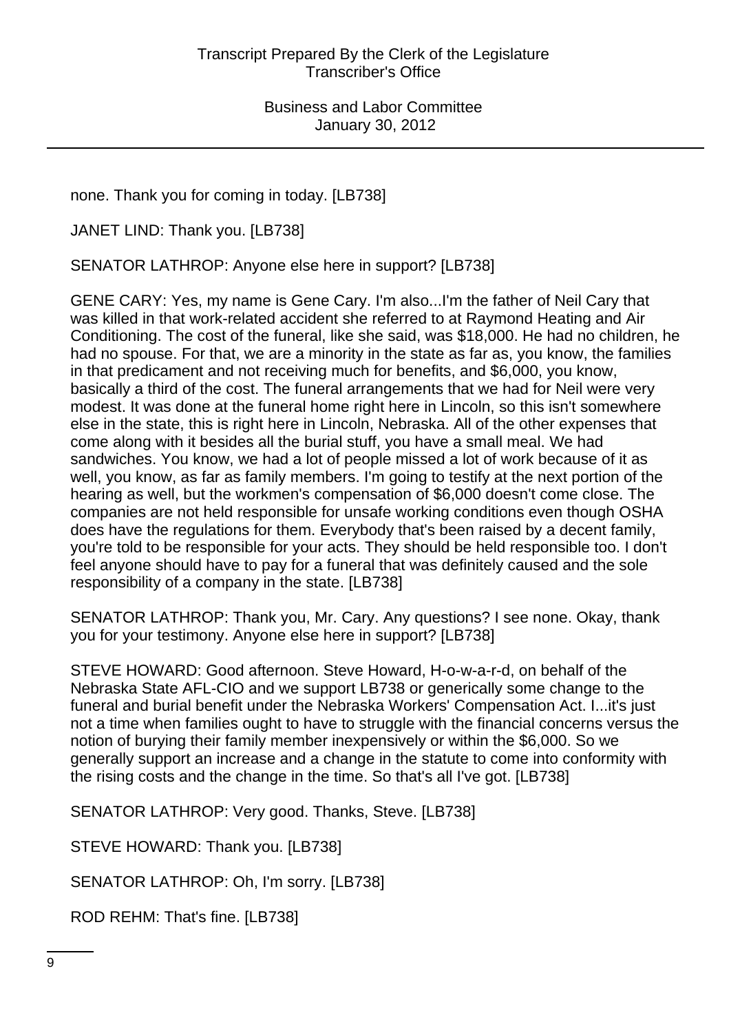none. Thank you for coming in today. [LB738]

JANET LIND: Thank you. [LB738]

SENATOR LATHROP: Anyone else here in support? [LB738]

GENE CARY: Yes, my name is Gene Cary. I'm also...I'm the father of Neil Cary that was killed in that work-related accident she referred to at Raymond Heating and Air Conditioning. The cost of the funeral, like she said, was $18,000. He had no children, he had no spouse. For that, we are a minority in the state as far as, you know, the families in that predicament and not receiving much for benefits, and $6,000, you know, basically a third of the cost. The funeral arrangements that we had for Neil were very modest. It was done at the funeral home right here in Lincoln, so this isn't somewhere else in the state, this is right here in Lincoln, Nebraska. All of the other expenses that come along with it besides all the burial stuff, you have a small meal. We had sandwiches. You know, we had a lot of people missed a lot of work because of it as well, you know, as far as family members. I'm going to testify at the next portion of the hearing as well, but the workmen's compensation of $6,000 doesn't come close. The companies are not held responsible for unsafe working conditions even though OSHA does have the regulations for them. Everybody that's been raised by a decent family, you're told to be responsible for your acts. They should be held responsible too. I don't feel anyone should have to pay for a funeral that was definitely caused and the sole responsibility of a company in the state. [LB738]

SENATOR LATHROP: Thank you, Mr. Cary. Any questions? I see none. Okay, thank you for your testimony. Anyone else here in support? [LB738]

STEVE HOWARD: Good afternoon. Steve Howard, H-o-w-a-r-d, on behalf of the Nebraska State AFL-CIO and we support LB738 or generically some change to the funeral and burial benefit under the Nebraska Workers' Compensation Act. I...it's just not a time when families ought to have to struggle with the financial concerns versus the notion of burying their family member inexpensively or within the $6,000. So we generally support an increase and a change in the statute to come into conformity with the rising costs and the change in the time. So that's all I've got. [LB738]

SENATOR LATHROP: Very good. Thanks, Steve. [LB738]

STEVE HOWARD: Thank you. [LB738]

SENATOR LATHROP: Oh, I'm sorry. [LB738]

ROD REHM: That's fine. [LB738]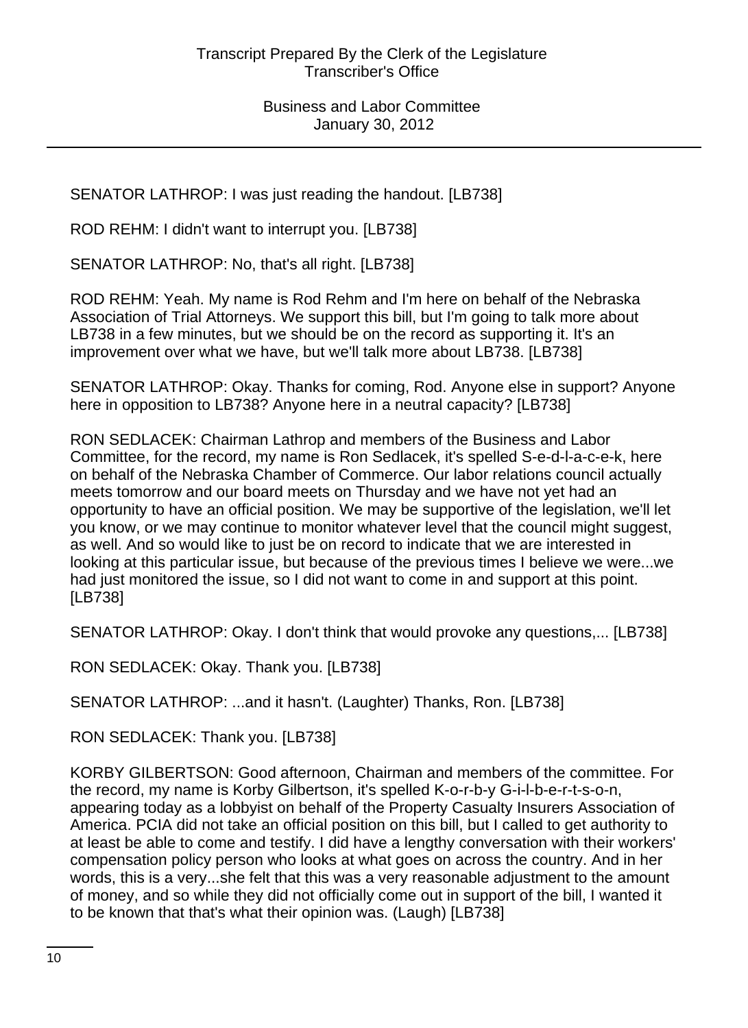SENATOR LATHROP: I was just reading the handout. [LB738]

ROD REHM: I didn't want to interrupt you. [LB738]

SENATOR LATHROP: No, that's all right. [LB738]

ROD REHM: Yeah. My name is Rod Rehm and I'm here on behalf of the Nebraska Association of Trial Attorneys. We support this bill, but I'm going to talk more about LB738 in a few minutes, but we should be on the record as supporting it. It's an improvement over what we have, but we'll talk more about LB738. [LB738]

SENATOR LATHROP: Okay. Thanks for coming, Rod. Anyone else in support? Anyone here in opposition to LB738? Anyone here in a neutral capacity? [LB738]

RON SEDLACEK: Chairman Lathrop and members of the Business and Labor Committee, for the record, my name is Ron Sedlacek, it's spelled S-e-d-l-a-c-e-k, here on behalf of the Nebraska Chamber of Commerce. Our labor relations council actually meets tomorrow and our board meets on Thursday and we have not yet had an opportunity to have an official position. We may be supportive of the legislation, we'll let you know, or we may continue to monitor whatever level that the council might suggest, as well. And so would like to just be on record to indicate that we are interested in looking at this particular issue, but because of the previous times I believe we were...we had just monitored the issue, so I did not want to come in and support at this point. [LB738]

SENATOR LATHROP: Okay. I don't think that would provoke any questions,... [LB738]

RON SEDLACEK: Okay. Thank you. [LB738]

SENATOR LATHROP: ...and it hasn't. (Laughter) Thanks, Ron. [LB738]

RON SEDLACEK: Thank you. [LB738]

KORBY GILBERTSON: Good afternoon, Chairman and members of the committee. For the record, my name is Korby Gilbertson, it's spelled K-o-r-b-y G-i-l-b-e-r-t-s-o-n, appearing today as a lobbyist on behalf of the Property Casualty Insurers Association of America. PCIA did not take an official position on this bill, but I called to get authority to at least be able to come and testify. I did have a lengthy conversation with their workers' compensation policy person who looks at what goes on across the country. And in her words, this is a very...she felt that this was a very reasonable adjustment to the amount of money, and so while they did not officially come out in support of the bill, I wanted it to be known that that's what their opinion was. (Laugh) [LB738]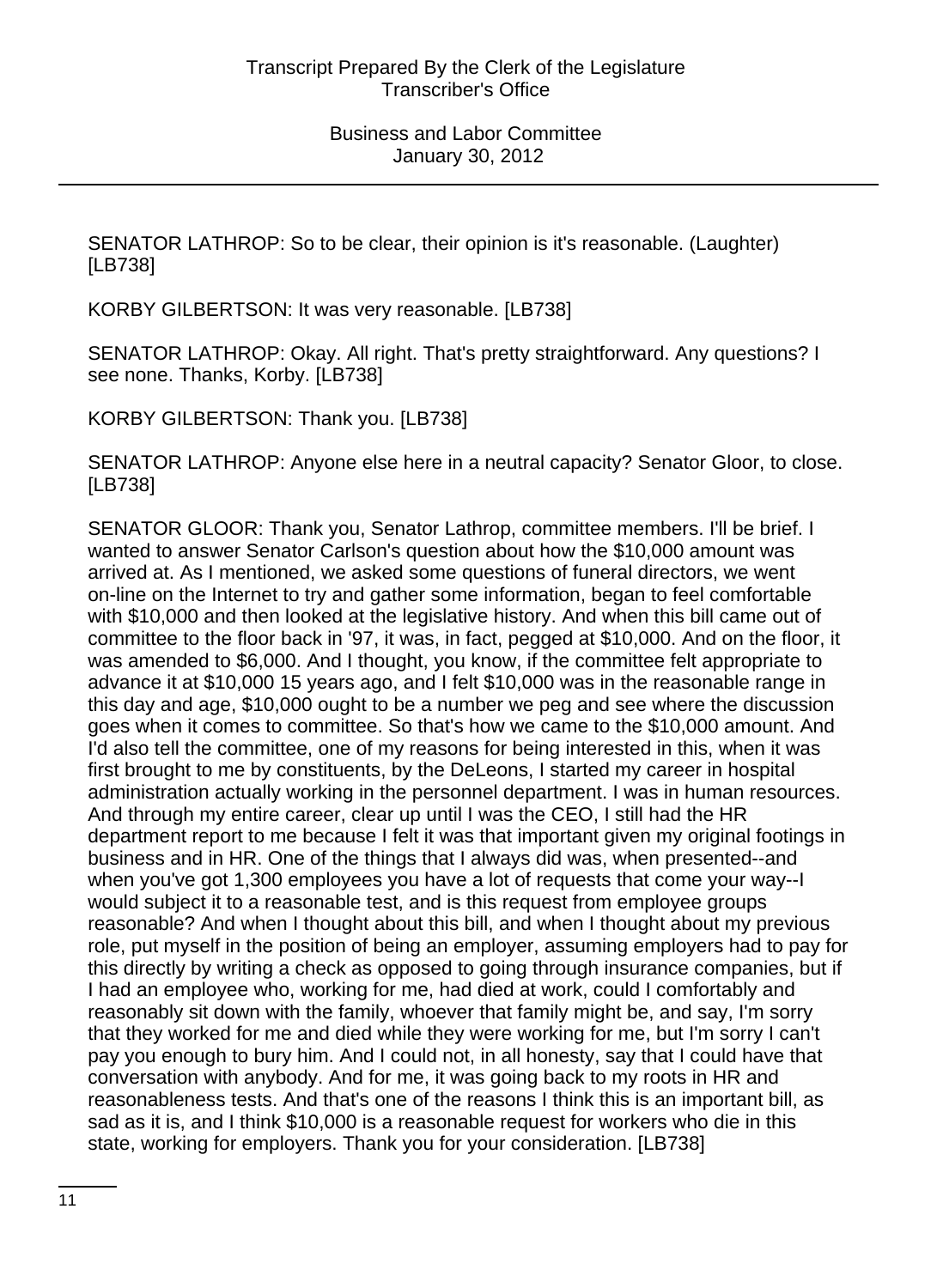SENATOR LATHROP: So to be clear, their opinion is it's reasonable. (Laughter) [LB738]

KORBY GILBERTSON: It was very reasonable. [LB738]

SENATOR LATHROP: Okay. All right. That's pretty straightforward. Any questions? I see none. Thanks, Korby. [LB738]

KORBY GILBERTSON: Thank you. [LB738]

SENATOR LATHROP: Anyone else here in a neutral capacity? Senator Gloor, to close. [LB738]

SENATOR GLOOR: Thank you, Senator Lathrop, committee members. I'll be brief. I wanted to answer Senator Carlson's question about how the $10,000 amount was arrived at. As I mentioned, we asked some questions of funeral directors, we went on-line on the Internet to try and gather some information, began to feel comfortable with $10,000 and then looked at the legislative history. And when this bill came out of committee to the floor back in '97, it was, in fact, pegged at $10,000. And on the floor, it was amended to $6,000. And I thought, you know, if the committee felt appropriate to advance it at $10,000 15 years ago, and I felt $10,000 was in the reasonable range in this day and age, $10,000 ought to be a number we peg and see where the discussion goes when it comes to committee. So that's how we came to the $10,000 amount. And I'd also tell the committee, one of my reasons for being interested in this, when it was first brought to me by constituents, by the DeLeons, I started my career in hospital administration actually working in the personnel department. I was in human resources. And through my entire career, clear up until I was the CEO, I still had the HR department report to me because I felt it was that important given my original footings in business and in HR. One of the things that I always did was, when presented--and when you've got 1,300 employees you have a lot of requests that come your way--I would subject it to a reasonable test, and is this request from employee groups reasonable? And when I thought about this bill, and when I thought about my previous role, put myself in the position of being an employer, assuming employers had to pay for this directly by writing a check as opposed to going through insurance companies, but if I had an employee who, working for me, had died at work, could I comfortably and reasonably sit down with the family, whoever that family might be, and say, I'm sorry that they worked for me and died while they were working for me, but I'm sorry I can't pay you enough to bury him. And I could not, in all honesty, say that I could have that conversation with anybody. And for me, it was going back to my roots in HR and reasonableness tests. And that's one of the reasons I think this is an important bill, as sad as it is, and I think $10,000 is a reasonable request for workers who die in this state, working for employers. Thank you for your consideration. [LB738]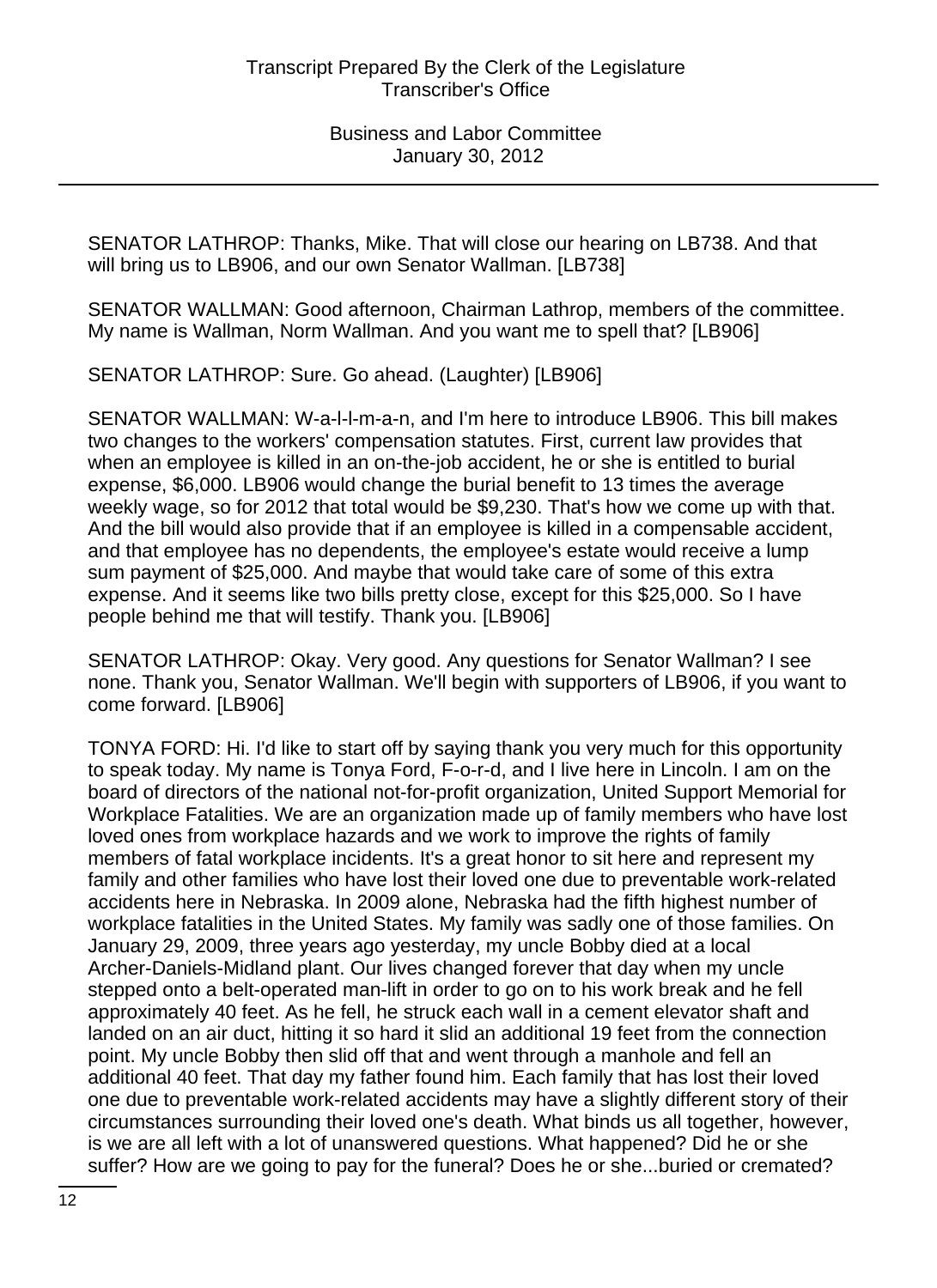SENATOR LATHROP: Thanks, Mike. That will close our hearing on LB738. And that will bring us to LB906, and our own Senator Wallman. [LB738]

SENATOR WALLMAN: Good afternoon, Chairman Lathrop, members of the committee. My name is Wallman, Norm Wallman. And you want me to spell that? [LB906]

SENATOR LATHROP: Sure. Go ahead. (Laughter) [LB906]

SENATOR WALLMAN: W-a-l-l-m-a-n, and I'm here to introduce LB906. This bill makes two changes to the workers' compensation statutes. First, current law provides that when an employee is killed in an on-the-job accident, he or she is entitled to burial expense, $6,000. LB906 would change the burial benefit to 13 times the average weekly wage, so for 2012 that total would be $9,230. That's how we come up with that. And the bill would also provide that if an employee is killed in a compensable accident, and that employee has no dependents, the employee's estate would receive a lump sum payment of $25,000. And maybe that would take care of some of this extra expense. And it seems like two bills pretty close, except for this $25,000. So I have people behind me that will testify. Thank you. [LB906]

SENATOR LATHROP: Okay. Very good. Any questions for Senator Wallman? I see none. Thank you, Senator Wallman. We'll begin with supporters of LB906, if you want to come forward. [LB906]

TONYA FORD: Hi. I'd like to start off by saying thank you very much for this opportunity to speak today. My name is Tonya Ford, F-o-r-d, and I live here in Lincoln. I am on the board of directors of the national not-for-profit organization, United Support Memorial for Workplace Fatalities. We are an organization made up of family members who have lost loved ones from workplace hazards and we work to improve the rights of family members of fatal workplace incidents. It's a great honor to sit here and represent my family and other families who have lost their loved one due to preventable work-related accidents here in Nebraska. In 2009 alone, Nebraska had the fifth highest number of workplace fatalities in the United States. My family was sadly one of those families. On January 29, 2009, three years ago yesterday, my uncle Bobby died at a local Archer-Daniels-Midland plant. Our lives changed forever that day when my uncle stepped onto a belt-operated man-lift in order to go on to his work break and he fell approximately 40 feet. As he fell, he struck each wall in a cement elevator shaft and landed on an air duct, hitting it so hard it slid an additional 19 feet from the connection point. My uncle Bobby then slid off that and went through a manhole and fell an additional 40 feet. That day my father found him. Each family that has lost their loved one due to preventable work-related accidents may have a slightly different story of their circumstances surrounding their loved one's death. What binds us all together, however, is we are all left with a lot of unanswered questions. What happened? Did he or she suffer? How are we going to pay for the funeral? Does he or she...buried or cremated?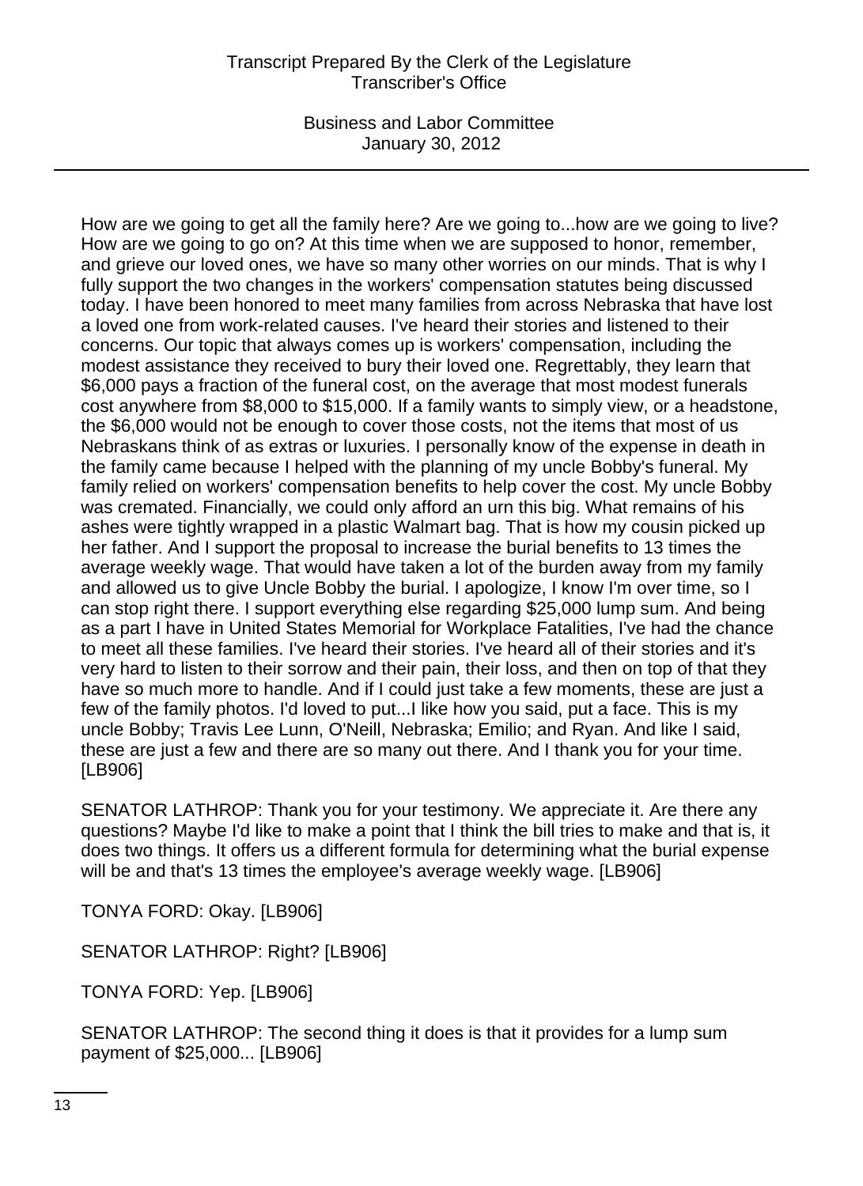How are we going to get all the family here? Are we going to...how are we going to live? How are we going to go on? At this time when we are supposed to honor, remember, and grieve our loved ones, we have so many other worries on our minds. That is why I fully support the two changes in the workers' compensation statutes being discussed today. I have been honored to meet many families from across Nebraska that have lost a loved one from work-related causes. I've heard their stories and listened to their concerns. Our topic that always comes up is workers' compensation, including the modest assistance they received to bury their loved one. Regrettably, they learn that $6,000 pays a fraction of the funeral cost, on the average that most modest funerals cost anywhere from $8,000 to $15,000. If a family wants to simply view, or a headstone, the $6,000 would not be enough to cover those costs, not the items that most of us Nebraskans think of as extras or luxuries. I personally know of the expense in death in the family came because I helped with the planning of my uncle Bobby's funeral. My family relied on workers' compensation benefits to help cover the cost. My uncle Bobby was cremated. Financially, we could only afford an urn this big. What remains of his ashes were tightly wrapped in a plastic Walmart bag. That is how my cousin picked up her father. And I support the proposal to increase the burial benefits to 13 times the average weekly wage. That would have taken a lot of the burden away from my family and allowed us to give Uncle Bobby the burial. I apologize, I know I'm over time, so I can stop right there. I support everything else regarding $25,000 lump sum. And being as a part I have in United States Memorial for Workplace Fatalities, I've had the chance to meet all these families. I've heard their stories. I've heard all of their stories and it's very hard to listen to their sorrow and their pain, their loss, and then on top of that they have so much more to handle. And if I could just take a few moments, these are just a few of the family photos. I'd loved to put...I like how you said, put a face. This is my uncle Bobby; Travis Lee Lunn, O'Neill, Nebraska; Emilio; and Ryan. And like I said, these are just a few and there are so many out there. And I thank you for your time. [LB906]

SENATOR LATHROP: Thank you for your testimony. We appreciate it. Are there any questions? Maybe I'd like to make a point that I think the bill tries to make and that is, it does two things. It offers us a different formula for determining what the burial expense will be and that's 13 times the employee's average weekly wage. [LB906]

TONYA FORD: Okay. [LB906]

SENATOR LATHROP: Right? [LB906]

TONYA FORD: Yep. [LB906]

SENATOR LATHROP: The second thing it does is that it provides for a lump sum payment of $25,000... [LB906]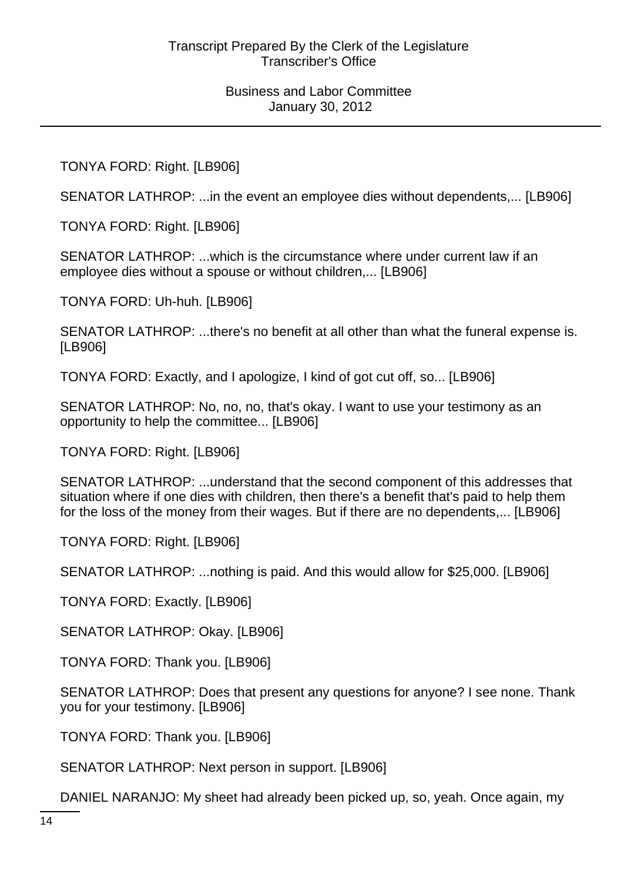TONYA FORD: Right. [LB906]

SENATOR LATHROP: ...in the event an employee dies without dependents,... [LB906]

TONYA FORD: Right. [LB906]

SENATOR LATHROP: ...which is the circumstance where under current law if an employee dies without a spouse or without children,... [LB906]

TONYA FORD: Uh-huh. [LB906]

SENATOR LATHROP: ...there's no benefit at all other than what the funeral expense is. [LB906]

TONYA FORD: Exactly, and I apologize, I kind of got cut off, so... [LB906]

SENATOR LATHROP: No, no, no, that's okay. I want to use your testimony as an opportunity to help the committee... [LB906]

TONYA FORD: Right. [LB906]

SENATOR LATHROP: ...understand that the second component of this addresses that situation where if one dies with children, then there's a benefit that's paid to help them for the loss of the money from their wages. But if there are no dependents,... [LB906]

TONYA FORD: Right. [LB906]

SENATOR LATHROP: ...nothing is paid. And this would allow for $25,000. [LB906]

TONYA FORD: Exactly. [LB906]

SENATOR LATHROP: Okay. [LB906]

TONYA FORD: Thank you. [LB906]

SENATOR LATHROP: Does that present any questions for anyone? I see none. Thank you for your testimony. [LB906]

TONYA FORD: Thank you. [LB906]

SENATOR LATHROP: Next person in support. [LB906]

DANIEL NARANJO: My sheet had already been picked up, so, yeah. Once again, my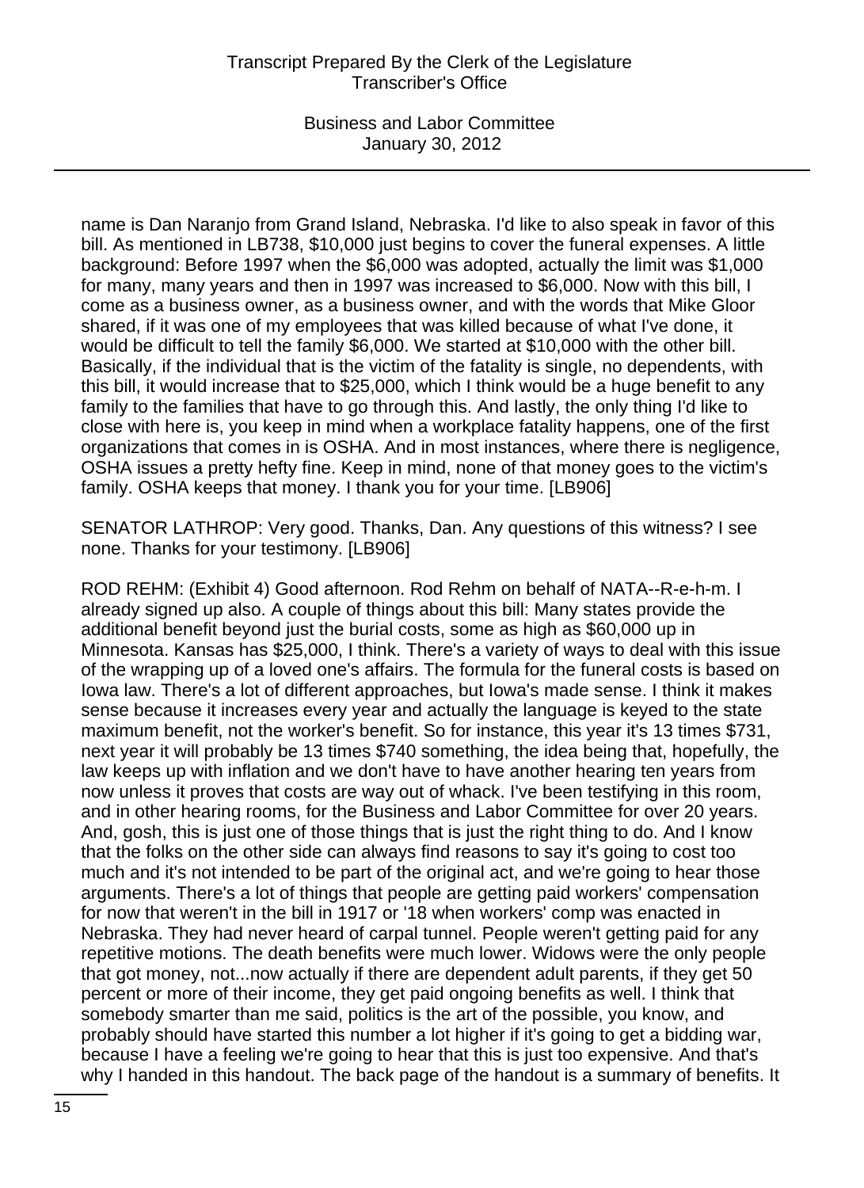name is Dan Naranjo from Grand Island, Nebraska. I'd like to also speak in favor of this bill. As mentioned in LB738, $10,000 just begins to cover the funeral expenses. A little background: Before 1997 when the $6,000 was adopted, actually the limit was $1,000 for many, many years and then in 1997 was increased to $6,000. Now with this bill, I come as a business owner, as a business owner, and with the words that Mike Gloor shared, if it was one of my employees that was killed because of what I've done, it would be difficult to tell the family $6,000. We started at $10,000 with the other bill. Basically, if the individual that is the victim of the fatality is single, no dependents, with this bill, it would increase that to $25,000, which I think would be a huge benefit to any family to the families that have to go through this. And lastly, the only thing I'd like to close with here is, you keep in mind when a workplace fatality happens, one of the first organizations that comes in is OSHA. And in most instances, where there is negligence, OSHA issues a pretty hefty fine. Keep in mind, none of that money goes to the victim's family. OSHA keeps that money. I thank you for your time. [LB906]

SENATOR LATHROP: Very good. Thanks, Dan. Any questions of this witness? I see none. Thanks for your testimony. [LB906]

ROD REHM: (Exhibit 4) Good afternoon. Rod Rehm on behalf of NATA--R-e-h-m. I already signed up also. A couple of things about this bill: Many states provide the additional benefit beyond just the burial costs, some as high as $60,000 up in Minnesota. Kansas has $25,000, I think. There's a variety of ways to deal with this issue of the wrapping up of a loved one's affairs. The formula for the funeral costs is based on Iowa law. There's a lot of different approaches, but Iowa's made sense. I think it makes sense because it increases every year and actually the language is keyed to the state maximum benefit, not the worker's benefit. So for instance, this year it's 13 times $731, next year it will probably be 13 times $740 something, the idea being that, hopefully, the law keeps up with inflation and we don't have to have another hearing ten years from now unless it proves that costs are way out of whack. I've been testifying in this room, and in other hearing rooms, for the Business and Labor Committee for over 20 years. And, gosh, this is just one of those things that is just the right thing to do. And I know that the folks on the other side can always find reasons to say it's going to cost too much and it's not intended to be part of the original act, and we're going to hear those arguments. There's a lot of things that people are getting paid workers' compensation for now that weren't in the bill in 1917 or '18 when workers' comp was enacted in Nebraska. They had never heard of carpal tunnel. People weren't getting paid for any repetitive motions. The death benefits were much lower. Widows were the only people that got money, not...now actually if there are dependent adult parents, if they get 50 percent or more of their income, they get paid ongoing benefits as well. I think that somebody smarter than me said, politics is the art of the possible, you know, and probably should have started this number a lot higher if it's going to get a bidding war, because I have a feeling we're going to hear that this is just too expensive. And that's why I handed in this handout. The back page of the handout is a summary of benefits. It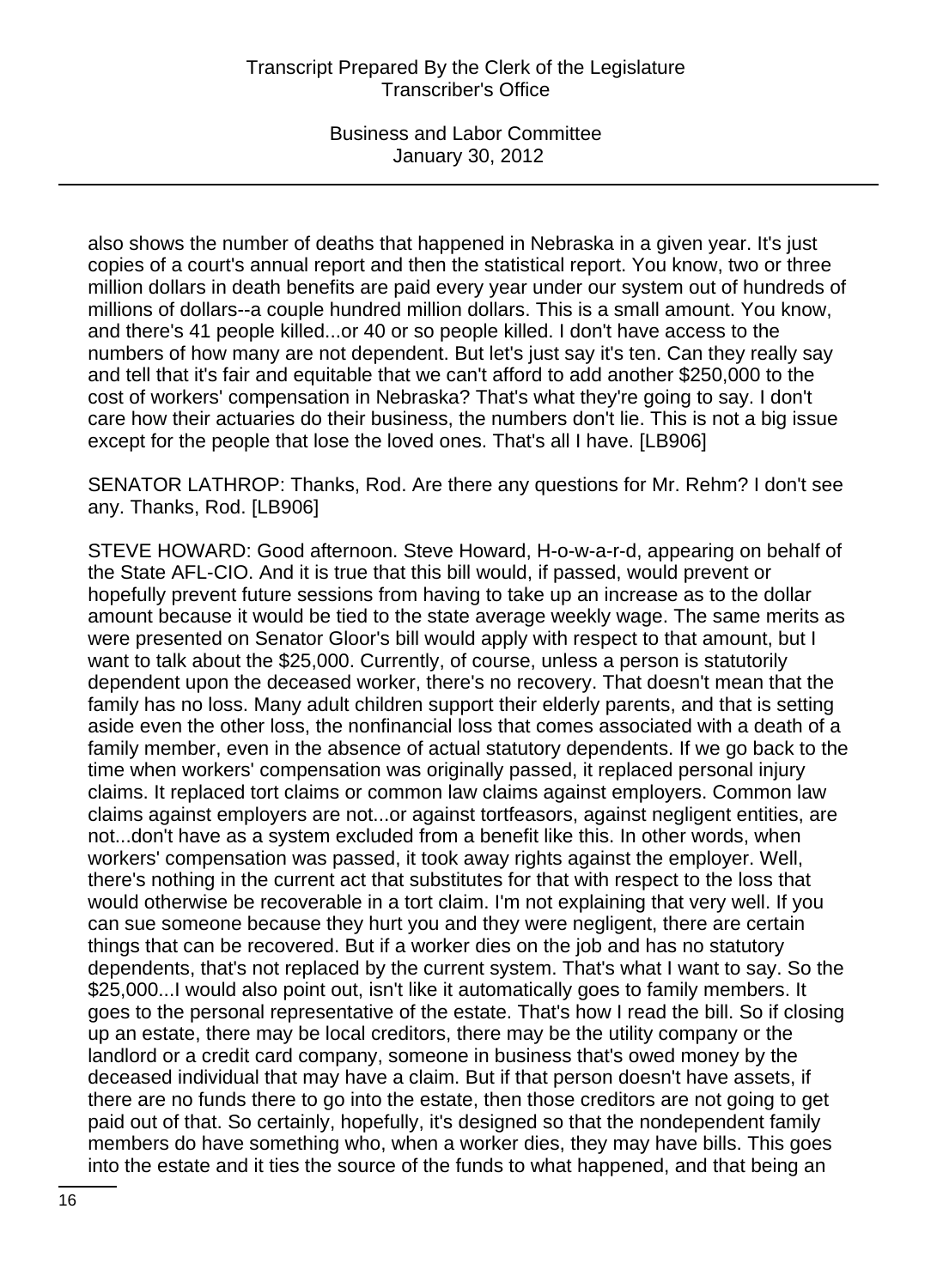also shows the number of deaths that happened in Nebraska in a given year. It's just copies of a court's annual report and then the statistical report. You know, two or three million dollars in death benefits are paid every year under our system out of hundreds of millions of dollars--a couple hundred million dollars. This is a small amount. You know, and there's 41 people killed...or 40 or so people killed. I don't have access to the numbers of how many are not dependent. But let's just say it's ten. Can they really say and tell that it's fair and equitable that we can't afford to add another $250,000 to the cost of workers' compensation in Nebraska? That's what they're going to say. I don't care how their actuaries do their business, the numbers don't lie. This is not a big issue except for the people that lose the loved ones. That's all I have. [LB906]

SENATOR LATHROP: Thanks, Rod. Are there any questions for Mr. Rehm? I don't see any. Thanks, Rod. [LB906]

STEVE HOWARD: Good afternoon. Steve Howard, H-o-w-a-r-d, appearing on behalf of the State AFL-CIO. And it is true that this bill would, if passed, would prevent or hopefully prevent future sessions from having to take up an increase as to the dollar amount because it would be tied to the state average weekly wage. The same merits as were presented on Senator Gloor's bill would apply with respect to that amount, but I want to talk about the $25,000. Currently, of course, unless a person is statutorily dependent upon the deceased worker, there's no recovery. That doesn't mean that the family has no loss. Many adult children support their elderly parents, and that is setting aside even the other loss, the nonfinancial loss that comes associated with a death of a family member, even in the absence of actual statutory dependents. If we go back to the time when workers' compensation was originally passed, it replaced personal injury claims. It replaced tort claims or common law claims against employers. Common law claims against employers are not...or against tortfeasors, against negligent entities, are not...don't have as a system excluded from a benefit like this. In other words, when workers' compensation was passed, it took away rights against the employer. Well, there's nothing in the current act that substitutes for that with respect to the loss that would otherwise be recoverable in a tort claim. I'm not explaining that very well. If you can sue someone because they hurt you and they were negligent, there are certain things that can be recovered. But if a worker dies on the job and has no statutory dependents, that's not replaced by the current system. That's what I want to say. So the $25,000...I would also point out, isn't like it automatically goes to family members. It goes to the personal representative of the estate. That's how I read the bill. So if closing up an estate, there may be local creditors, there may be the utility company or the landlord or a credit card company, someone in business that's owed money by the deceased individual that may have a claim. But if that person doesn't have assets, if there are no funds there to go into the estate, then those creditors are not going to get paid out of that. So certainly, hopefully, it's designed so that the nondependent family members do have something who, when a worker dies, they may have bills. This goes into the estate and it ties the source of the funds to what happened, and that being an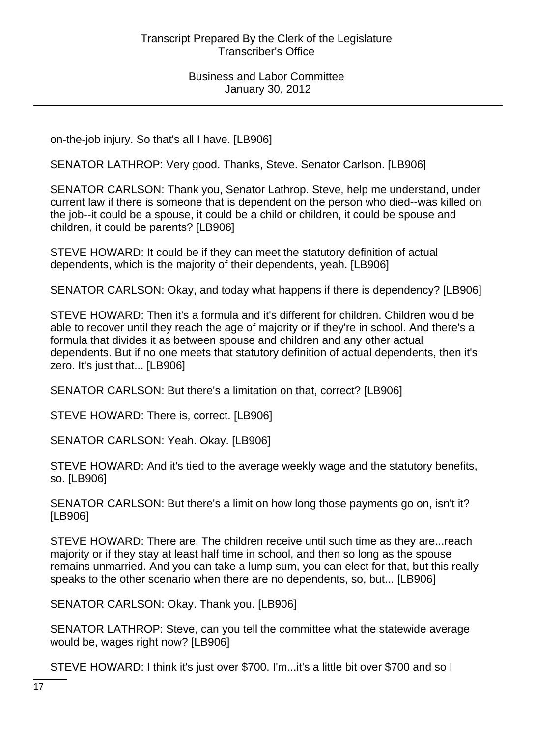on-the-job injury. So that's all I have. [LB906]

SENATOR LATHROP: Very good. Thanks, Steve. Senator Carlson. [LB906]

SENATOR CARLSON: Thank you, Senator Lathrop. Steve, help me understand, under current law if there is someone that is dependent on the person who died--was killed on the job--it could be a spouse, it could be a child or children, it could be spouse and children, it could be parents? [LB906]

STEVE HOWARD: It could be if they can meet the statutory definition of actual dependents, which is the majority of their dependents, yeah. [LB906]

SENATOR CARLSON: Okay, and today what happens if there is dependency? [LB906]

STEVE HOWARD: Then it's a formula and it's different for children. Children would be able to recover until they reach the age of majority or if they're in school. And there's a formula that divides it as between spouse and children and any other actual dependents. But if no one meets that statutory definition of actual dependents, then it's zero. It's just that... [LB906]

SENATOR CARLSON: But there's a limitation on that, correct? [LB906]

STEVE HOWARD: There is, correct. [LB906]

SENATOR CARLSON: Yeah. Okay. [LB906]

STEVE HOWARD: And it's tied to the average weekly wage and the statutory benefits, so. [LB906]

SENATOR CARLSON: But there's a limit on how long those payments go on, isn't it? [LB906]

STEVE HOWARD: There are. The children receive until such time as they are...reach majority or if they stay at least half time in school, and then so long as the spouse remains unmarried. And you can take a lump sum, you can elect for that, but this really speaks to the other scenario when there are no dependents, so, but... [LB906]

SENATOR CARLSON: Okay. Thank you. [LB906]

SENATOR LATHROP: Steve, can you tell the committee what the statewide average would be, wages right now? [LB906]

STEVE HOWARD: I think it's just over $700. I'm...it's a little bit over $700 and so I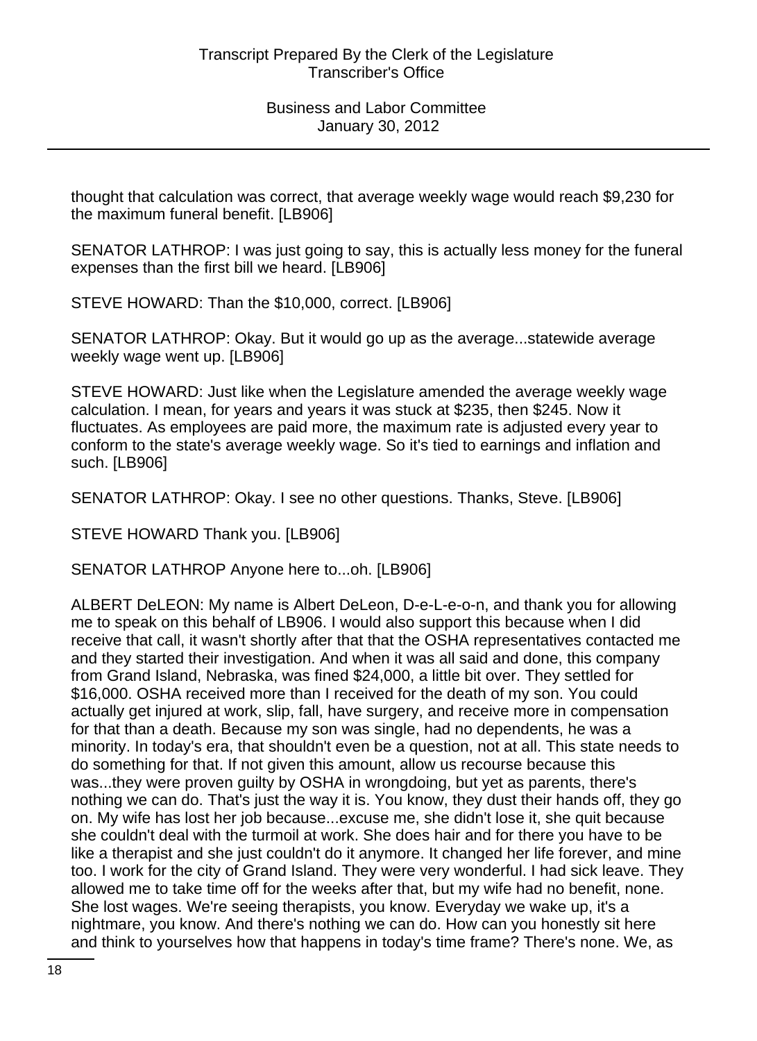thought that calculation was correct, that average weekly wage would reach $9,230 for the maximum funeral benefit. [LB906]

SENATOR LATHROP: I was just going to say, this is actually less money for the funeral expenses than the first bill we heard. [LB906]

STEVE HOWARD: Than the $10,000, correct. [LB906]

SENATOR LATHROP: Okay. But it would go up as the average...statewide average weekly wage went up. [LB906]

STEVE HOWARD: Just like when the Legislature amended the average weekly wage calculation. I mean, for years and years it was stuck at $235, then $245. Now it fluctuates. As employees are paid more, the maximum rate is adjusted every year to conform to the state's average weekly wage. So it's tied to earnings and inflation and such. [LB906]

SENATOR LATHROP: Okay. I see no other questions. Thanks, Steve. [LB906]

STEVE HOWARD Thank you. [LB906]

SENATOR LATHROP Anyone here to...oh. [LB906]

ALBERT DeLEON: My name is Albert DeLeon, D-e-L-e-o-n, and thank you for allowing me to speak on this behalf of LB906. I would also support this because when I did receive that call, it wasn't shortly after that that the OSHA representatives contacted me and they started their investigation. And when it was all said and done, this company from Grand Island, Nebraska, was fined $24,000, a little bit over. They settled for $16,000. OSHA received more than I received for the death of my son. You could actually get injured at work, slip, fall, have surgery, and receive more in compensation for that than a death. Because my son was single, had no dependents, he was a minority. In today's era, that shouldn't even be a question, not at all. This state needs to do something for that. If not given this amount, allow us recourse because this was...they were proven guilty by OSHA in wrongdoing, but yet as parents, there's nothing we can do. That's just the way it is. You know, they dust their hands off, they go on. My wife has lost her job because...excuse me, she didn't lose it, she quit because she couldn't deal with the turmoil at work. She does hair and for there you have to be like a therapist and she just couldn't do it anymore. It changed her life forever, and mine too. I work for the city of Grand Island. They were very wonderful. I had sick leave. They allowed me to take time off for the weeks after that, but my wife had no benefit, none. She lost wages. We're seeing therapists, you know. Everyday we wake up, it's a nightmare, you know. And there's nothing we can do. How can you honestly sit here and think to yourselves how that happens in today's time frame? There's none. We, as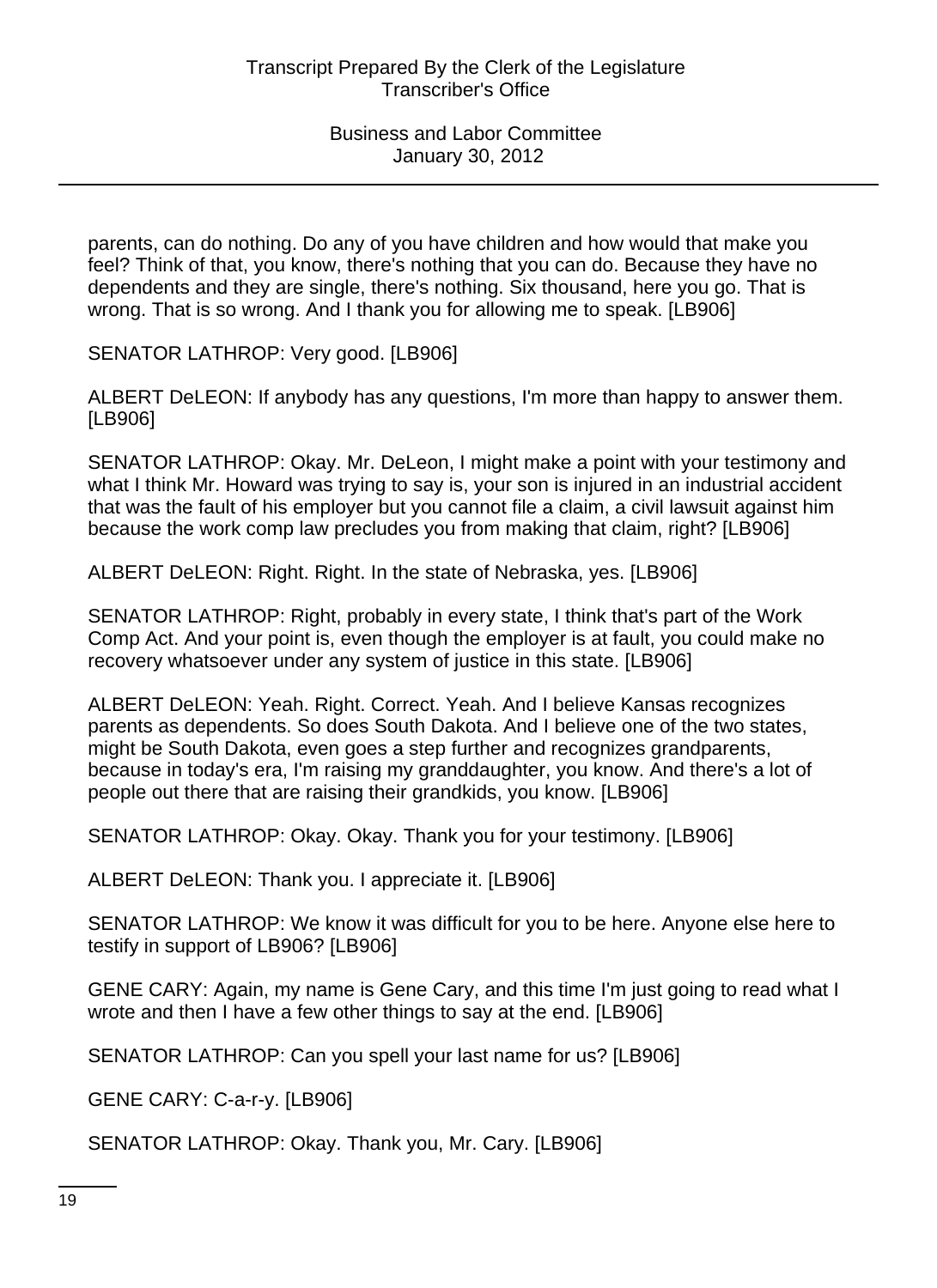parents, can do nothing. Do any of you have children and how would that make you feel? Think of that, you know, there's nothing that you can do. Because they have no dependents and they are single, there's nothing. Six thousand, here you go. That is wrong. That is so wrong. And I thank you for allowing me to speak. [LB906]

SENATOR LATHROP: Very good. [LB906]

ALBERT DeLEON: If anybody has any questions, I'm more than happy to answer them. [LB906]

SENATOR LATHROP: Okay. Mr. DeLeon, I might make a point with your testimony and what I think Mr. Howard was trying to say is, your son is injured in an industrial accident that was the fault of his employer but you cannot file a claim, a civil lawsuit against him because the work comp law precludes you from making that claim, right? [LB906]

ALBERT DeLEON: Right. Right. In the state of Nebraska, yes. [LB906]

SENATOR LATHROP: Right, probably in every state, I think that's part of the Work Comp Act. And your point is, even though the employer is at fault, you could make no recovery whatsoever under any system of justice in this state. [LB906]

ALBERT DeLEON: Yeah. Right. Correct. Yeah. And I believe Kansas recognizes parents as dependents. So does South Dakota. And I believe one of the two states, might be South Dakota, even goes a step further and recognizes grandparents, because in today's era, I'm raising my granddaughter, you know. And there's a lot of people out there that are raising their grandkids, you know. [LB906]

SENATOR LATHROP: Okay. Okay. Thank you for your testimony. [LB906]

ALBERT DeLEON: Thank you. I appreciate it. [LB906]

SENATOR LATHROP: We know it was difficult for you to be here. Anyone else here to testify in support of LB906? [LB906]

GENE CARY: Again, my name is Gene Cary, and this time I'm just going to read what I wrote and then I have a few other things to say at the end. [LB906]

SENATOR LATHROP: Can you spell your last name for us? [LB906]

GENE CARY: C-a-r-y. [LB906]

SENATOR LATHROP: Okay. Thank you, Mr. Cary. [LB906]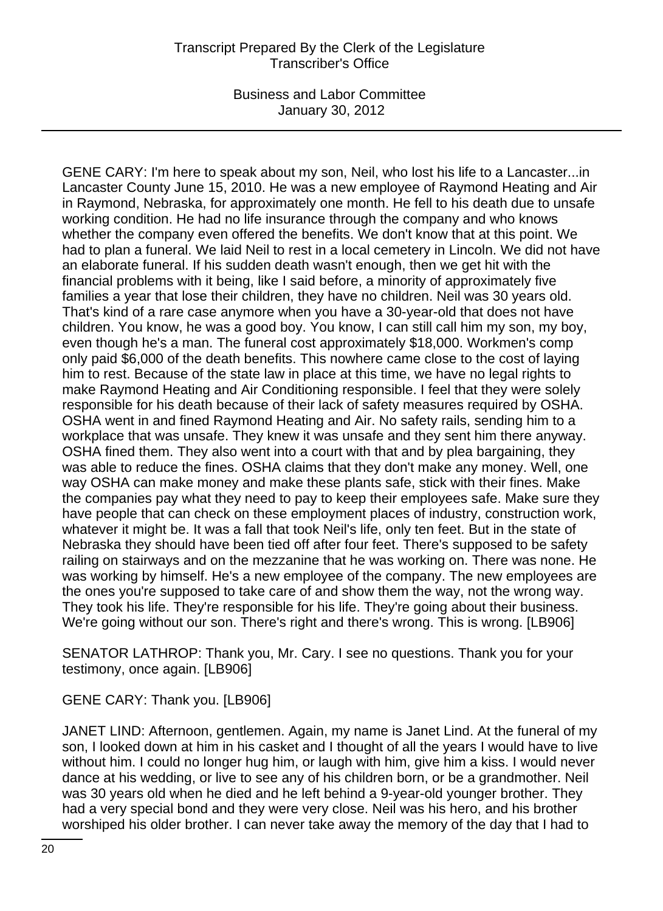GENE CARY: I'm here to speak about my son, Neil, who lost his life to a Lancaster...in Lancaster County June 15, 2010. He was a new employee of Raymond Heating and Air in Raymond, Nebraska, for approximately one month. He fell to his death due to unsafe working condition. He had no life insurance through the company and who knows whether the company even offered the benefits. We don't know that at this point. We had to plan a funeral. We laid Neil to rest in a local cemetery in Lincoln. We did not have an elaborate funeral. If his sudden death wasn't enough, then we get hit with the financial problems with it being, like I said before, a minority of approximately five families a year that lose their children, they have no children. Neil was 30 years old. That's kind of a rare case anymore when you have a 30-year-old that does not have children. You know, he was a good boy. You know, I can still call him my son, my boy, even though he's a man. The funeral cost approximately $18,000. Workmen's comp only paid $6,000 of the death benefits. This nowhere came close to the cost of laying him to rest. Because of the state law in place at this time, we have no legal rights to make Raymond Heating and Air Conditioning responsible. I feel that they were solely responsible for his death because of their lack of safety measures required by OSHA. OSHA went in and fined Raymond Heating and Air. No safety rails, sending him to a workplace that was unsafe. They knew it was unsafe and they sent him there anyway. OSHA fined them. They also went into a court with that and by plea bargaining, they was able to reduce the fines. OSHA claims that they don't make any money. Well, one way OSHA can make money and make these plants safe, stick with their fines. Make the companies pay what they need to pay to keep their employees safe. Make sure they have people that can check on these employment places of industry, construction work, whatever it might be. It was a fall that took Neil's life, only ten feet. But in the state of Nebraska they should have been tied off after four feet. There's supposed to be safety railing on stairways and on the mezzanine that he was working on. There was none. He was working by himself. He's a new employee of the company. The new employees are the ones you're supposed to take care of and show them the way, not the wrong way. They took his life. They're responsible for his life. They're going about their business. We're going without our son. There's right and there's wrong. This is wrong. [LB906]

SENATOR LATHROP: Thank you, Mr. Cary. I see no questions. Thank you for your testimony, once again. [LB906]

GENE CARY: Thank you. [LB906]

JANET LIND: Afternoon, gentlemen. Again, my name is Janet Lind. At the funeral of my son, I looked down at him in his casket and I thought of all the years I would have to live without him. I could no longer hug him, or laugh with him, give him a kiss. I would never dance at his wedding, or live to see any of his children born, or be a grandmother. Neil was 30 years old when he died and he left behind a 9-year-old younger brother. They had a very special bond and they were very close. Neil was his hero, and his brother worshiped his older brother. I can never take away the memory of the day that I had to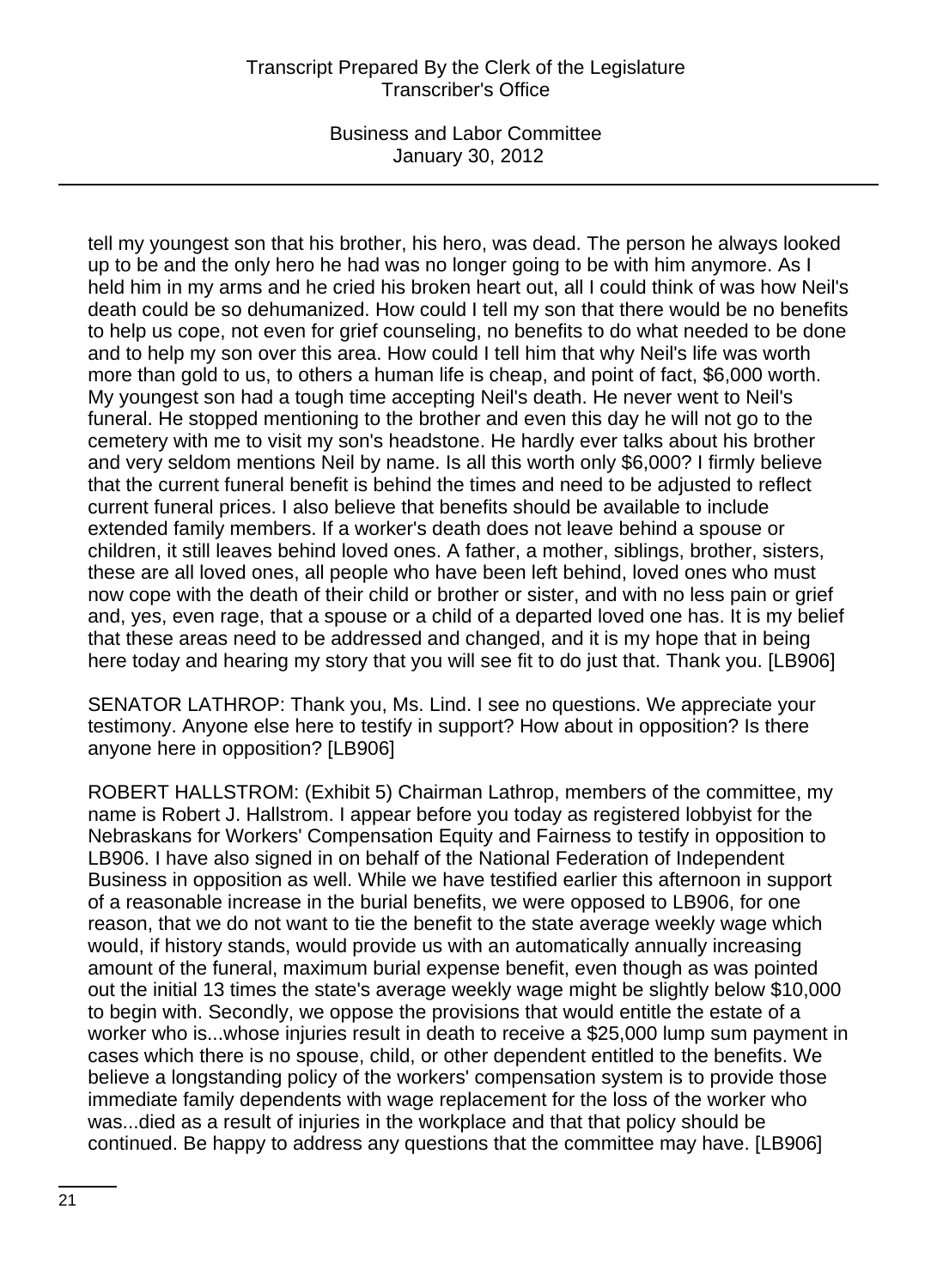tell my youngest son that his brother, his hero, was dead. The person he always looked up to be and the only hero he had was no longer going to be with him anymore. As I held him in my arms and he cried his broken heart out, all I could think of was how Neil's death could be so dehumanized. How could I tell my son that there would be no benefits to help us cope, not even for grief counseling, no benefits to do what needed to be done and to help my son over this area. How could I tell him that why Neil's life was worth more than gold to us, to others a human life is cheap, and point of fact, $6,000 worth. My youngest son had a tough time accepting Neil's death. He never went to Neil's funeral. He stopped mentioning to the brother and even this day he will not go to the cemetery with me to visit my son's headstone. He hardly ever talks about his brother and very seldom mentions Neil by name. Is all this worth only $6,000? I firmly believe that the current funeral benefit is behind the times and need to be adjusted to reflect current funeral prices. I also believe that benefits should be available to include extended family members. If a worker's death does not leave behind a spouse or children, it still leaves behind loved ones. A father, a mother, siblings, brother, sisters, these are all loved ones, all people who have been left behind, loved ones who must now cope with the death of their child or brother or sister, and with no less pain or grief and, yes, even rage, that a spouse or a child of a departed loved one has. It is my belief that these areas need to be addressed and changed, and it is my hope that in being here today and hearing my story that you will see fit to do just that. Thank you. [LB906]

SENATOR LATHROP: Thank you, Ms. Lind. I see no questions. We appreciate your testimony. Anyone else here to testify in support? How about in opposition? Is there anyone here in opposition? [LB906]

ROBERT HALLSTROM: (Exhibit 5) Chairman Lathrop, members of the committee, my name is Robert J. Hallstrom. I appear before you today as registered lobbyist for the Nebraskans for Workers' Compensation Equity and Fairness to testify in opposition to LB906. I have also signed in on behalf of the National Federation of Independent Business in opposition as well. While we have testified earlier this afternoon in support of a reasonable increase in the burial benefits, we were opposed to LB906, for one reason, that we do not want to tie the benefit to the state average weekly wage which would, if history stands, would provide us with an automatically annually increasing amount of the funeral, maximum burial expense benefit, even though as was pointed out the initial 13 times the state's average weekly wage might be slightly below $10,000 to begin with. Secondly, we oppose the provisions that would entitle the estate of a worker who is...whose injuries result in death to receive a $25,000 lump sum payment in cases which there is no spouse, child, or other dependent entitled to the benefits. We believe a longstanding policy of the workers' compensation system is to provide those immediate family dependents with wage replacement for the loss of the worker who was...died as a result of injuries in the workplace and that that policy should be continued. Be happy to address any questions that the committee may have. [LB906]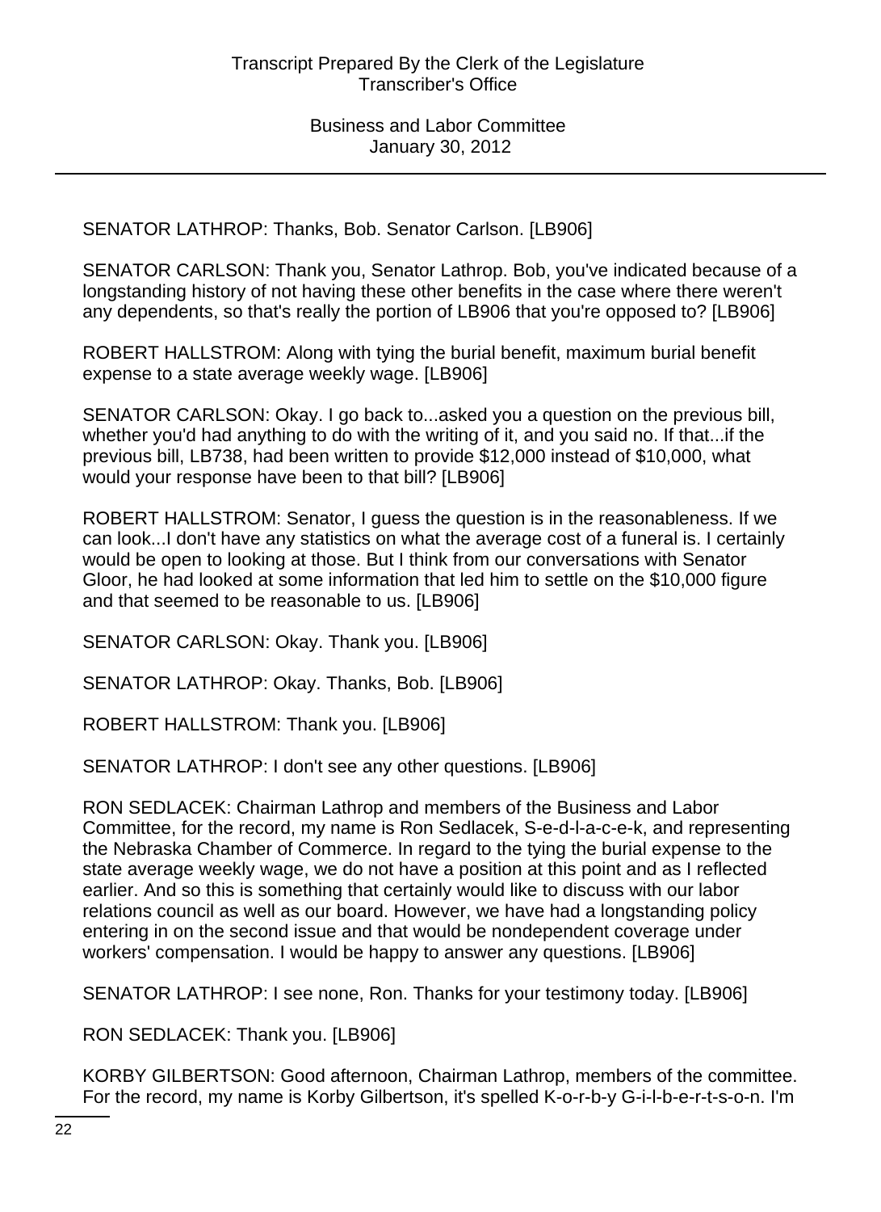SENATOR LATHROP: Thanks, Bob. Senator Carlson. [LB906]

SENATOR CARLSON: Thank you, Senator Lathrop. Bob, you've indicated because of a longstanding history of not having these other benefits in the case where there weren't any dependents, so that's really the portion of LB906 that you're opposed to? [LB906]

ROBERT HALLSTROM: Along with tying the burial benefit, maximum burial benefit expense to a state average weekly wage. [LB906]

SENATOR CARLSON: Okay. I go back to...asked you a question on the previous bill, whether you'd had anything to do with the writing of it, and you said no. If that...if the previous bill, LB738, had been written to provide $12,000 instead of $10,000, what would your response have been to that bill? [LB906]

ROBERT HALLSTROM: Senator, I guess the question is in the reasonableness. If we can look...I don't have any statistics on what the average cost of a funeral is. I certainly would be open to looking at those. But I think from our conversations with Senator Gloor, he had looked at some information that led him to settle on the $10,000 figure and that seemed to be reasonable to us. [LB906]

SENATOR CARLSON: Okay. Thank you. [LB906]

SENATOR LATHROP: Okay. Thanks, Bob. [LB906]

ROBERT HALLSTROM: Thank you. [LB906]

SENATOR LATHROP: I don't see any other questions. [LB906]

RON SEDLACEK: Chairman Lathrop and members of the Business and Labor Committee, for the record, my name is Ron Sedlacek, S-e-d-l-a-c-e-k, and representing the Nebraska Chamber of Commerce. In regard to the tying the burial expense to the state average weekly wage, we do not have a position at this point and as I reflected earlier. And so this is something that certainly would like to discuss with our labor relations council as well as our board. However, we have had a longstanding policy entering in on the second issue and that would be nondependent coverage under workers' compensation. I would be happy to answer any questions. [LB906]

SENATOR LATHROP: I see none, Ron. Thanks for your testimony today. [LB906]

RON SEDLACEK: Thank you. [LB906]

KORBY GILBERTSON: Good afternoon, Chairman Lathrop, members of the committee. For the record, my name is Korby Gilbertson, it's spelled K-o-r-b-y G-i-l-b-e-r-t-s-o-n. I'm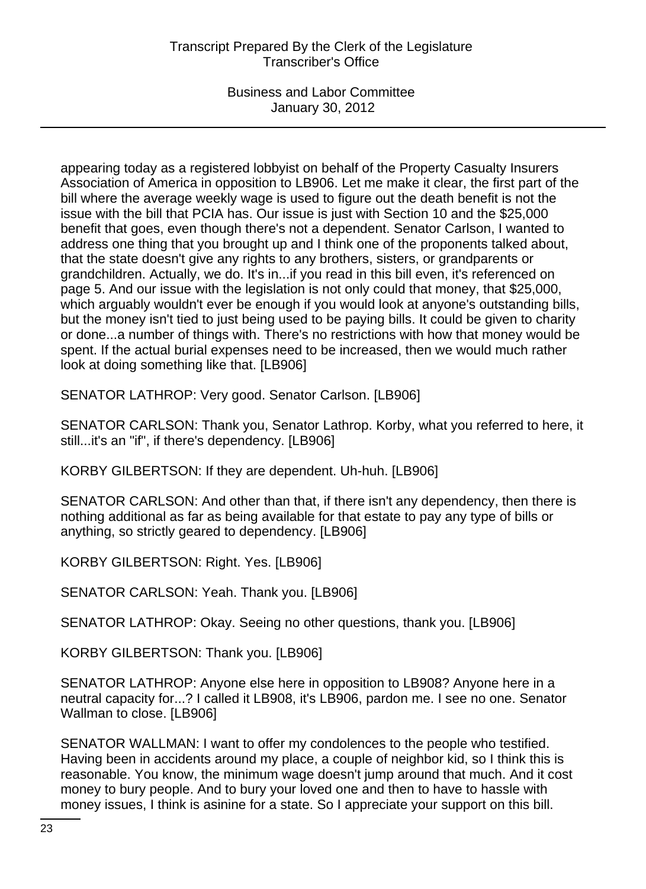appearing today as a registered lobbyist on behalf of the Property Casualty Insurers Association of America in opposition to LB906. Let me make it clear, the first part of the bill where the average weekly wage is used to figure out the death benefit is not the issue with the bill that PCIA has. Our issue is just with Section 10 and the $25,000 benefit that goes, even though there's not a dependent. Senator Carlson, I wanted to address one thing that you brought up and I think one of the proponents talked about, that the state doesn't give any rights to any brothers, sisters, or grandparents or grandchildren. Actually, we do. It's in...if you read in this bill even, it's referenced on page 5. And our issue with the legislation is not only could that money, that $25,000, which arguably wouldn't ever be enough if you would look at anyone's outstanding bills, but the money isn't tied to just being used to be paying bills. It could be given to charity or done...a number of things with. There's no restrictions with how that money would be spent. If the actual burial expenses need to be increased, then we would much rather look at doing something like that. [LB906]

SENATOR LATHROP: Very good. Senator Carlson. [LB906]

SENATOR CARLSON: Thank you, Senator Lathrop. Korby, what you referred to here, it still...it's an "if", if there's dependency. [LB906]

KORBY GILBERTSON: If they are dependent. Uh-huh. [LB906]

SENATOR CARLSON: And other than that, if there isn't any dependency, then there is nothing additional as far as being available for that estate to pay any type of bills or anything, so strictly geared to dependency. [LB906]

KORBY GILBERTSON: Right. Yes. [LB906]

SENATOR CARLSON: Yeah. Thank you. [LB906]

SENATOR LATHROP: Okay. Seeing no other questions, thank you. [LB906]

KORBY GILBERTSON: Thank you. [LB906]

SENATOR LATHROP: Anyone else here in opposition to LB908? Anyone here in a neutral capacity for...? I called it LB908, it's LB906, pardon me. I see no one. Senator Wallman to close. [LB906]

SENATOR WALLMAN: I want to offer my condolences to the people who testified. Having been in accidents around my place, a couple of neighbor kid, so I think this is reasonable. You know, the minimum wage doesn't jump around that much. And it cost money to bury people. And to bury your loved one and then to have to hassle with money issues, I think is asinine for a state. So I appreciate your support on this bill.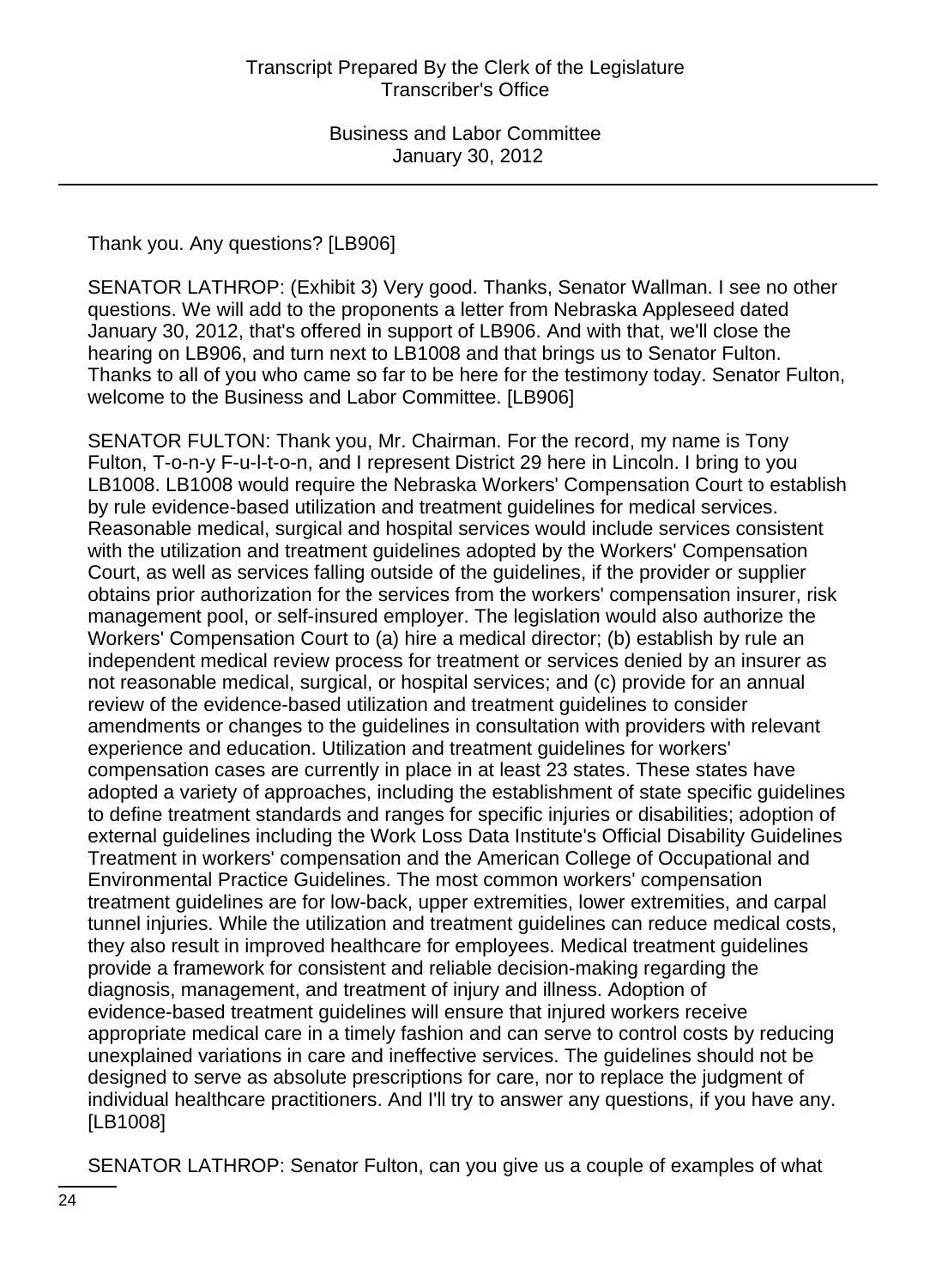Thank you. Any questions? [LB906]

SENATOR LATHROP: (Exhibit 3) Very good. Thanks, Senator Wallman. I see no other questions. We will add to the proponents a letter from Nebraska Appleseed dated January 30, 2012, that's offered in support of LB906. And with that, we'll close the hearing on LB906, and turn next to LB1008 and that brings us to Senator Fulton. Thanks to all of you who came so far to be here for the testimony today. Senator Fulton, welcome to the Business and Labor Committee. [LB906]

SENATOR FULTON: Thank you, Mr. Chairman. For the record, my name is Tony Fulton, T-o-n-y F-u-l-t-o-n, and I represent District 29 here in Lincoln. I bring to you LB1008. LB1008 would require the Nebraska Workers' Compensation Court to establish by rule evidence-based utilization and treatment guidelines for medical services. Reasonable medical, surgical and hospital services would include services consistent with the utilization and treatment guidelines adopted by the Workers' Compensation Court, as well as services falling outside of the guidelines, if the provider or supplier obtains prior authorization for the services from the workers' compensation insurer, risk management pool, or self-insured employer. The legislation would also authorize the Workers' Compensation Court to (a) hire a medical director; (b) establish by rule an independent medical review process for treatment or services denied by an insurer as not reasonable medical, surgical, or hospital services; and (c) provide for an annual review of the evidence-based utilization and treatment guidelines to consider amendments or changes to the guidelines in consultation with providers with relevant experience and education. Utilization and treatment guidelines for workers' compensation cases are currently in place in at least 23 states. These states have adopted a variety of approaches, including the establishment of state specific guidelines to define treatment standards and ranges for specific injuries or disabilities; adoption of external guidelines including the Work Loss Data Institute's Official Disability Guidelines Treatment in workers' compensation and the American College of Occupational and Environmental Practice Guidelines. The most common workers' compensation treatment guidelines are for low-back, upper extremities, lower extremities, and carpal tunnel injuries. While the utilization and treatment guidelines can reduce medical costs, they also result in improved healthcare for employees. Medical treatment guidelines provide a framework for consistent and reliable decision-making regarding the diagnosis, management, and treatment of injury and illness. Adoption of evidence-based treatment guidelines will ensure that injured workers receive appropriate medical care in a timely fashion and can serve to control costs by reducing unexplained variations in care and ineffective services. The guidelines should not be designed to serve as absolute prescriptions for care, nor to replace the judgment of individual healthcare practitioners. And I'll try to answer any questions, if you have any. [LB1008]

SENATOR LATHROP: Senator Fulton, can you give us a couple of examples of what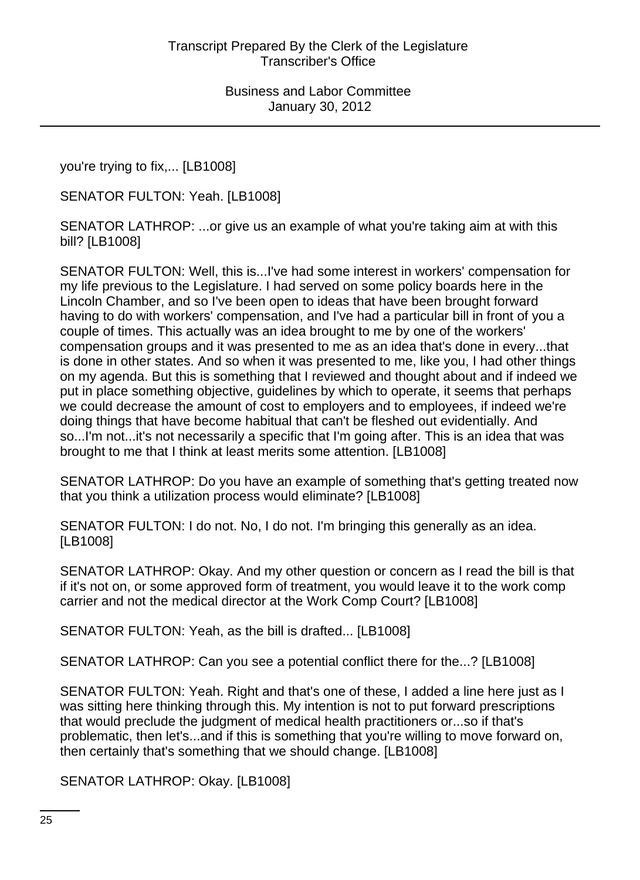you're trying to fix,... [LB1008]

SENATOR FULTON: Yeah. [LB1008]

SENATOR LATHROP: ...or give us an example of what you're taking aim at with this bill? [LB1008]

SENATOR FULTON: Well, this is...I've had some interest in workers' compensation for my life previous to the Legislature. I had served on some policy boards here in the Lincoln Chamber, and so I've been open to ideas that have been brought forward having to do with workers' compensation, and I've had a particular bill in front of you a couple of times. This actually was an idea brought to me by one of the workers' compensation groups and it was presented to me as an idea that's done in every...that is done in other states. And so when it was presented to me, like you, I had other things on my agenda. But this is something that I reviewed and thought about and if indeed we put in place something objective, guidelines by which to operate, it seems that perhaps we could decrease the amount of cost to employers and to employees, if indeed we're doing things that have become habitual that can't be fleshed out evidentially. And so...I'm not...it's not necessarily a specific that I'm going after. This is an idea that was brought to me that I think at least merits some attention. [LB1008]

SENATOR LATHROP: Do you have an example of something that's getting treated now that you think a utilization process would eliminate? [LB1008]

SENATOR FULTON: I do not. No, I do not. I'm bringing this generally as an idea. [LB1008]

SENATOR LATHROP: Okay. And my other question or concern as I read the bill is that if it's not on, or some approved form of treatment, you would leave it to the work comp carrier and not the medical director at the Work Comp Court? [LB1008]

SENATOR FULTON: Yeah, as the bill is drafted... [LB1008]

SENATOR LATHROP: Can you see a potential conflict there for the...? [LB1008]

SENATOR FULTON: Yeah. Right and that's one of these, I added a line here just as I was sitting here thinking through this. My intention is not to put forward prescriptions that would preclude the judgment of medical health practitioners or...so if that's problematic, then let's...and if this is something that you're willing to move forward on, then certainly that's something that we should change. [LB1008]

SENATOR LATHROP: Okay. [LB1008]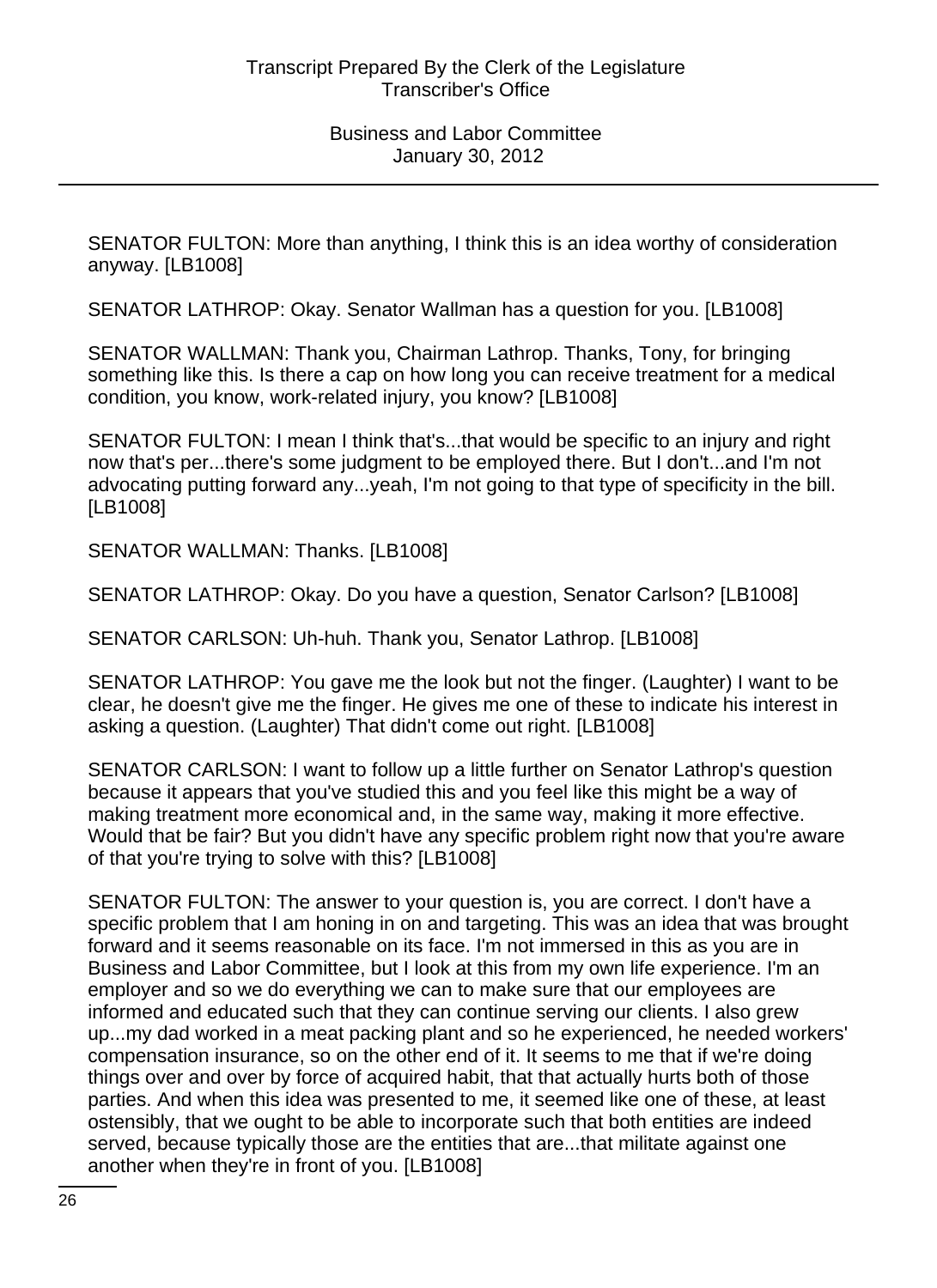SENATOR FULTON: More than anything, I think this is an idea worthy of consideration anyway. [LB1008]

SENATOR LATHROP: Okay. Senator Wallman has a question for you. [LB1008]

SENATOR WALLMAN: Thank you, Chairman Lathrop. Thanks, Tony, for bringing something like this. Is there a cap on how long you can receive treatment for a medical condition, you know, work-related injury, you know? [LB1008]

SENATOR FULTON: I mean I think that's...that would be specific to an injury and right now that's per...there's some judgment to be employed there. But I don't...and I'm not advocating putting forward any...yeah, I'm not going to that type of specificity in the bill. [LB1008]

SENATOR WALLMAN: Thanks. [LB1008]

SENATOR LATHROP: Okay. Do you have a question, Senator Carlson? [LB1008]

SENATOR CARLSON: Uh-huh. Thank you, Senator Lathrop. [LB1008]

SENATOR LATHROP: You gave me the look but not the finger. (Laughter) I want to be clear, he doesn't give me the finger. He gives me one of these to indicate his interest in asking a question. (Laughter) That didn't come out right. [LB1008]

SENATOR CARLSON: I want to follow up a little further on Senator Lathrop's question because it appears that you've studied this and you feel like this might be a way of making treatment more economical and, in the same way, making it more effective. Would that be fair? But you didn't have any specific problem right now that you're aware of that you're trying to solve with this? [LB1008]

SENATOR FULTON: The answer to your question is, you are correct. I don't have a specific problem that I am honing in on and targeting. This was an idea that was brought forward and it seems reasonable on its face. I'm not immersed in this as you are in Business and Labor Committee, but I look at this from my own life experience. I'm an employer and so we do everything we can to make sure that our employees are informed and educated such that they can continue serving our clients. I also grew up...my dad worked in a meat packing plant and so he experienced, he needed workers' compensation insurance, so on the other end of it. It seems to me that if we're doing things over and over by force of acquired habit, that that actually hurts both of those parties. And when this idea was presented to me, it seemed like one of these, at least ostensibly, that we ought to be able to incorporate such that both entities are indeed served, because typically those are the entities that are...that militate against one another when they're in front of you. [LB1008]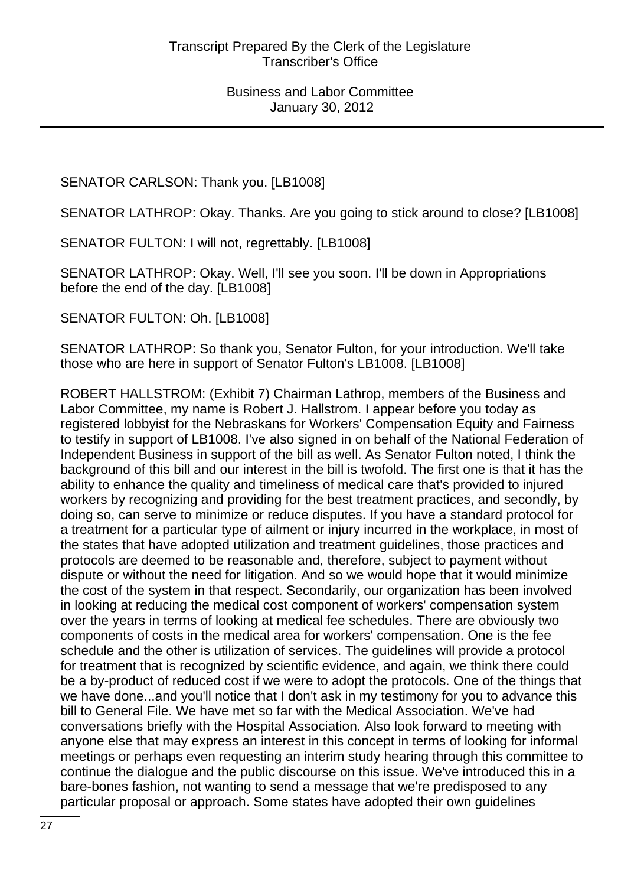SENATOR CARLSON: Thank you. [LB1008]

SENATOR LATHROP: Okay. Thanks. Are you going to stick around to close? [LB1008]

SENATOR FULTON: I will not, regrettably. [LB1008]

SENATOR LATHROP: Okay. Well, I'll see you soon. I'll be down in Appropriations before the end of the day. [LB1008]

SENATOR FULTON: Oh. [LB1008]

SENATOR LATHROP: So thank you, Senator Fulton, for your introduction. We'll take those who are here in support of Senator Fulton's LB1008. [LB1008]

ROBERT HALLSTROM: (Exhibit 7) Chairman Lathrop, members of the Business and Labor Committee, my name is Robert J. Hallstrom. I appear before you today as registered lobbyist for the Nebraskans for Workers' Compensation Equity and Fairness to testify in support of LB1008. I've also signed in on behalf of the National Federation of Independent Business in support of the bill as well. As Senator Fulton noted, I think the background of this bill and our interest in the bill is twofold. The first one is that it has the ability to enhance the quality and timeliness of medical care that's provided to injured workers by recognizing and providing for the best treatment practices, and secondly, by doing so, can serve to minimize or reduce disputes. If you have a standard protocol for a treatment for a particular type of ailment or injury incurred in the workplace, in most of the states that have adopted utilization and treatment guidelines, those practices and protocols are deemed to be reasonable and, therefore, subject to payment without dispute or without the need for litigation. And so we would hope that it would minimize the cost of the system in that respect. Secondarily, our organization has been involved in looking at reducing the medical cost component of workers' compensation system over the years in terms of looking at medical fee schedules. There are obviously two components of costs in the medical area for workers' compensation. One is the fee schedule and the other is utilization of services. The guidelines will provide a protocol for treatment that is recognized by scientific evidence, and again, we think there could be a by-product of reduced cost if we were to adopt the protocols. One of the things that we have done...and you'll notice that I don't ask in my testimony for you to advance this bill to General File. We have met so far with the Medical Association. We've had conversations briefly with the Hospital Association. Also look forward to meeting with anyone else that may express an interest in this concept in terms of looking for informal meetings or perhaps even requesting an interim study hearing through this committee to continue the dialogue and the public discourse on this issue. We've introduced this in a bare-bones fashion, not wanting to send a message that we're predisposed to any particular proposal or approach. Some states have adopted their own guidelines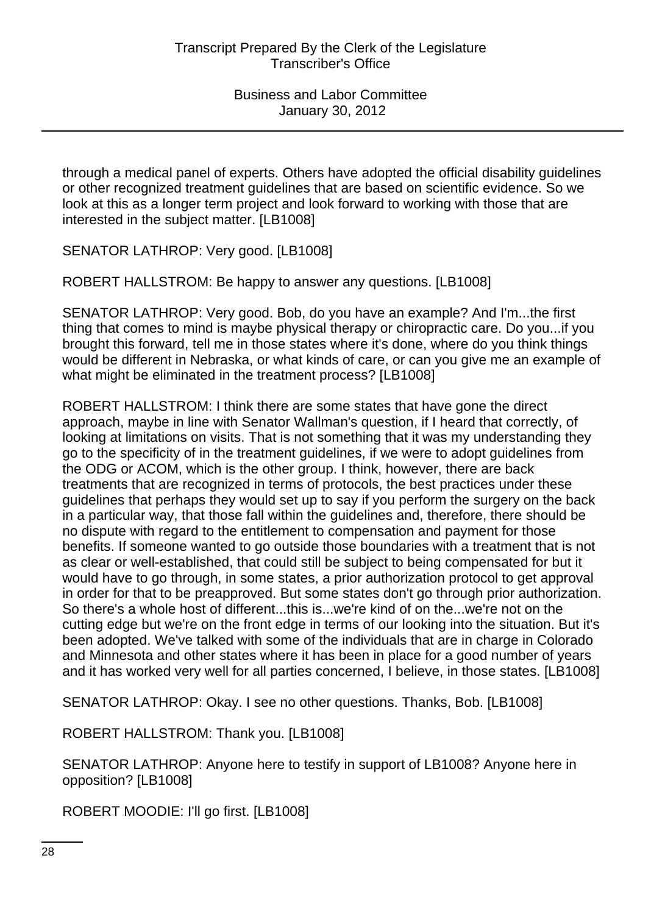through a medical panel of experts. Others have adopted the official disability guidelines or other recognized treatment guidelines that are based on scientific evidence. So we look at this as a longer term project and look forward to working with those that are interested in the subject matter. [LB1008]

SENATOR LATHROP: Very good. [LB1008]

ROBERT HALLSTROM: Be happy to answer any questions. [LB1008]

SENATOR LATHROP: Very good. Bob, do you have an example? And I'm...the first thing that comes to mind is maybe physical therapy or chiropractic care. Do you...if you brought this forward, tell me in those states where it's done, where do you think things would be different in Nebraska, or what kinds of care, or can you give me an example of what might be eliminated in the treatment process? [LB1008]

ROBERT HALLSTROM: I think there are some states that have gone the direct approach, maybe in line with Senator Wallman's question, if I heard that correctly, of looking at limitations on visits. That is not something that it was my understanding they go to the specificity of in the treatment guidelines, if we were to adopt guidelines from the ODG or ACOM, which is the other group. I think, however, there are back treatments that are recognized in terms of protocols, the best practices under these guidelines that perhaps they would set up to say if you perform the surgery on the back in a particular way, that those fall within the guidelines and, therefore, there should be no dispute with regard to the entitlement to compensation and payment for those benefits. If someone wanted to go outside those boundaries with a treatment that is not as clear or well-established, that could still be subject to being compensated for but it would have to go through, in some states, a prior authorization protocol to get approval in order for that to be preapproved. But some states don't go through prior authorization. So there's a whole host of different...this is...we're kind of on the...we're not on the cutting edge but we're on the front edge in terms of our looking into the situation. But it's been adopted. We've talked with some of the individuals that are in charge in Colorado and Minnesota and other states where it has been in place for a good number of years and it has worked very well for all parties concerned, I believe, in those states. [LB1008]

SENATOR LATHROP: Okay. I see no other questions. Thanks, Bob. [LB1008]

ROBERT HALLSTROM: Thank you. [LB1008]

SENATOR LATHROP: Anyone here to testify in support of LB1008? Anyone here in opposition? [LB1008]

ROBERT MOODIE: I'll go first. [LB1008]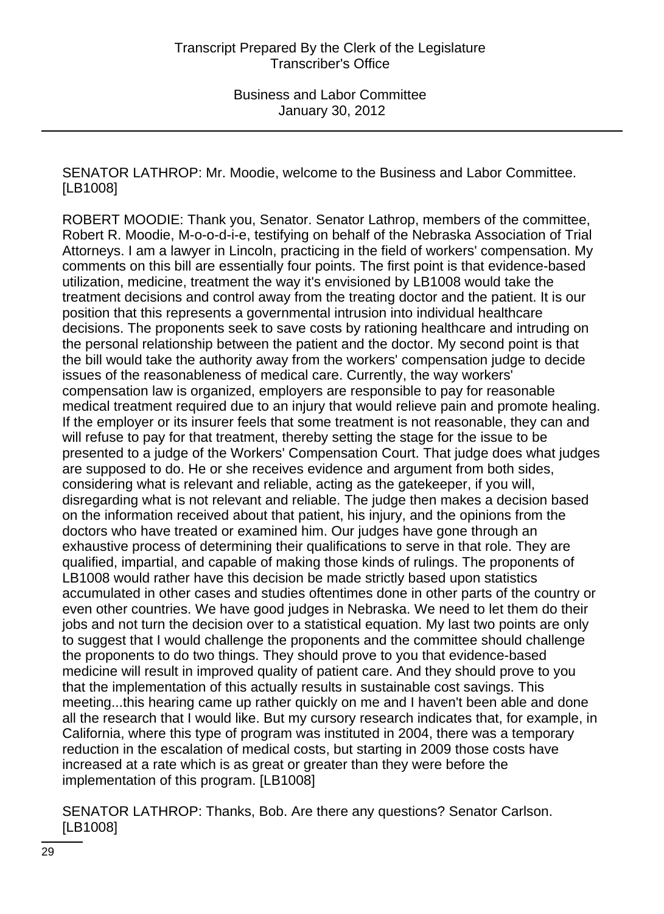SENATOR LATHROP: Mr. Moodie, welcome to the Business and Labor Committee. [LB1008]

ROBERT MOODIE: Thank you, Senator. Senator Lathrop, members of the committee, Robert R. Moodie, M-o-o-d-i-e, testifying on behalf of the Nebraska Association of Trial Attorneys. I am a lawyer in Lincoln, practicing in the field of workers' compensation. My comments on this bill are essentially four points. The first point is that evidence-based utilization, medicine, treatment the way it's envisioned by LB1008 would take the treatment decisions and control away from the treating doctor and the patient. It is our position that this represents a governmental intrusion into individual healthcare decisions. The proponents seek to save costs by rationing healthcare and intruding on the personal relationship between the patient and the doctor. My second point is that the bill would take the authority away from the workers' compensation judge to decide issues of the reasonableness of medical care. Currently, the way workers' compensation law is organized, employers are responsible to pay for reasonable medical treatment required due to an injury that would relieve pain and promote healing. If the employer or its insurer feels that some treatment is not reasonable, they can and will refuse to pay for that treatment, thereby setting the stage for the issue to be presented to a judge of the Workers' Compensation Court. That judge does what judges are supposed to do. He or she receives evidence and argument from both sides, considering what is relevant and reliable, acting as the gatekeeper, if you will, disregarding what is not relevant and reliable. The judge then makes a decision based on the information received about that patient, his injury, and the opinions from the doctors who have treated or examined him. Our judges have gone through an exhaustive process of determining their qualifications to serve in that role. They are qualified, impartial, and capable of making those kinds of rulings. The proponents of LB1008 would rather have this decision be made strictly based upon statistics accumulated in other cases and studies oftentimes done in other parts of the country or even other countries. We have good judges in Nebraska. We need to let them do their jobs and not turn the decision over to a statistical equation. My last two points are only to suggest that I would challenge the proponents and the committee should challenge the proponents to do two things. They should prove to you that evidence-based medicine will result in improved quality of patient care. And they should prove to you that the implementation of this actually results in sustainable cost savings. This meeting...this hearing came up rather quickly on me and I haven't been able and done all the research that I would like. But my cursory research indicates that, for example, in California, where this type of program was instituted in 2004, there was a temporary reduction in the escalation of medical costs, but starting in 2009 those costs have increased at a rate which is as great or greater than they were before the implementation of this program. [LB1008]

SENATOR LATHROP: Thanks, Bob. Are there any questions? Senator Carlson. [LB1008]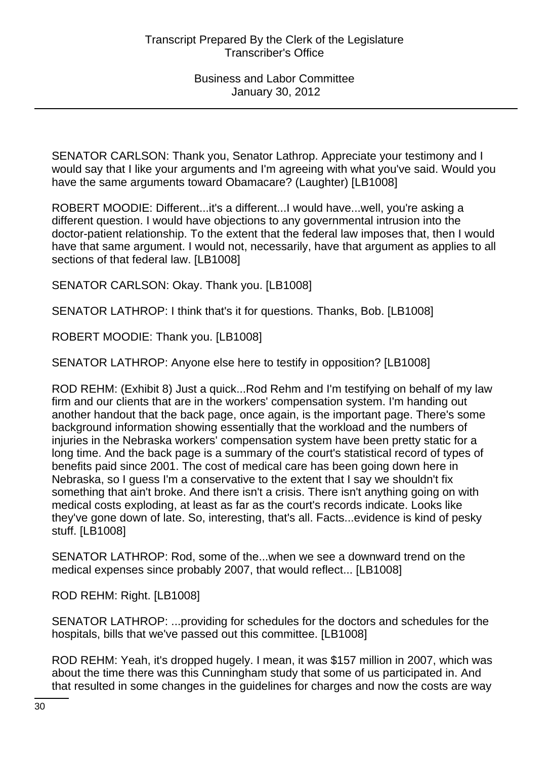SENATOR CARLSON: Thank you, Senator Lathrop. Appreciate your testimony and I would say that I like your arguments and I'm agreeing with what you've said. Would you have the same arguments toward Obamacare? (Laughter) [LB1008]

ROBERT MOODIE: Different...it's a different...I would have...well, you're asking a different question. I would have objections to any governmental intrusion into the doctor-patient relationship. To the extent that the federal law imposes that, then I would have that same argument. I would not, necessarily, have that argument as applies to all sections of that federal law. [LB1008]

SENATOR CARLSON: Okay. Thank you. [LB1008]

SENATOR LATHROP: I think that's it for questions. Thanks, Bob. [LB1008]

ROBERT MOODIE: Thank you. [LB1008]

SENATOR LATHROP: Anyone else here to testify in opposition? [LB1008]

ROD REHM: (Exhibit 8) Just a quick...Rod Rehm and I'm testifying on behalf of my law firm and our clients that are in the workers' compensation system. I'm handing out another handout that the back page, once again, is the important page. There's some background information showing essentially that the workload and the numbers of injuries in the Nebraska workers' compensation system have been pretty static for a long time. And the back page is a summary of the court's statistical record of types of benefits paid since 2001. The cost of medical care has been going down here in Nebraska, so I guess I'm a conservative to the extent that I say we shouldn't fix something that ain't broke. And there isn't a crisis. There isn't anything going on with medical costs exploding, at least as far as the court's records indicate. Looks like they've gone down of late. So, interesting, that's all. Facts...evidence is kind of pesky stuff. [LB1008]

SENATOR LATHROP: Rod, some of the...when we see a downward trend on the medical expenses since probably 2007, that would reflect... [LB1008]

ROD REHM: Right. [LB1008]

SENATOR LATHROP: ...providing for schedules for the doctors and schedules for the hospitals, bills that we've passed out this committee. [LB1008]

ROD REHM: Yeah, it's dropped hugely. I mean, it was $157 million in 2007, which was about the time there was this Cunningham study that some of us participated in. And that resulted in some changes in the guidelines for charges and now the costs are way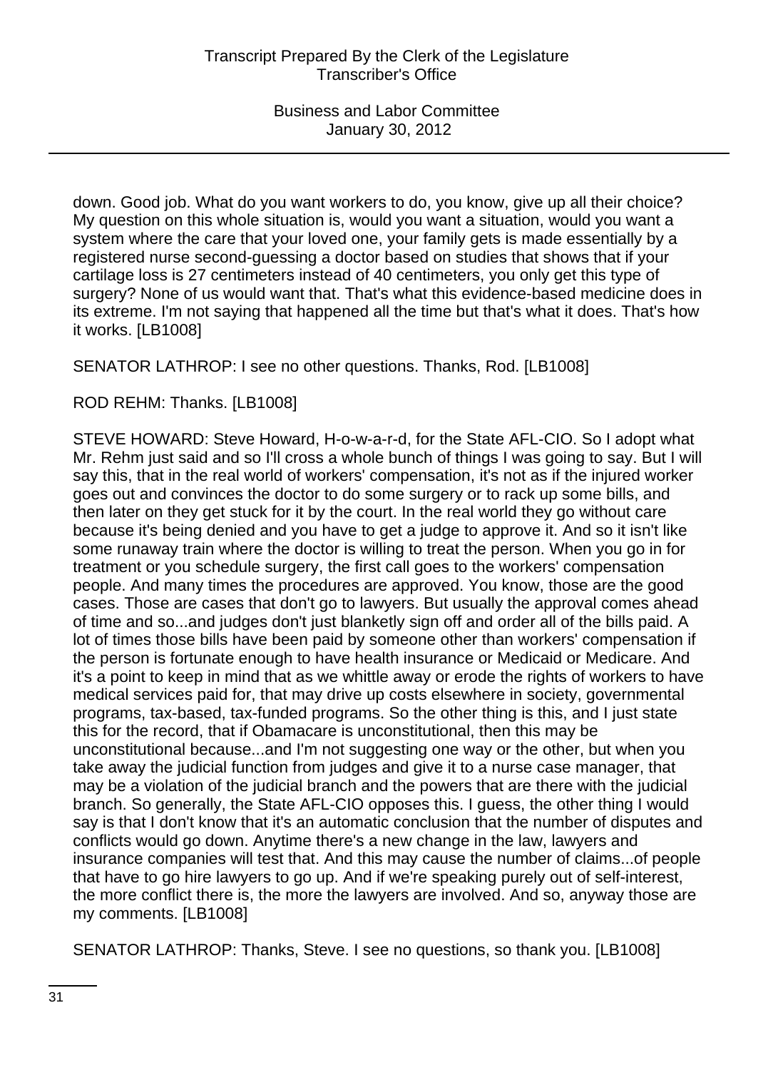down. Good job. What do you want workers to do, you know, give up all their choice? My question on this whole situation is, would you want a situation, would you want a system where the care that your loved one, your family gets is made essentially by a registered nurse second-guessing a doctor based on studies that shows that if your cartilage loss is 27 centimeters instead of 40 centimeters, you only get this type of surgery? None of us would want that. That's what this evidence-based medicine does in its extreme. I'm not saying that happened all the time but that's what it does. That's how it works. [LB1008]

SENATOR LATHROP: I see no other questions. Thanks, Rod. [LB1008]

ROD REHM: Thanks. [LB1008]

STEVE HOWARD: Steve Howard, H-o-w-a-r-d, for the State AFL-CIO. So I adopt what Mr. Rehm just said and so I'll cross a whole bunch of things I was going to say. But I will say this, that in the real world of workers' compensation, it's not as if the injured worker goes out and convinces the doctor to do some surgery or to rack up some bills, and then later on they get stuck for it by the court. In the real world they go without care because it's being denied and you have to get a judge to approve it. And so it isn't like some runaway train where the doctor is willing to treat the person. When you go in for treatment or you schedule surgery, the first call goes to the workers' compensation people. And many times the procedures are approved. You know, those are the good cases. Those are cases that don't go to lawyers. But usually the approval comes ahead of time and so...and judges don't just blanketly sign off and order all of the bills paid. A lot of times those bills have been paid by someone other than workers' compensation if the person is fortunate enough to have health insurance or Medicaid or Medicare. And it's a point to keep in mind that as we whittle away or erode the rights of workers to have medical services paid for, that may drive up costs elsewhere in society, governmental programs, tax-based, tax-funded programs. So the other thing is this, and I just state this for the record, that if Obamacare is unconstitutional, then this may be unconstitutional because...and I'm not suggesting one way or the other, but when you take away the judicial function from judges and give it to a nurse case manager, that may be a violation of the judicial branch and the powers that are there with the judicial branch. So generally, the State AFL-CIO opposes this. I guess, the other thing I would say is that I don't know that it's an automatic conclusion that the number of disputes and conflicts would go down. Anytime there's a new change in the law, lawyers and insurance companies will test that. And this may cause the number of claims...of people that have to go hire lawyers to go up. And if we're speaking purely out of self-interest, the more conflict there is, the more the lawyers are involved. And so, anyway those are my comments. [LB1008]

SENATOR LATHROP: Thanks, Steve. I see no questions, so thank you. [LB1008]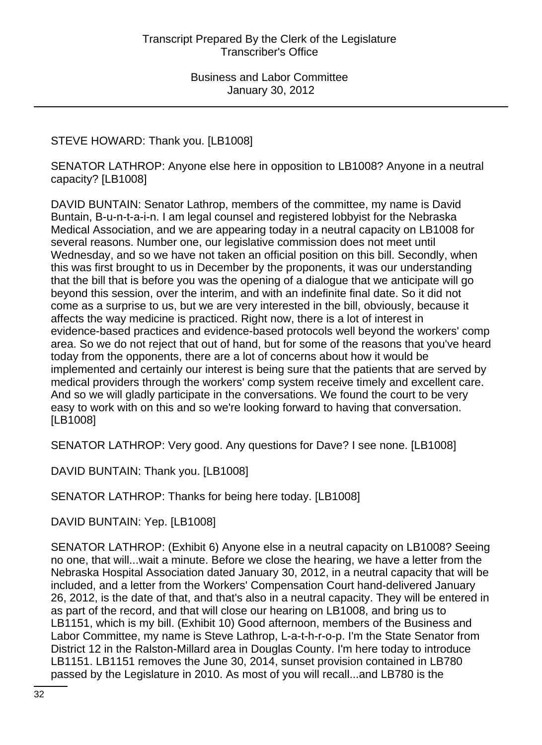STEVE HOWARD: Thank you. [LB1008]

SENATOR LATHROP: Anyone else here in opposition to LB1008? Anyone in a neutral capacity? [LB1008]

DAVID BUNTAIN: Senator Lathrop, members of the committee, my name is David Buntain, B-u-n-t-a-i-n. I am legal counsel and registered lobbyist for the Nebraska Medical Association, and we are appearing today in a neutral capacity on LB1008 for several reasons. Number one, our legislative commission does not meet until Wednesday, and so we have not taken an official position on this bill. Secondly, when this was first brought to us in December by the proponents, it was our understanding that the bill that is before you was the opening of a dialogue that we anticipate will go beyond this session, over the interim, and with an indefinite final date. So it did not come as a surprise to us, but we are very interested in the bill, obviously, because it affects the way medicine is practiced. Right now, there is a lot of interest in evidence-based practices and evidence-based protocols well beyond the workers' comp area. So we do not reject that out of hand, but for some of the reasons that you've heard today from the opponents, there are a lot of concerns about how it would be implemented and certainly our interest is being sure that the patients that are served by medical providers through the workers' comp system receive timely and excellent care. And so we will gladly participate in the conversations. We found the court to be very easy to work with on this and so we're looking forward to having that conversation. [LB1008]

SENATOR LATHROP: Very good. Any questions for Dave? I see none. [LB1008]

DAVID BUNTAIN: Thank you. [LB1008]

SENATOR LATHROP: Thanks for being here today. [LB1008]

DAVID BUNTAIN: Yep. [LB1008]

SENATOR LATHROP: (Exhibit 6) Anyone else in a neutral capacity on LB1008? Seeing no one, that will...wait a minute. Before we close the hearing, we have a letter from the Nebraska Hospital Association dated January 30, 2012, in a neutral capacity that will be included, and a letter from the Workers' Compensation Court hand-delivered January 26, 2012, is the date of that, and that's also in a neutral capacity. They will be entered in as part of the record, and that will close our hearing on LB1008, and bring us to LB1151, which is my bill. (Exhibit 10) Good afternoon, members of the Business and Labor Committee, my name is Steve Lathrop, L-a-t-h-r-o-p. I'm the State Senator from District 12 in the Ralston-Millard area in Douglas County. I'm here today to introduce LB1151. LB1151 removes the June 30, 2014, sunset provision contained in LB780 passed by the Legislature in 2010. As most of you will recall...and LB780 is the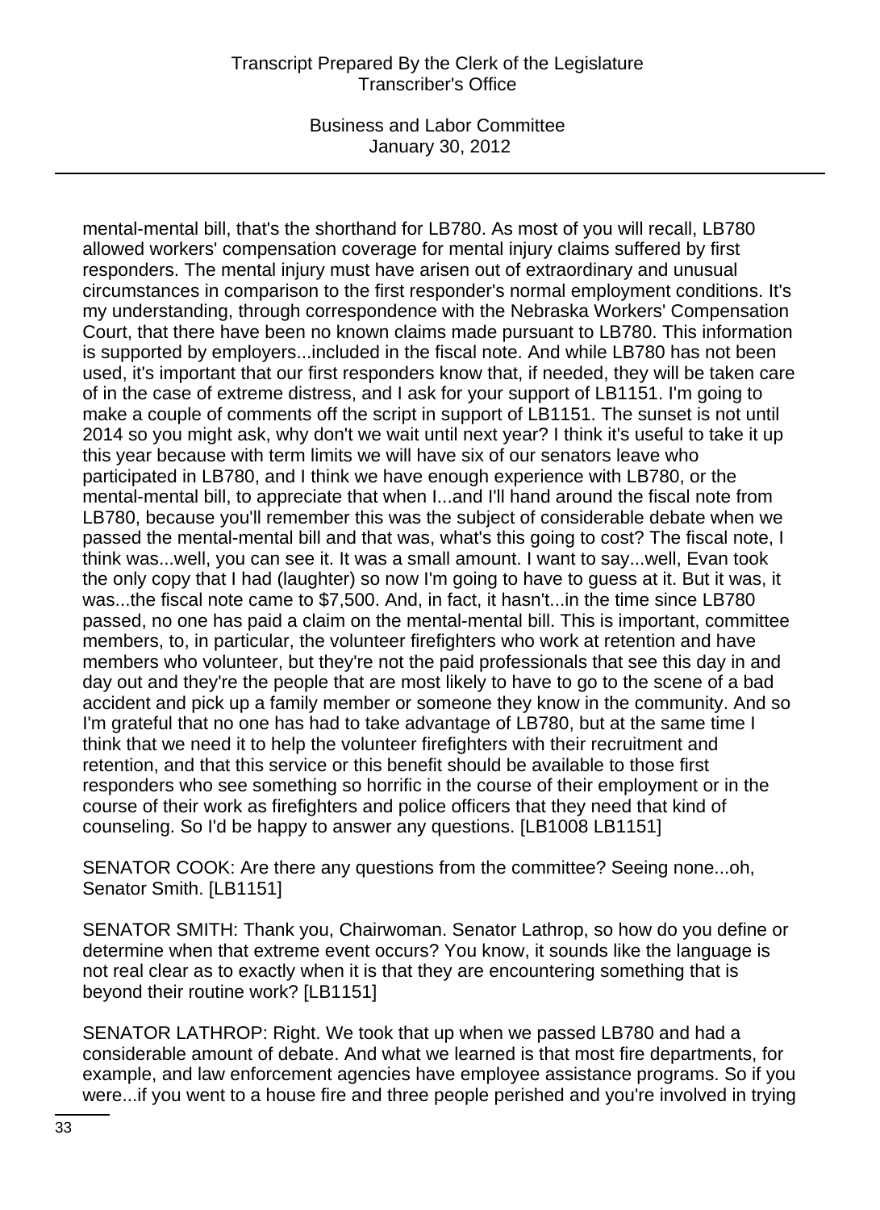mental-mental bill, that's the shorthand for LB780. As most of you will recall, LB780 allowed workers' compensation coverage for mental injury claims suffered by first responders. The mental injury must have arisen out of extraordinary and unusual circumstances in comparison to the first responder's normal employment conditions. It's my understanding, through correspondence with the Nebraska Workers' Compensation Court, that there have been no known claims made pursuant to LB780. This information is supported by employers...included in the fiscal note. And while LB780 has not been used, it's important that our first responders know that, if needed, they will be taken care of in the case of extreme distress, and I ask for your support of LB1151. I'm going to make a couple of comments off the script in support of LB1151. The sunset is not until 2014 so you might ask, why don't we wait until next year? I think it's useful to take it up this year because with term limits we will have six of our senators leave who participated in LB780, and I think we have enough experience with LB780, or the mental-mental bill, to appreciate that when I...and I'll hand around the fiscal note from LB780, because you'll remember this was the subject of considerable debate when we passed the mental-mental bill and that was, what's this going to cost? The fiscal note, I think was...well, you can see it. It was a small amount. I want to say...well, Evan took the only copy that I had (laughter) so now I'm going to have to guess at it. But it was, it was...the fiscal note came to $7,500. And, in fact, it hasn't...in the time since LB780 passed, no one has paid a claim on the mental-mental bill. This is important, committee members, to, in particular, the volunteer firefighters who work at retention and have members who volunteer, but they're not the paid professionals that see this day in and day out and they're the people that are most likely to have to go to the scene of a bad accident and pick up a family member or someone they know in the community. And so I'm grateful that no one has had to take advantage of LB780, but at the same time I think that we need it to help the volunteer firefighters with their recruitment and retention, and that this service or this benefit should be available to those first responders who see something so horrific in the course of their employment or in the course of their work as firefighters and police officers that they need that kind of counseling. So I'd be happy to answer any questions. [LB1008 LB1151]

SENATOR COOK: Are there any questions from the committee? Seeing none...oh, Senator Smith. [LB1151]

SENATOR SMITH: Thank you, Chairwoman. Senator Lathrop, so how do you define or determine when that extreme event occurs? You know, it sounds like the language is not real clear as to exactly when it is that they are encountering something that is beyond their routine work? [LB1151]

SENATOR LATHROP: Right. We took that up when we passed LB780 and had a considerable amount of debate. And what we learned is that most fire departments, for example, and law enforcement agencies have employee assistance programs. So if you were...if you went to a house fire and three people perished and you're involved in trying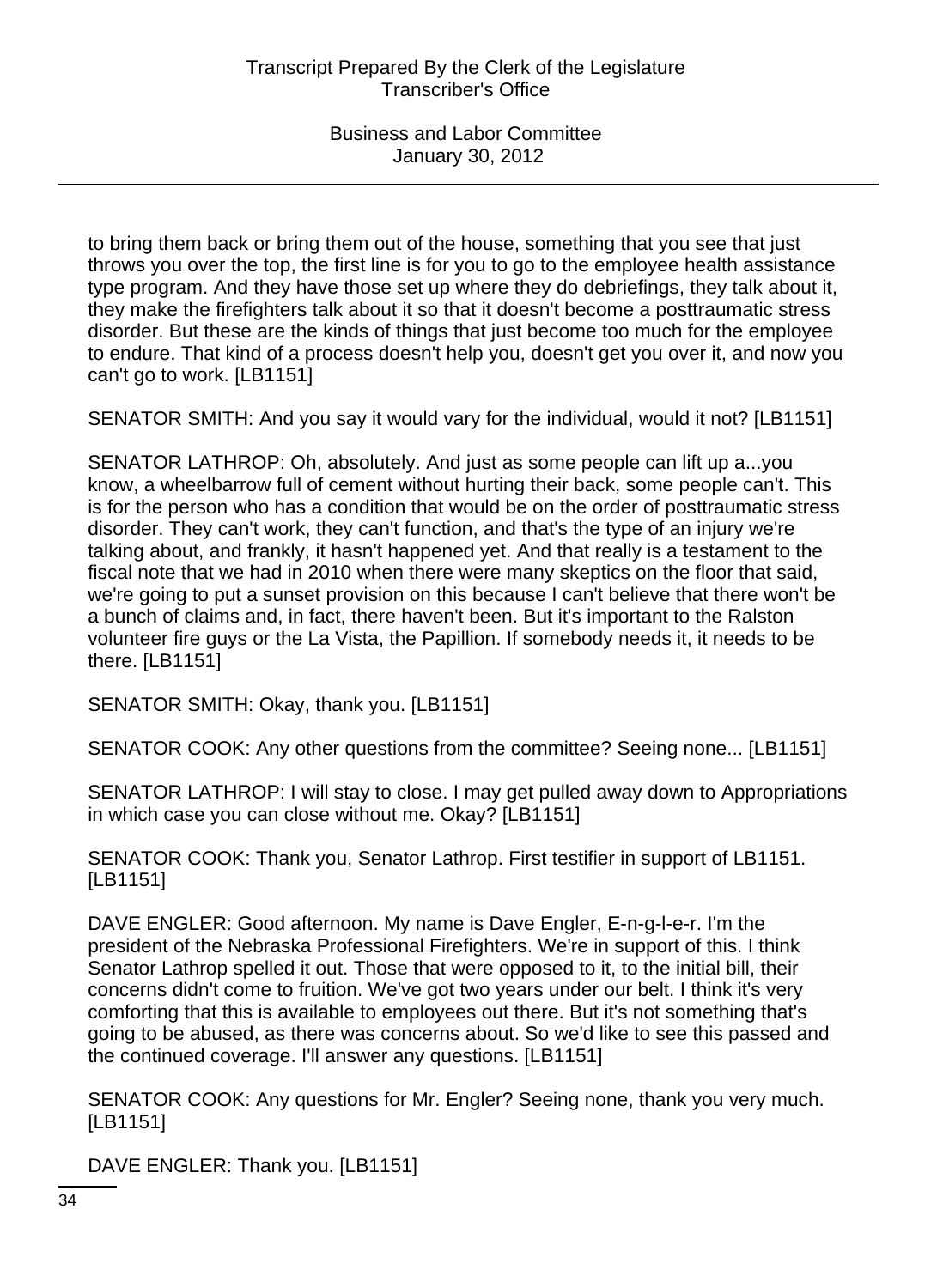to bring them back or bring them out of the house, something that you see that just throws you over the top, the first line is for you to go to the employee health assistance type program. And they have those set up where they do debriefings, they talk about it, they make the firefighters talk about it so that it doesn't become a posttraumatic stress disorder. But these are the kinds of things that just become too much for the employee to endure. That kind of a process doesn't help you, doesn't get you over it, and now you can't go to work. [LB1151]

SENATOR SMITH: And you say it would vary for the individual, would it not? [LB1151]

SENATOR LATHROP: Oh, absolutely. And just as some people can lift up a...you know, a wheelbarrow full of cement without hurting their back, some people can't. This is for the person who has a condition that would be on the order of posttraumatic stress disorder. They can't work, they can't function, and that's the type of an injury we're talking about, and frankly, it hasn't happened yet. And that really is a testament to the fiscal note that we had in 2010 when there were many skeptics on the floor that said, we're going to put a sunset provision on this because I can't believe that there won't be a bunch of claims and, in fact, there haven't been. But it's important to the Ralston volunteer fire guys or the La Vista, the Papillion. If somebody needs it, it needs to be there. [LB1151]

SENATOR SMITH: Okay, thank you. [LB1151]

SENATOR COOK: Any other questions from the committee? Seeing none... [LB1151]

SENATOR LATHROP: I will stay to close. I may get pulled away down to Appropriations in which case you can close without me. Okay? [LB1151]

SENATOR COOK: Thank you, Senator Lathrop. First testifier in support of LB1151. [LB1151]

DAVE ENGLER: Good afternoon. My name is Dave Engler, E-n-g-l-e-r. I'm the president of the Nebraska Professional Firefighters. We're in support of this. I think Senator Lathrop spelled it out. Those that were opposed to it, to the initial bill, their concerns didn't come to fruition. We've got two years under our belt. I think it's very comforting that this is available to employees out there. But it's not something that's going to be abused, as there was concerns about. So we'd like to see this passed and the continued coverage. I'll answer any questions. [LB1151]

SENATOR COOK: Any questions for Mr. Engler? Seeing none, thank you very much. [LB1151]

DAVE ENGLER: Thank you. [LB1151]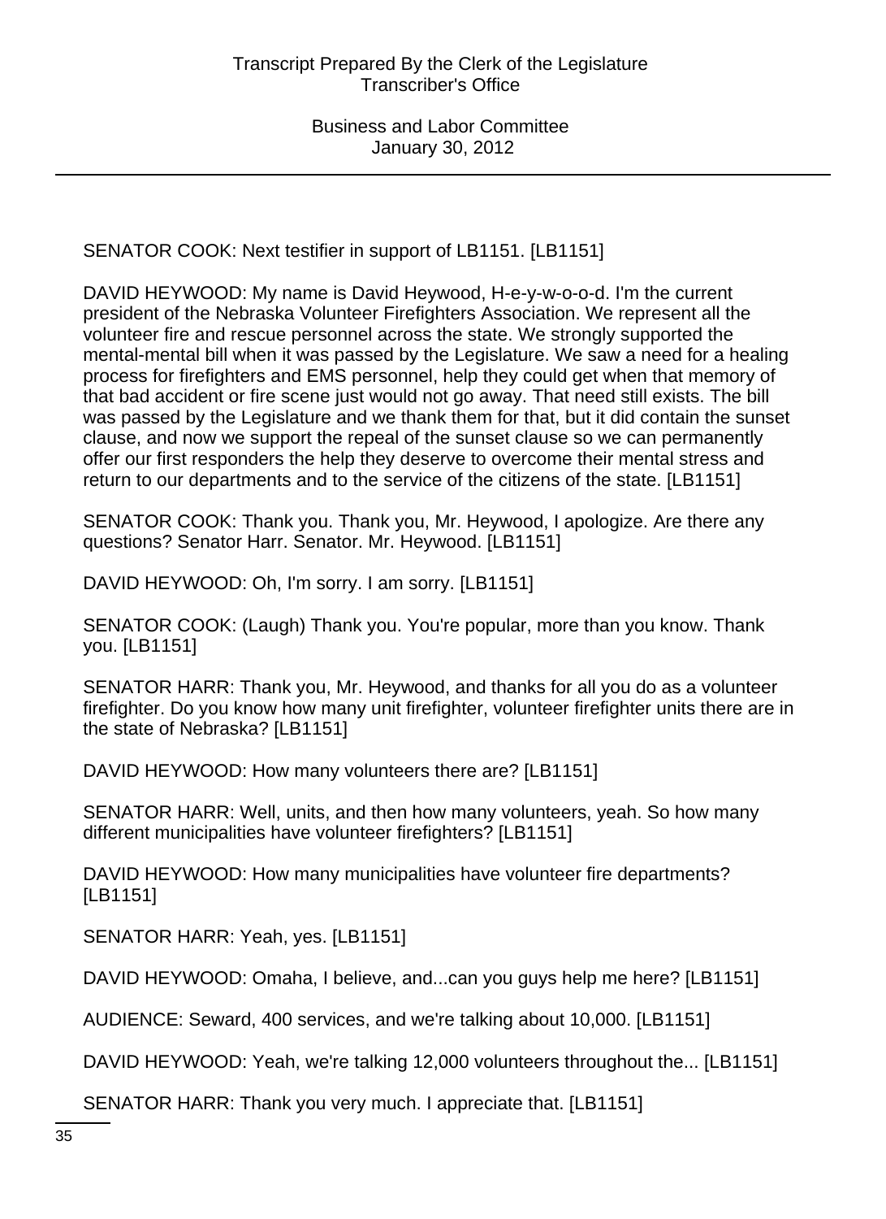SENATOR COOK: Next testifier in support of LB1151. [LB1151]

DAVID HEYWOOD: My name is David Heywood, H-e-y-w-o-o-d. I'm the current president of the Nebraska Volunteer Firefighters Association. We represent all the volunteer fire and rescue personnel across the state. We strongly supported the mental-mental bill when it was passed by the Legislature. We saw a need for a healing process for firefighters and EMS personnel, help they could get when that memory of that bad accident or fire scene just would not go away. That need still exists. The bill was passed by the Legislature and we thank them for that, but it did contain the sunset clause, and now we support the repeal of the sunset clause so we can permanently offer our first responders the help they deserve to overcome their mental stress and return to our departments and to the service of the citizens of the state. [LB1151]

SENATOR COOK: Thank you. Thank you, Mr. Heywood, I apologize. Are there any questions? Senator Harr. Senator. Mr. Heywood. [LB1151]

DAVID HEYWOOD: Oh, I'm sorry. I am sorry. [LB1151]

SENATOR COOK: (Laugh) Thank you. You're popular, more than you know. Thank you. [LB1151]

SENATOR HARR: Thank you, Mr. Heywood, and thanks for all you do as a volunteer firefighter. Do you know how many unit firefighter, volunteer firefighter units there are in the state of Nebraska? [LB1151]

DAVID HEYWOOD: How many volunteers there are? [LB1151]

SENATOR HARR: Well, units, and then how many volunteers, yeah. So how many different municipalities have volunteer firefighters? [LB1151]

DAVID HEYWOOD: How many municipalities have volunteer fire departments? [LB1151]

SENATOR HARR: Yeah, yes. [LB1151]

DAVID HEYWOOD: Omaha, I believe, and...can you guys help me here? [LB1151]

AUDIENCE: Seward, 400 services, and we're talking about 10,000. [LB1151]

DAVID HEYWOOD: Yeah, we're talking 12,000 volunteers throughout the... [LB1151]

SENATOR HARR: Thank you very much. I appreciate that. [LB1151]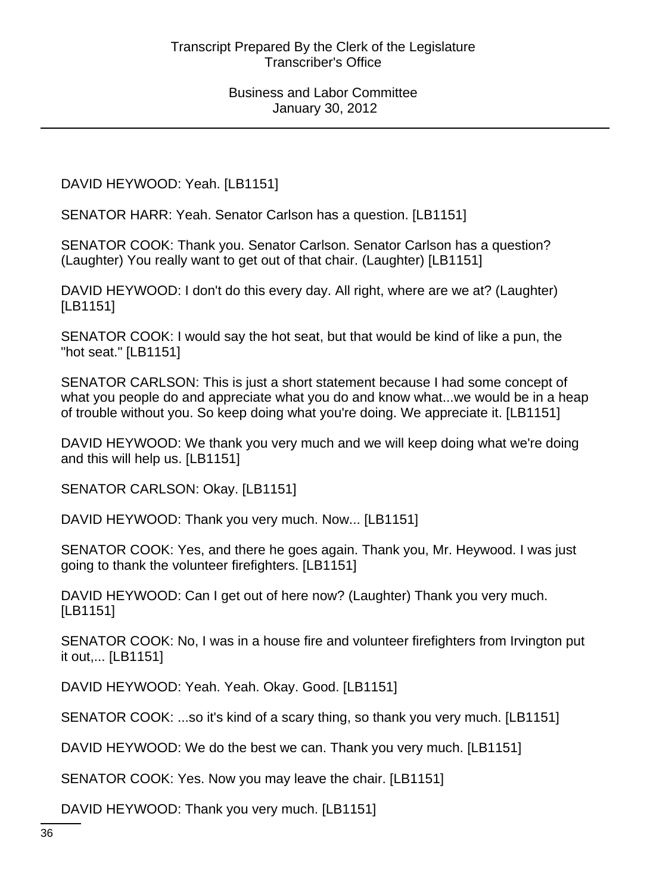DAVID HEYWOOD: Yeah. [LB1151]

SENATOR HARR: Yeah. Senator Carlson has a question. [LB1151]

SENATOR COOK: Thank you. Senator Carlson. Senator Carlson has a question? (Laughter) You really want to get out of that chair. (Laughter) [LB1151]

DAVID HEYWOOD: I don't do this every day. All right, where are we at? (Laughter) [LB1151]

SENATOR COOK: I would say the hot seat, but that would be kind of like a pun, the "hot seat." [LB1151]

SENATOR CARLSON: This is just a short statement because I had some concept of what you people do and appreciate what you do and know what...we would be in a heap of trouble without you. So keep doing what you're doing. We appreciate it. [LB1151]

DAVID HEYWOOD: We thank you very much and we will keep doing what we're doing and this will help us. [LB1151]

SENATOR CARLSON: Okay. [LB1151]

DAVID HEYWOOD: Thank you very much. Now... [LB1151]

SENATOR COOK: Yes, and there he goes again. Thank you, Mr. Heywood. I was just going to thank the volunteer firefighters. [LB1151]

DAVID HEYWOOD: Can I get out of here now? (Laughter) Thank you very much. [LB1151]

SENATOR COOK: No, I was in a house fire and volunteer firefighters from Irvington put it out,... [LB1151]

DAVID HEYWOOD: Yeah. Yeah. Okay. Good. [LB1151]

SENATOR COOK: ...so it's kind of a scary thing, so thank you very much. [LB1151]

DAVID HEYWOOD: We do the best we can. Thank you very much. [LB1151]

SENATOR COOK: Yes. Now you may leave the chair. [LB1151]

DAVID HEYWOOD: Thank you very much. [LB1151]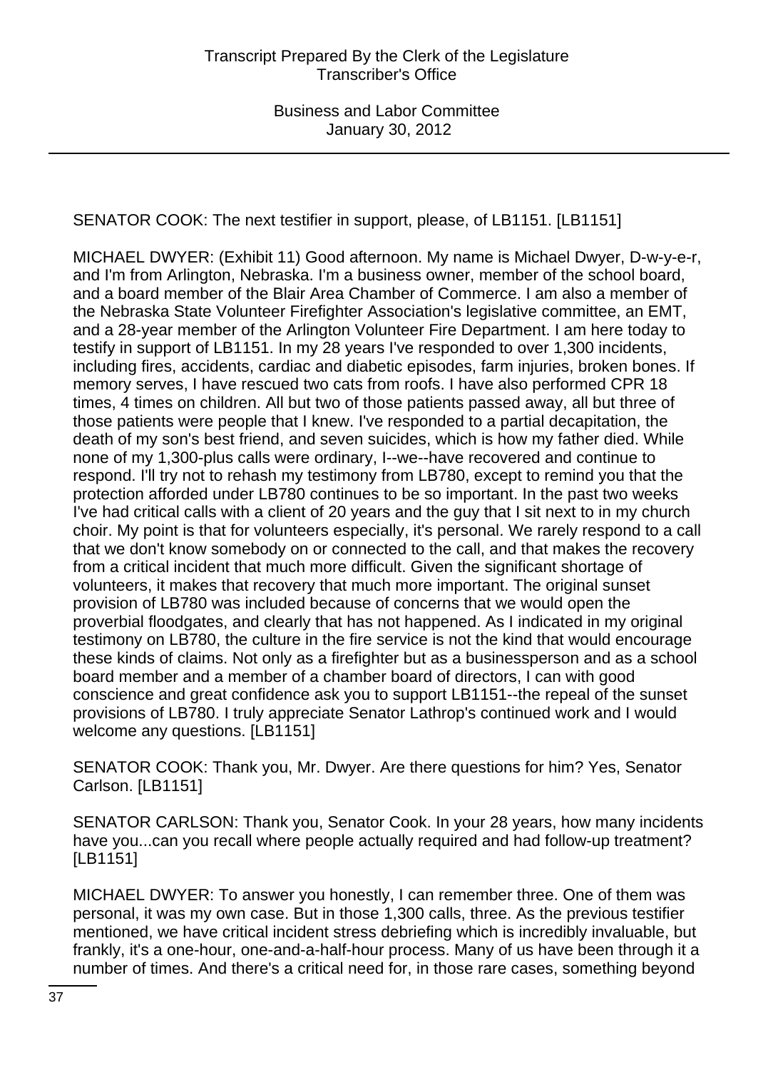SENATOR COOK: The next testifier in support, please, of LB1151. [LB1151]

MICHAEL DWYER: (Exhibit 11) Good afternoon. My name is Michael Dwyer, D-w-y-e-r, and I'm from Arlington, Nebraska. I'm a business owner, member of the school board, and a board member of the Blair Area Chamber of Commerce. I am also a member of the Nebraska State Volunteer Firefighter Association's legislative committee, an EMT, and a 28-year member of the Arlington Volunteer Fire Department. I am here today to testify in support of LB1151. In my 28 years I've responded to over 1,300 incidents, including fires, accidents, cardiac and diabetic episodes, farm injuries, broken bones. If memory serves, I have rescued two cats from roofs. I have also performed CPR 18 times, 4 times on children. All but two of those patients passed away, all but three of those patients were people that I knew. I've responded to a partial decapitation, the death of my son's best friend, and seven suicides, which is how my father died. While none of my 1,300-plus calls were ordinary, I--we--have recovered and continue to respond. I'll try not to rehash my testimony from LB780, except to remind you that the protection afforded under LB780 continues to be so important. In the past two weeks I've had critical calls with a client of 20 years and the guy that I sit next to in my church choir. My point is that for volunteers especially, it's personal. We rarely respond to a call that we don't know somebody on or connected to the call, and that makes the recovery from a critical incident that much more difficult. Given the significant shortage of volunteers, it makes that recovery that much more important. The original sunset provision of LB780 was included because of concerns that we would open the proverbial floodgates, and clearly that has not happened. As I indicated in my original testimony on LB780, the culture in the fire service is not the kind that would encourage these kinds of claims. Not only as a firefighter but as a businessperson and as a school board member and a member of a chamber board of directors, I can with good conscience and great confidence ask you to support LB1151--the repeal of the sunset provisions of LB780. I truly appreciate Senator Lathrop's continued work and I would welcome any questions. [LB1151]

SENATOR COOK: Thank you, Mr. Dwyer. Are there questions for him? Yes, Senator Carlson. [LB1151]

SENATOR CARLSON: Thank you, Senator Cook. In your 28 years, how many incidents have you...can you recall where people actually required and had follow-up treatment? [LB1151]

MICHAEL DWYER: To answer you honestly, I can remember three. One of them was personal, it was my own case. But in those 1,300 calls, three. As the previous testifier mentioned, we have critical incident stress debriefing which is incredibly invaluable, but frankly, it's a one-hour, one-and-a-half-hour process. Many of us have been through it a number of times. And there's a critical need for, in those rare cases, something beyond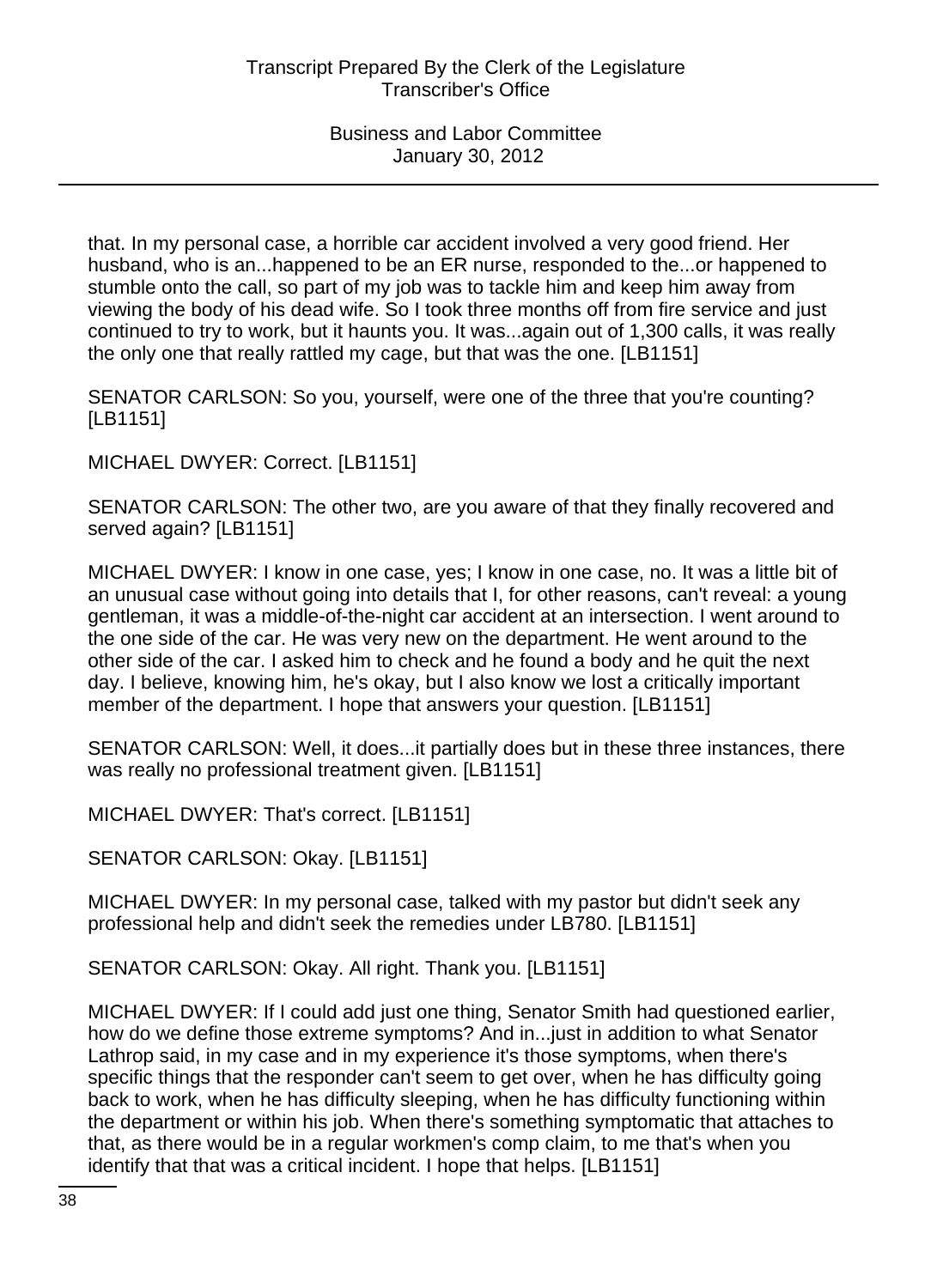that. In my personal case, a horrible car accident involved a very good friend. Her husband, who is an...happened to be an ER nurse, responded to the...or happened to stumble onto the call, so part of my job was to tackle him and keep him away from viewing the body of his dead wife. So I took three months off from fire service and just continued to try to work, but it haunts you. It was...again out of 1,300 calls, it was really the only one that really rattled my cage, but that was the one. [LB1151]

SENATOR CARLSON: So you, yourself, were one of the three that you're counting? [LB1151]

MICHAEL DWYER: Correct. [LB1151]

SENATOR CARLSON: The other two, are you aware of that they finally recovered and served again? [LB1151]

MICHAEL DWYER: I know in one case, yes; I know in one case, no. It was a little bit of an unusual case without going into details that I, for other reasons, can't reveal: a young gentleman, it was a middle-of-the-night car accident at an intersection. I went around to the one side of the car. He was very new on the department. He went around to the other side of the car. I asked him to check and he found a body and he quit the next day. I believe, knowing him, he's okay, but I also know we lost a critically important member of the department. I hope that answers your question. [LB1151]

SENATOR CARLSON: Well, it does...it partially does but in these three instances, there was really no professional treatment given. [LB1151]

MICHAEL DWYER: That's correct. [LB1151]

SENATOR CARLSON: Okay. [LB1151]

MICHAEL DWYER: In my personal case, talked with my pastor but didn't seek any professional help and didn't seek the remedies under LB780. [LB1151]

SENATOR CARLSON: Okay. All right. Thank you. [LB1151]

MICHAEL DWYER: If I could add just one thing, Senator Smith had questioned earlier, how do we define those extreme symptoms? And in...just in addition to what Senator Lathrop said, in my case and in my experience it's those symptoms, when there's specific things that the responder can't seem to get over, when he has difficulty going back to work, when he has difficulty sleeping, when he has difficulty functioning within the department or within his job. When there's something symptomatic that attaches to that, as there would be in a regular workmen's comp claim, to me that's when you identify that that was a critical incident. I hope that helps. [LB1151]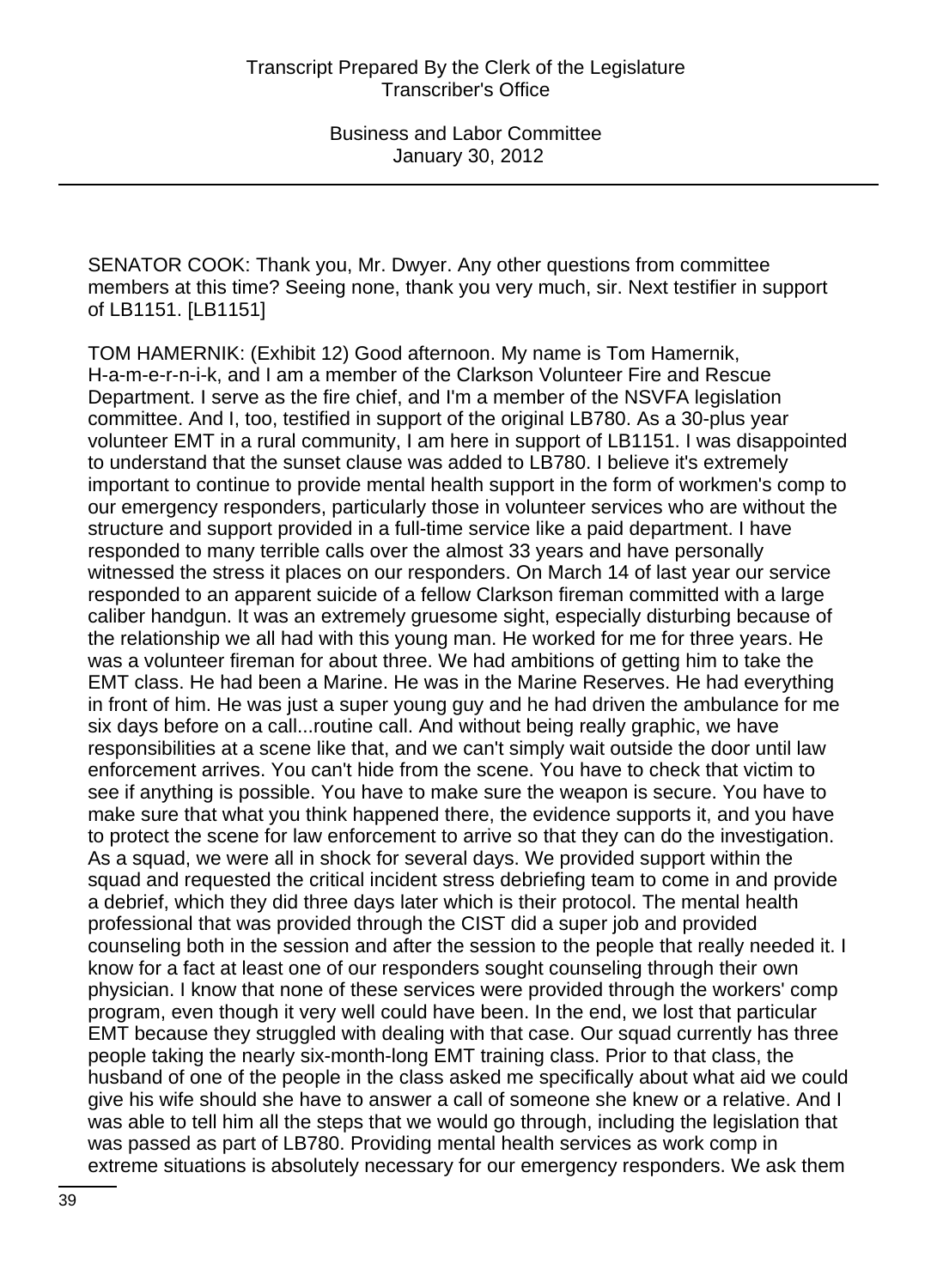SENATOR COOK: Thank you, Mr. Dwyer. Any other questions from committee members at this time? Seeing none, thank you very much, sir. Next testifier in support of LB1151. [LB1151]

TOM HAMERNIK: (Exhibit 12) Good afternoon. My name is Tom Hamernik, H-a-m-e-r-n-i-k, and I am a member of the Clarkson Volunteer Fire and Rescue Department. I serve as the fire chief, and I'm a member of the NSVFA legislation committee. And I, too, testified in support of the original LB780. As a 30-plus year volunteer EMT in a rural community, I am here in support of LB1151. I was disappointed to understand that the sunset clause was added to LB780. I believe it's extremely important to continue to provide mental health support in the form of workmen's comp to our emergency responders, particularly those in volunteer services who are without the structure and support provided in a full-time service like a paid department. I have responded to many terrible calls over the almost 33 years and have personally witnessed the stress it places on our responders. On March 14 of last year our service responded to an apparent suicide of a fellow Clarkson fireman committed with a large caliber handgun. It was an extremely gruesome sight, especially disturbing because of the relationship we all had with this young man. He worked for me for three years. He was a volunteer fireman for about three. We had ambitions of getting him to take the EMT class. He had been a Marine. He was in the Marine Reserves. He had everything in front of him. He was just a super young guy and he had driven the ambulance for me six days before on a call...routine call. And without being really graphic, we have responsibilities at a scene like that, and we can't simply wait outside the door until law enforcement arrives. You can't hide from the scene. You have to check that victim to see if anything is possible. You have to make sure the weapon is secure. You have to make sure that what you think happened there, the evidence supports it, and you have to protect the scene for law enforcement to arrive so that they can do the investigation. As a squad, we were all in shock for several days. We provided support within the squad and requested the critical incident stress debriefing team to come in and provide a debrief, which they did three days later which is their protocol. The mental health professional that was provided through the CIST did a super job and provided counseling both in the session and after the session to the people that really needed it. I know for a fact at least one of our responders sought counseling through their own physician. I know that none of these services were provided through the workers' comp program, even though it very well could have been. In the end, we lost that particular EMT because they struggled with dealing with that case. Our squad currently has three people taking the nearly six-month-long EMT training class. Prior to that class, the husband of one of the people in the class asked me specifically about what aid we could give his wife should she have to answer a call of someone she knew or a relative. And I was able to tell him all the steps that we would go through, including the legislation that was passed as part of LB780. Providing mental health services as work comp in extreme situations is absolutely necessary for our emergency responders. We ask them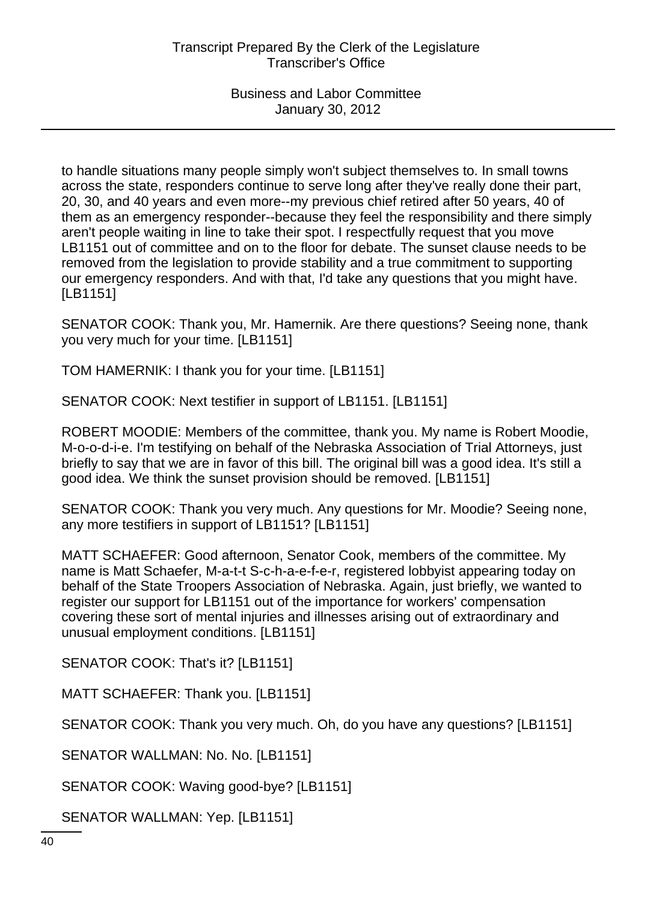to handle situations many people simply won't subject themselves to. In small towns across the state, responders continue to serve long after they've really done their part, 20, 30, and 40 years and even more--my previous chief retired after 50 years, 40 of them as an emergency responder--because they feel the responsibility and there simply aren't people waiting in line to take their spot. I respectfully request that you move LB1151 out of committee and on to the floor for debate. The sunset clause needs to be removed from the legislation to provide stability and a true commitment to supporting our emergency responders. And with that, I'd take any questions that you might have. [LB1151]

SENATOR COOK: Thank you, Mr. Hamernik. Are there questions? Seeing none, thank you very much for your time. [LB1151]

TOM HAMERNIK: I thank you for your time. [LB1151]

SENATOR COOK: Next testifier in support of LB1151. [LB1151]

ROBERT MOODIE: Members of the committee, thank you. My name is Robert Moodie, M-o-o-d-i-e. I'm testifying on behalf of the Nebraska Association of Trial Attorneys, just briefly to say that we are in favor of this bill. The original bill was a good idea. It's still a good idea. We think the sunset provision should be removed. [LB1151]

SENATOR COOK: Thank you very much. Any questions for Mr. Moodie? Seeing none, any more testifiers in support of LB1151? [LB1151]

MATT SCHAEFER: Good afternoon, Senator Cook, members of the committee. My name is Matt Schaefer, M-a-t-t S-c-h-a-e-f-e-r, registered lobbyist appearing today on behalf of the State Troopers Association of Nebraska. Again, just briefly, we wanted to register our support for LB1151 out of the importance for workers' compensation covering these sort of mental injuries and illnesses arising out of extraordinary and unusual employment conditions. [LB1151]

SENATOR COOK: That's it? [LB1151]

MATT SCHAEFER: Thank you. [LB1151]

SENATOR COOK: Thank you very much. Oh, do you have any questions? [LB1151]

SENATOR WALLMAN: No. No. [LB1151]

SENATOR COOK: Waving good-bye? [LB1151]

SENATOR WALLMAN: Yep. [LB1151]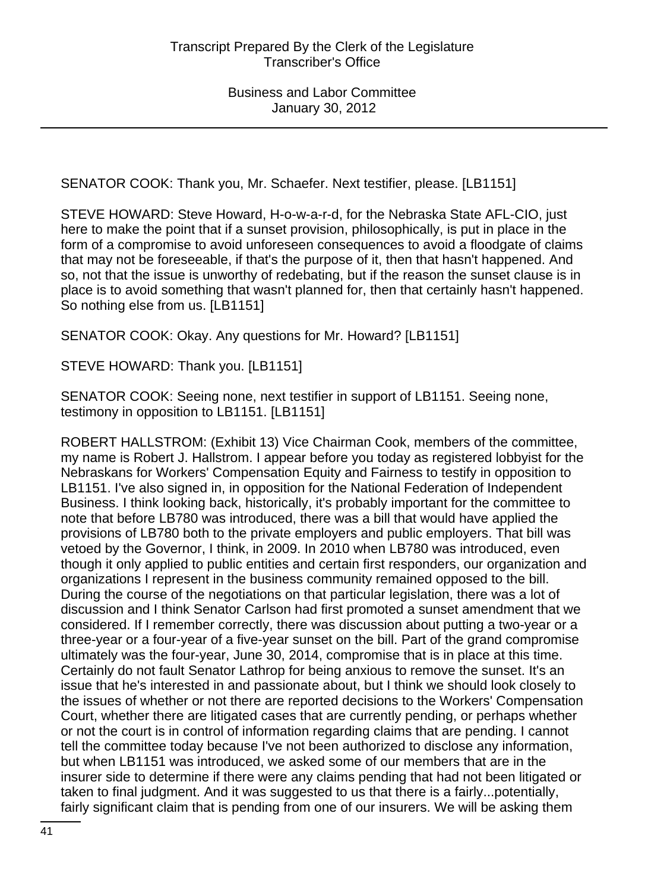SENATOR COOK: Thank you, Mr. Schaefer. Next testifier, please. [LB1151]

STEVE HOWARD: Steve Howard, H-o-w-a-r-d, for the Nebraska State AFL-CIO, just here to make the point that if a sunset provision, philosophically, is put in place in the form of a compromise to avoid unforeseen consequences to avoid a floodgate of claims that may not be foreseeable, if that's the purpose of it, then that hasn't happened. And so, not that the issue is unworthy of redebating, but if the reason the sunset clause is in place is to avoid something that wasn't planned for, then that certainly hasn't happened. So nothing else from us. [LB1151]

SENATOR COOK: Okay. Any questions for Mr. Howard? [LB1151]

STEVE HOWARD: Thank you. [LB1151]

SENATOR COOK: Seeing none, next testifier in support of LB1151. Seeing none, testimony in opposition to LB1151. [LB1151]

ROBERT HALLSTROM: (Exhibit 13) Vice Chairman Cook, members of the committee, my name is Robert J. Hallstrom. I appear before you today as registered lobbyist for the Nebraskans for Workers' Compensation Equity and Fairness to testify in opposition to LB1151. I've also signed in, in opposition for the National Federation of Independent Business. I think looking back, historically, it's probably important for the committee to note that before LB780 was introduced, there was a bill that would have applied the provisions of LB780 both to the private employers and public employers. That bill was vetoed by the Governor, I think, in 2009. In 2010 when LB780 was introduced, even though it only applied to public entities and certain first responders, our organization and organizations I represent in the business community remained opposed to the bill. During the course of the negotiations on that particular legislation, there was a lot of discussion and I think Senator Carlson had first promoted a sunset amendment that we considered. If I remember correctly, there was discussion about putting a two-year or a three-year or a four-year of a five-year sunset on the bill. Part of the grand compromise ultimately was the four-year, June 30, 2014, compromise that is in place at this time. Certainly do not fault Senator Lathrop for being anxious to remove the sunset. It's an issue that he's interested in and passionate about, but I think we should look closely to the issues of whether or not there are reported decisions to the Workers' Compensation Court, whether there are litigated cases that are currently pending, or perhaps whether or not the court is in control of information regarding claims that are pending. I cannot tell the committee today because I've not been authorized to disclose any information, but when LB1151 was introduced, we asked some of our members that are in the insurer side to determine if there were any claims pending that had not been litigated or taken to final judgment. And it was suggested to us that there is a fairly...potentially, fairly significant claim that is pending from one of our insurers. We will be asking them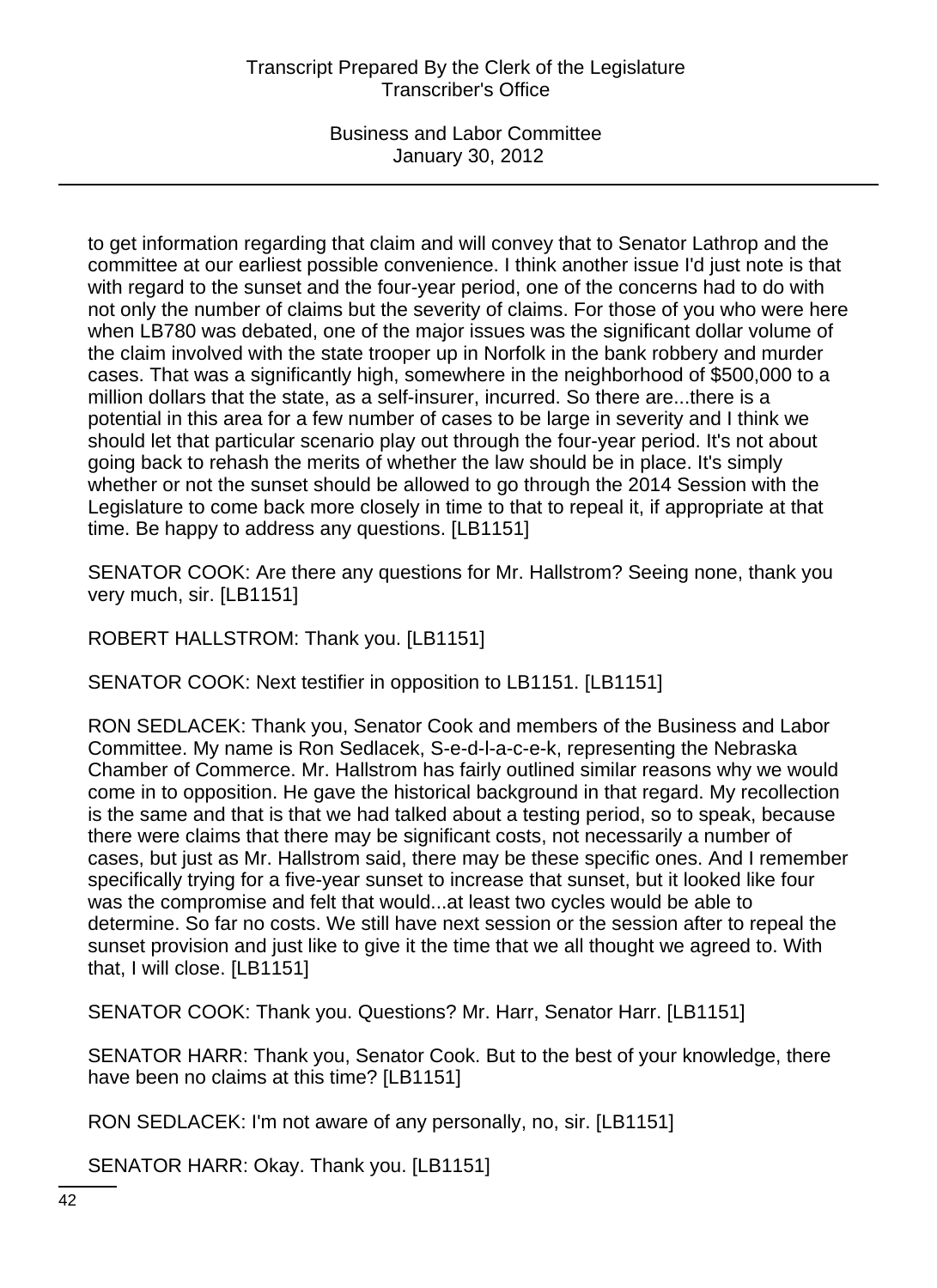to get information regarding that claim and will convey that to Senator Lathrop and the committee at our earliest possible convenience. I think another issue I'd just note is that with regard to the sunset and the four-year period, one of the concerns had to do with not only the number of claims but the severity of claims. For those of you who were here when LB780 was debated, one of the major issues was the significant dollar volume of the claim involved with the state trooper up in Norfolk in the bank robbery and murder cases. That was a significantly high, somewhere in the neighborhood of $500,000 to a million dollars that the state, as a self-insurer, incurred. So there are...there is a potential in this area for a few number of cases to be large in severity and I think we should let that particular scenario play out through the four-year period. It's not about going back to rehash the merits of whether the law should be in place. It's simply whether or not the sunset should be allowed to go through the 2014 Session with the Legislature to come back more closely in time to that to repeal it, if appropriate at that time. Be happy to address any questions. [LB1151]

SENATOR COOK: Are there any questions for Mr. Hallstrom? Seeing none, thank you very much, sir. [LB1151]

ROBERT HALLSTROM: Thank you. [LB1151]

SENATOR COOK: Next testifier in opposition to LB1151. [LB1151]

RON SEDLACEK: Thank you, Senator Cook and members of the Business and Labor Committee. My name is Ron Sedlacek, S-e-d-l-a-c-e-k, representing the Nebraska Chamber of Commerce. Mr. Hallstrom has fairly outlined similar reasons why we would come in to opposition. He gave the historical background in that regard. My recollection is the same and that is that we had talked about a testing period, so to speak, because there were claims that there may be significant costs, not necessarily a number of cases, but just as Mr. Hallstrom said, there may be these specific ones. And I remember specifically trying for a five-year sunset to increase that sunset, but it looked like four was the compromise and felt that would...at least two cycles would be able to determine. So far no costs. We still have next session or the session after to repeal the sunset provision and just like to give it the time that we all thought we agreed to. With that, I will close. [LB1151]

SENATOR COOK: Thank you. Questions? Mr. Harr, Senator Harr. [LB1151]

SENATOR HARR: Thank you, Senator Cook. But to the best of your knowledge, there have been no claims at this time? [LB1151]

RON SEDLACEK: I'm not aware of any personally, no, sir. [LB1151]

SENATOR HARR: Okay. Thank you. [LB1151]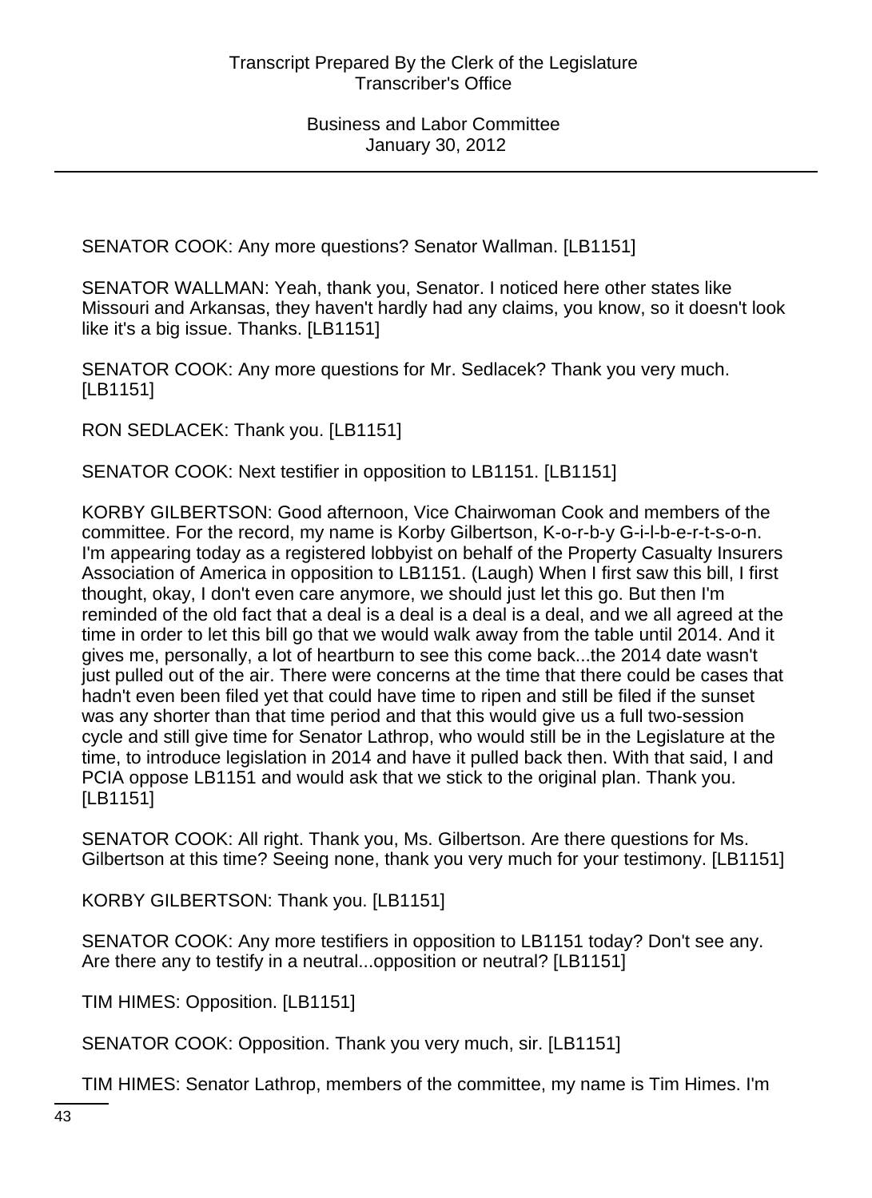SENATOR COOK: Any more questions? Senator Wallman. [LB1151]

SENATOR WALLMAN: Yeah, thank you, Senator. I noticed here other states like Missouri and Arkansas, they haven't hardly had any claims, you know, so it doesn't look like it's a big issue. Thanks. [LB1151]

SENATOR COOK: Any more questions for Mr. Sedlacek? Thank you very much. [LB1151]

RON SEDLACEK: Thank you. [LB1151]

SENATOR COOK: Next testifier in opposition to LB1151. [LB1151]

KORBY GILBERTSON: Good afternoon, Vice Chairwoman Cook and members of the committee. For the record, my name is Korby Gilbertson, K-o-r-b-y G-i-l-b-e-r-t-s-o-n. I'm appearing today as a registered lobbyist on behalf of the Property Casualty Insurers Association of America in opposition to LB1151. (Laugh) When I first saw this bill, I first thought, okay, I don't even care anymore, we should just let this go. But then I'm reminded of the old fact that a deal is a deal is a deal is a deal, and we all agreed at the time in order to let this bill go that we would walk away from the table until 2014. And it gives me, personally, a lot of heartburn to see this come back...the 2014 date wasn't just pulled out of the air. There were concerns at the time that there could be cases that hadn't even been filed yet that could have time to ripen and still be filed if the sunset was any shorter than that time period and that this would give us a full two-session cycle and still give time for Senator Lathrop, who would still be in the Legislature at the time, to introduce legislation in 2014 and have it pulled back then. With that said, I and PCIA oppose LB1151 and would ask that we stick to the original plan. Thank you. [LB1151]

SENATOR COOK: All right. Thank you, Ms. Gilbertson. Are there questions for Ms. Gilbertson at this time? Seeing none, thank you very much for your testimony. [LB1151]

KORBY GILBERTSON: Thank you. [LB1151]

SENATOR COOK: Any more testifiers in opposition to LB1151 today? Don't see any. Are there any to testify in a neutral...opposition or neutral? [LB1151]

TIM HIMES: Opposition. [LB1151]

SENATOR COOK: Opposition. Thank you very much, sir. [LB1151]

TIM HIMES: Senator Lathrop, members of the committee, my name is Tim Himes. I'm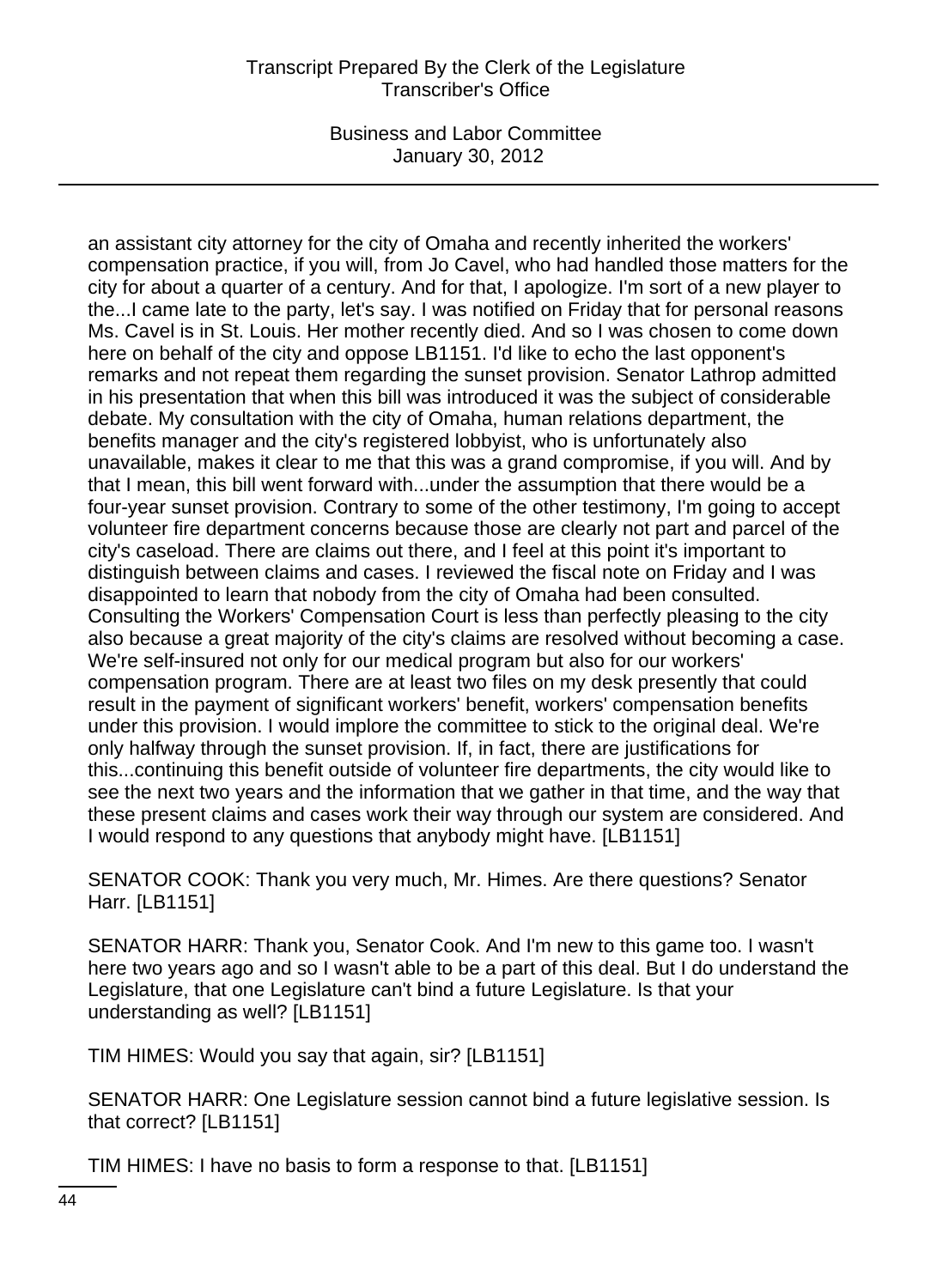an assistant city attorney for the city of Omaha and recently inherited the workers' compensation practice, if you will, from Jo Cavel, who had handled those matters for the city for about a quarter of a century. And for that, I apologize. I'm sort of a new player to the...I came late to the party, let's say. I was notified on Friday that for personal reasons Ms. Cavel is in St. Louis. Her mother recently died. And so I was chosen to come down here on behalf of the city and oppose LB1151. I'd like to echo the last opponent's remarks and not repeat them regarding the sunset provision. Senator Lathrop admitted in his presentation that when this bill was introduced it was the subject of considerable debate. My consultation with the city of Omaha, human relations department, the benefits manager and the city's registered lobbyist, who is unfortunately also unavailable, makes it clear to me that this was a grand compromise, if you will. And by that I mean, this bill went forward with...under the assumption that there would be a four-year sunset provision. Contrary to some of the other testimony, I'm going to accept volunteer fire department concerns because those are clearly not part and parcel of the city's caseload. There are claims out there, and I feel at this point it's important to distinguish between claims and cases. I reviewed the fiscal note on Friday and I was disappointed to learn that nobody from the city of Omaha had been consulted. Consulting the Workers' Compensation Court is less than perfectly pleasing to the city also because a great majority of the city's claims are resolved without becoming a case. We're self-insured not only for our medical program but also for our workers' compensation program. There are at least two files on my desk presently that could result in the payment of significant workers' benefit, workers' compensation benefits under this provision. I would implore the committee to stick to the original deal. We're only halfway through the sunset provision. If, in fact, there are justifications for this...continuing this benefit outside of volunteer fire departments, the city would like to see the next two years and the information that we gather in that time, and the way that these present claims and cases work their way through our system are considered. And I would respond to any questions that anybody might have. [LB1151]

SENATOR COOK: Thank you very much, Mr. Himes. Are there questions? Senator Harr. [LB1151]

SENATOR HARR: Thank you, Senator Cook. And I'm new to this game too. I wasn't here two years ago and so I wasn't able to be a part of this deal. But I do understand the Legislature, that one Legislature can't bind a future Legislature. Is that your understanding as well? [LB1151]

TIM HIMES: Would you say that again, sir? [LB1151]

SENATOR HARR: One Legislature session cannot bind a future legislative session. Is that correct? [LB1151]

TIM HIMES: I have no basis to form a response to that. [LB1151]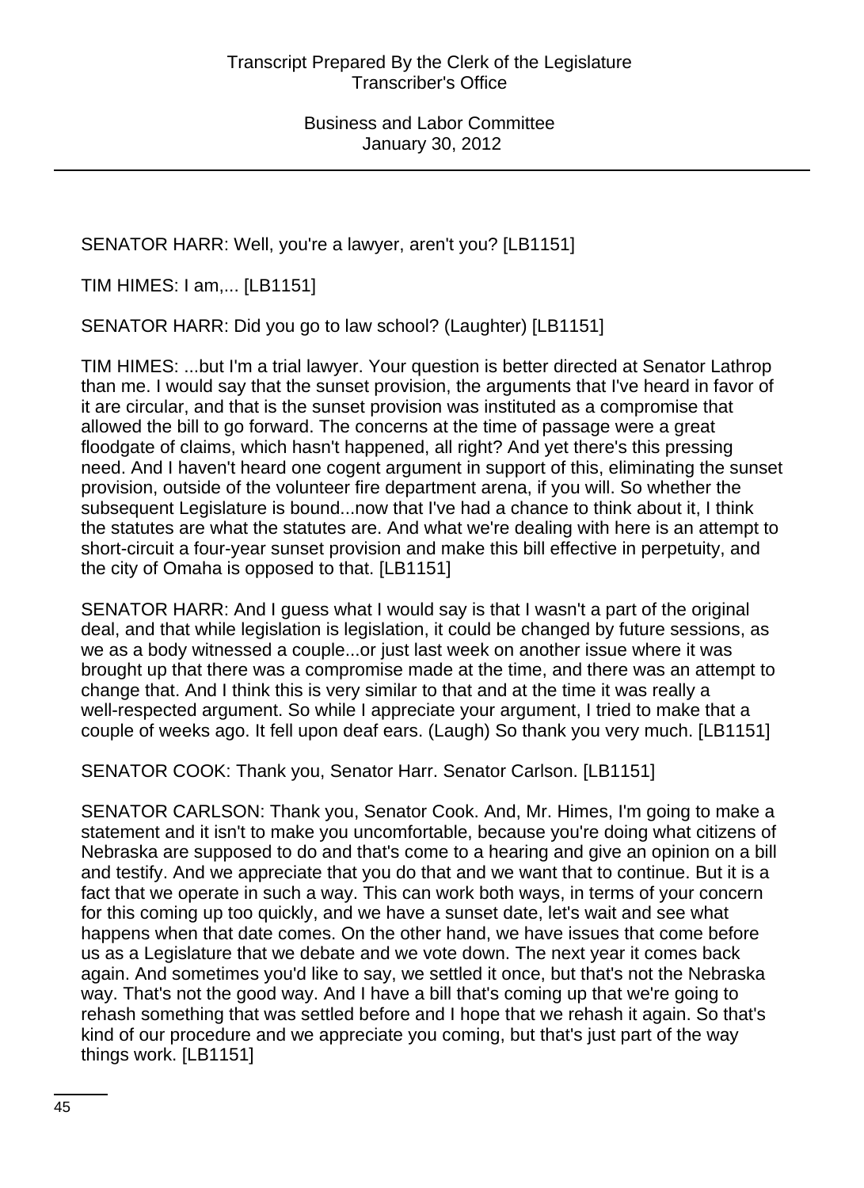SENATOR HARR: Well, you're a lawyer, aren't you? [LB1151]

TIM HIMES: I am,... [LB1151]

SENATOR HARR: Did you go to law school? (Laughter) [LB1151]

TIM HIMES: ...but I'm a trial lawyer. Your question is better directed at Senator Lathrop than me. I would say that the sunset provision, the arguments that I've heard in favor of it are circular, and that is the sunset provision was instituted as a compromise that allowed the bill to go forward. The concerns at the time of passage were a great floodgate of claims, which hasn't happened, all right? And yet there's this pressing need. And I haven't heard one cogent argument in support of this, eliminating the sunset provision, outside of the volunteer fire department arena, if you will. So whether the subsequent Legislature is bound...now that I've had a chance to think about it, I think the statutes are what the statutes are. And what we're dealing with here is an attempt to short-circuit a four-year sunset provision and make this bill effective in perpetuity, and the city of Omaha is opposed to that. [LB1151]

SENATOR HARR: And I guess what I would say is that I wasn't a part of the original deal, and that while legislation is legislation, it could be changed by future sessions, as we as a body witnessed a couple...or just last week on another issue where it was brought up that there was a compromise made at the time, and there was an attempt to change that. And I think this is very similar to that and at the time it was really a well-respected argument. So while I appreciate your argument, I tried to make that a couple of weeks ago. It fell upon deaf ears. (Laugh) So thank you very much. [LB1151]

SENATOR COOK: Thank you, Senator Harr. Senator Carlson. [LB1151]

SENATOR CARLSON: Thank you, Senator Cook. And, Mr. Himes, I'm going to make a statement and it isn't to make you uncomfortable, because you're doing what citizens of Nebraska are supposed to do and that's come to a hearing and give an opinion on a bill and testify. And we appreciate that you do that and we want that to continue. But it is a fact that we operate in such a way. This can work both ways, in terms of your concern for this coming up too quickly, and we have a sunset date, let's wait and see what happens when that date comes. On the other hand, we have issues that come before us as a Legislature that we debate and we vote down. The next year it comes back again. And sometimes you'd like to say, we settled it once, but that's not the Nebraska way. That's not the good way. And I have a bill that's coming up that we're going to rehash something that was settled before and I hope that we rehash it again. So that's kind of our procedure and we appreciate you coming, but that's just part of the way things work. [LB1151]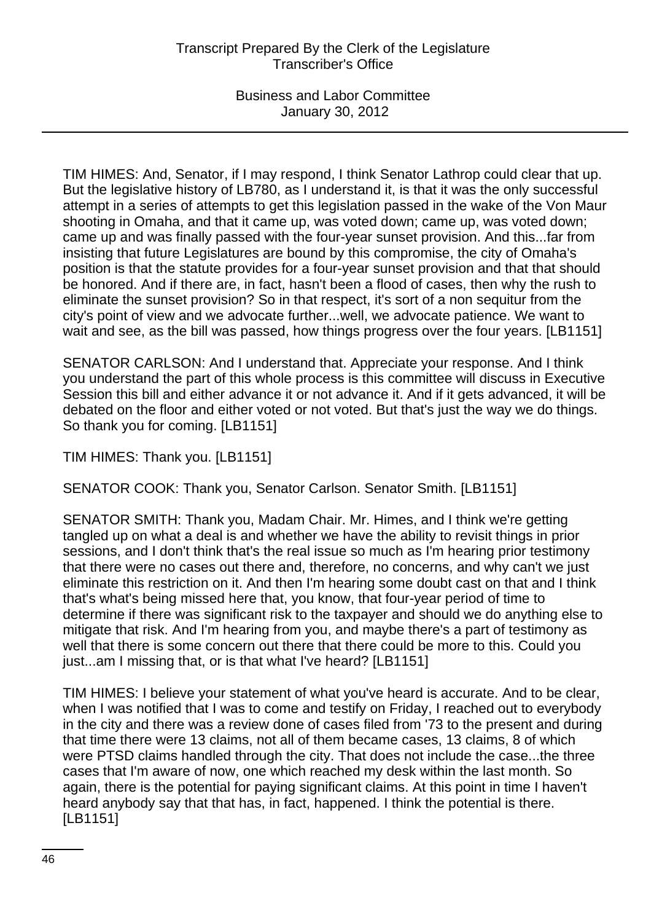TIM HIMES: And, Senator, if I may respond, I think Senator Lathrop could clear that up. But the legislative history of LB780, as I understand it, is that it was the only successful attempt in a series of attempts to get this legislation passed in the wake of the Von Maur shooting in Omaha, and that it came up, was voted down; came up, was voted down; came up and was finally passed with the four-year sunset provision. And this...far from insisting that future Legislatures are bound by this compromise, the city of Omaha's position is that the statute provides for a four-year sunset provision and that that should be honored. And if there are, in fact, hasn't been a flood of cases, then why the rush to eliminate the sunset provision? So in that respect, it's sort of a non sequitur from the city's point of view and we advocate further...well, we advocate patience. We want to wait and see, as the bill was passed, how things progress over the four years. [LB1151]

SENATOR CARLSON: And I understand that. Appreciate your response. And I think you understand the part of this whole process is this committee will discuss in Executive Session this bill and either advance it or not advance it. And if it gets advanced, it will be debated on the floor and either voted or not voted. But that's just the way we do things. So thank you for coming. [LB1151]

TIM HIMES: Thank you. [LB1151]

SENATOR COOK: Thank you, Senator Carlson. Senator Smith. [LB1151]

SENATOR SMITH: Thank you, Madam Chair. Mr. Himes, and I think we're getting tangled up on what a deal is and whether we have the ability to revisit things in prior sessions, and I don't think that's the real issue so much as I'm hearing prior testimony that there were no cases out there and, therefore, no concerns, and why can't we just eliminate this restriction on it. And then I'm hearing some doubt cast on that and I think that's what's being missed here that, you know, that four-year period of time to determine if there was significant risk to the taxpayer and should we do anything else to mitigate that risk. And I'm hearing from you, and maybe there's a part of testimony as well that there is some concern out there that there could be more to this. Could you just...am I missing that, or is that what I've heard? [LB1151]

TIM HIMES: I believe your statement of what you've heard is accurate. And to be clear, when I was notified that I was to come and testify on Friday, I reached out to everybody in the city and there was a review done of cases filed from '73 to the present and during that time there were 13 claims, not all of them became cases, 13 claims, 8 of which were PTSD claims handled through the city. That does not include the case...the three cases that I'm aware of now, one which reached my desk within the last month. So again, there is the potential for paying significant claims. At this point in time I haven't heard anybody say that that has, in fact, happened. I think the potential is there. [LB1151]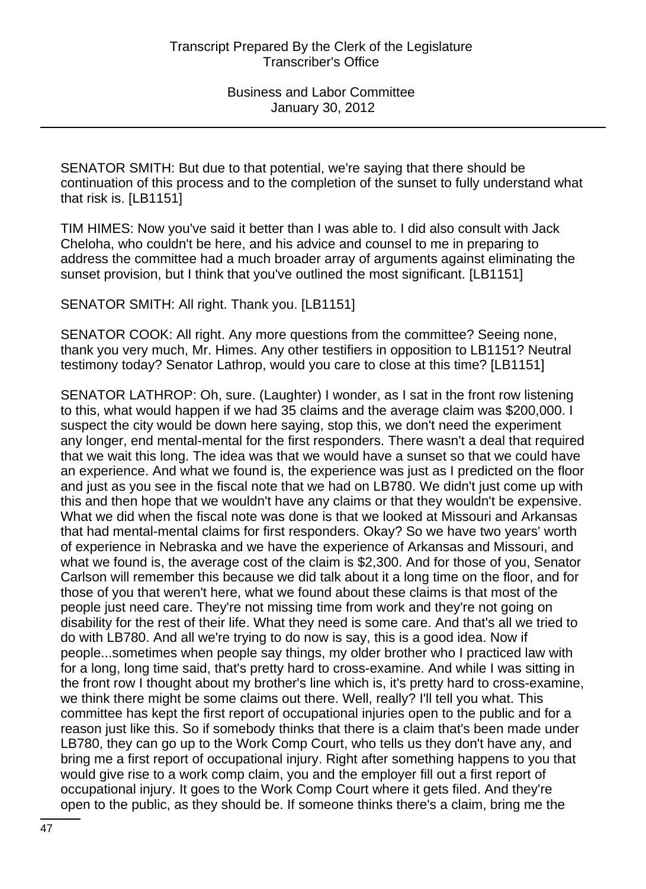SENATOR SMITH: But due to that potential, we're saying that there should be continuation of this process and to the completion of the sunset to fully understand what that risk is. [LB1151]

TIM HIMES: Now you've said it better than I was able to. I did also consult with Jack Cheloha, who couldn't be here, and his advice and counsel to me in preparing to address the committee had a much broader array of arguments against eliminating the sunset provision, but I think that you've outlined the most significant. [LB1151]

SENATOR SMITH: All right. Thank you. [LB1151]

SENATOR COOK: All right. Any more questions from the committee? Seeing none, thank you very much, Mr. Himes. Any other testifiers in opposition to LB1151? Neutral testimony today? Senator Lathrop, would you care to close at this time? [LB1151]

SENATOR LATHROP: Oh, sure. (Laughter) I wonder, as I sat in the front row listening to this, what would happen if we had 35 claims and the average claim was $200,000. I suspect the city would be down here saying, stop this, we don't need the experiment any longer, end mental-mental for the first responders. There wasn't a deal that required that we wait this long. The idea was that we would have a sunset so that we could have an experience. And what we found is, the experience was just as I predicted on the floor and just as you see in the fiscal note that we had on LB780. We didn't just come up with this and then hope that we wouldn't have any claims or that they wouldn't be expensive. What we did when the fiscal note was done is that we looked at Missouri and Arkansas that had mental-mental claims for first responders. Okay? So we have two years' worth of experience in Nebraska and we have the experience of Arkansas and Missouri, and what we found is, the average cost of the claim is $2,300. And for those of you, Senator Carlson will remember this because we did talk about it a long time on the floor, and for those of you that weren't here, what we found about these claims is that most of the people just need care. They're not missing time from work and they're not going on disability for the rest of their life. What they need is some care. And that's all we tried to do with LB780. And all we're trying to do now is say, this is a good idea. Now if people...sometimes when people say things, my older brother who I practiced law with for a long, long time said, that's pretty hard to cross-examine. And while I was sitting in the front row I thought about my brother's line which is, it's pretty hard to cross-examine, we think there might be some claims out there. Well, really? I'll tell you what. This committee has kept the first report of occupational injuries open to the public and for a reason just like this. So if somebody thinks that there is a claim that's been made under LB780, they can go up to the Work Comp Court, who tells us they don't have any, and bring me a first report of occupational injury. Right after something happens to you that would give rise to a work comp claim, you and the employer fill out a first report of occupational injury. It goes to the Work Comp Court where it gets filed. And they're open to the public, as they should be. If someone thinks there's a claim, bring me the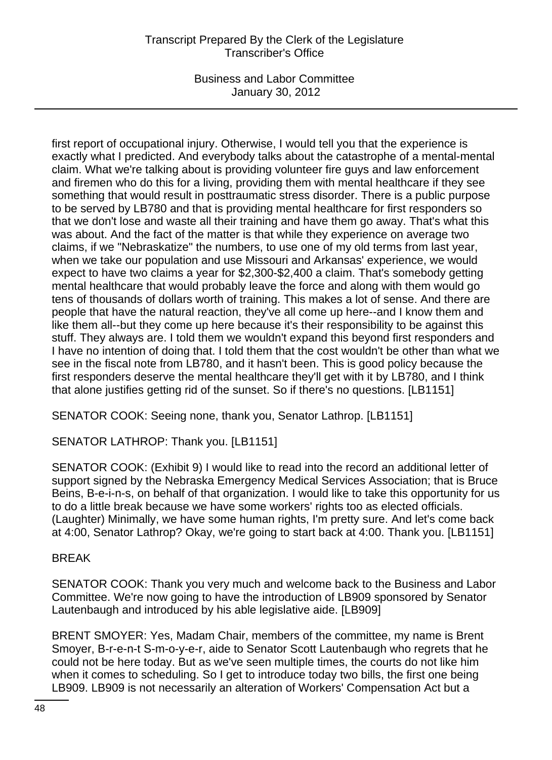first report of occupational injury. Otherwise, I would tell you that the experience is exactly what I predicted. And everybody talks about the catastrophe of a mental-mental claim. What we're talking about is providing volunteer fire guys and law enforcement and firemen who do this for a living, providing them with mental healthcare if they see something that would result in posttraumatic stress disorder. There is a public purpose to be served by LB780 and that is providing mental healthcare for first responders so that we don't lose and waste all their training and have them go away. That's what this was about. And the fact of the matter is that while they experience on average two claims, if we "Nebraskatize" the numbers, to use one of my old terms from last year, when we take our population and use Missouri and Arkansas' experience, we would expect to have two claims a year for $2,300-$2,400 a claim. That's somebody getting mental healthcare that would probably leave the force and along with them would go tens of thousands of dollars worth of training. This makes a lot of sense. And there are people that have the natural reaction, they've all come up here--and I know them and like them all--but they come up here because it's their responsibility to be against this stuff. They always are. I told them we wouldn't expand this beyond first responders and I have no intention of doing that. I told them that the cost wouldn't be other than what we see in the fiscal note from LB780, and it hasn't been. This is good policy because the first responders deserve the mental healthcare they'll get with it by LB780, and I think that alone justifies getting rid of the sunset. So if there's no questions. [LB1151]

SENATOR COOK: Seeing none, thank you, Senator Lathrop. [LB1151]

SENATOR LATHROP: Thank you. [LB1151]

SENATOR COOK: (Exhibit 9) I would like to read into the record an additional letter of support signed by the Nebraska Emergency Medical Services Association; that is Bruce Beins, B-e-i-n-s, on behalf of that organization. I would like to take this opportunity for us to do a little break because we have some workers' rights too as elected officials. (Laughter) Minimally, we have some human rights, I'm pretty sure. And let's come back at 4:00, Senator Lathrop? Okay, we're going to start back at 4:00. Thank you. [LB1151]

BREAK

SENATOR COOK: Thank you very much and welcome back to the Business and Labor Committee. We're now going to have the introduction of LB909 sponsored by Senator Lautenbaugh and introduced by his able legislative aide. [LB909]

BRENT SMOYER: Yes, Madam Chair, members of the committee, my name is Brent Smoyer, B-r-e-n-t S-m-o-y-e-r, aide to Senator Scott Lautenbaugh who regrets that he could not be here today. But as we've seen multiple times, the courts do not like him when it comes to scheduling. So I get to introduce today two bills, the first one being LB909. LB909 is not necessarily an alteration of Workers' Compensation Act but a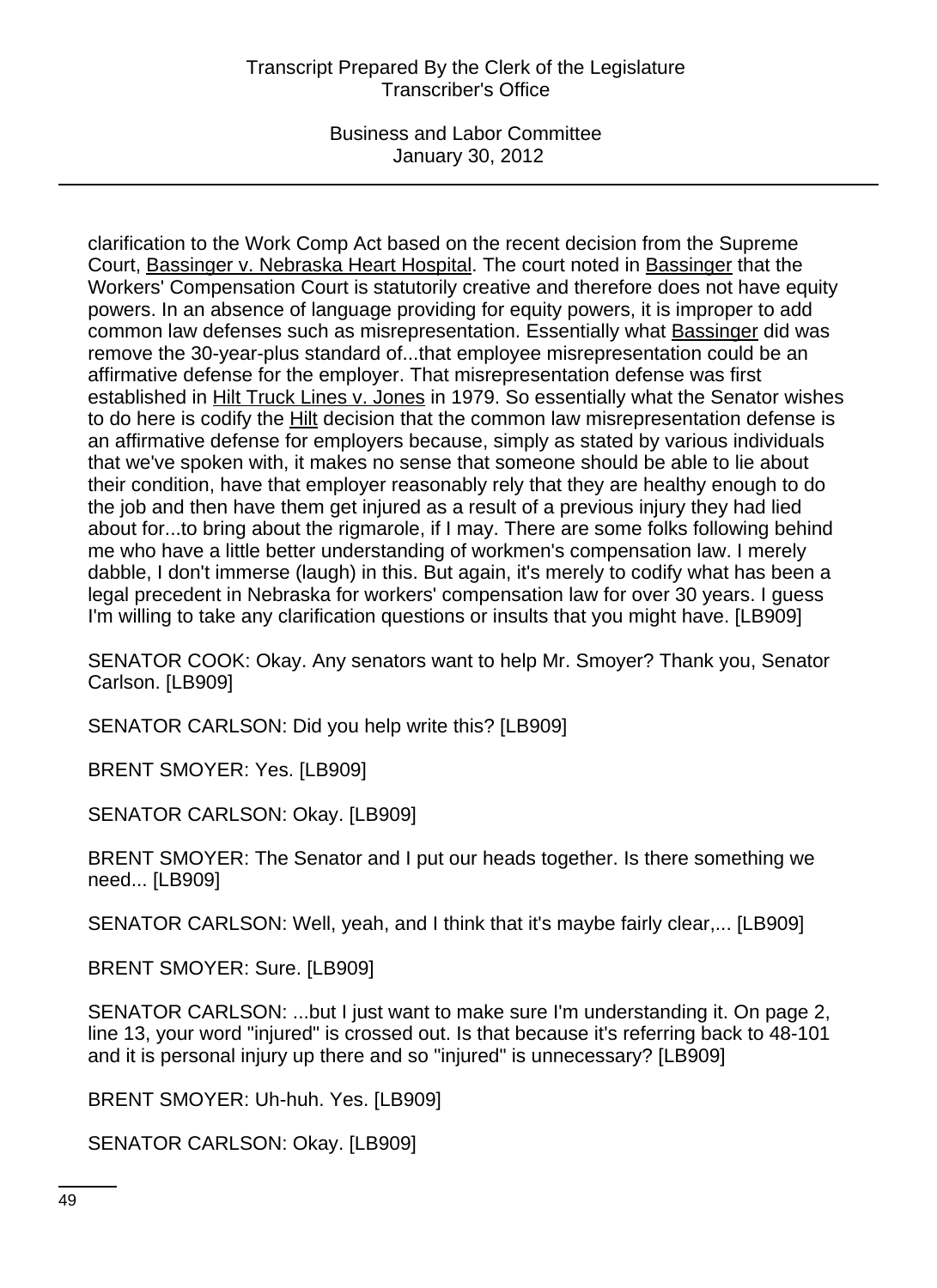clarification to the Work Comp Act based on the recent decision from the Supreme Court, Bassinger v. Nebraska Heart Hospital. The court noted in Bassinger that the Workers' Compensation Court is statutorily creative and therefore does not have equity powers. In an absence of language providing for equity powers, it is improper to add common law defenses such as misrepresentation. Essentially what Bassinger did was remove the 30-year-plus standard of...that employee misrepresentation could be an affirmative defense for the employer. That misrepresentation defense was first established in Hilt Truck Lines v. Jones in 1979. So essentially what the Senator wishes to do here is codify the Hilt decision that the common law misrepresentation defense is an affirmative defense for employers because, simply as stated by various individuals that we've spoken with, it makes no sense that someone should be able to lie about their condition, have that employer reasonably rely that they are healthy enough to do the job and then have them get injured as a result of a previous injury they had lied about for...to bring about the rigmarole, if I may. There are some folks following behind me who have a little better understanding of workmen's compensation law. I merely dabble, I don't immerse (laugh) in this. But again, it's merely to codify what has been a legal precedent in Nebraska for workers' compensation law for over 30 years. I guess I'm willing to take any clarification questions or insults that you might have. [LB909]

SENATOR COOK: Okay. Any senators want to help Mr. Smoyer? Thank you, Senator Carlson. [LB909]

SENATOR CARLSON: Did you help write this? [LB909]

BRENT SMOYER: Yes. [LB909]

SENATOR CARLSON: Okay. [LB909]

BRENT SMOYER: The Senator and I put our heads together. Is there something we need... [LB909]

SENATOR CARLSON: Well, yeah, and I think that it's maybe fairly clear,... [LB909]

BRENT SMOYER: Sure. [LB909]

SENATOR CARLSON: ...but I just want to make sure I'm understanding it. On page 2, line 13, your word "injured" is crossed out. Is that because it's referring back to 48-101 and it is personal injury up there and so "injured" is unnecessary? [LB909]

BRENT SMOYER: Uh-huh. Yes. [LB909]

SENATOR CARLSON: Okay. [LB909]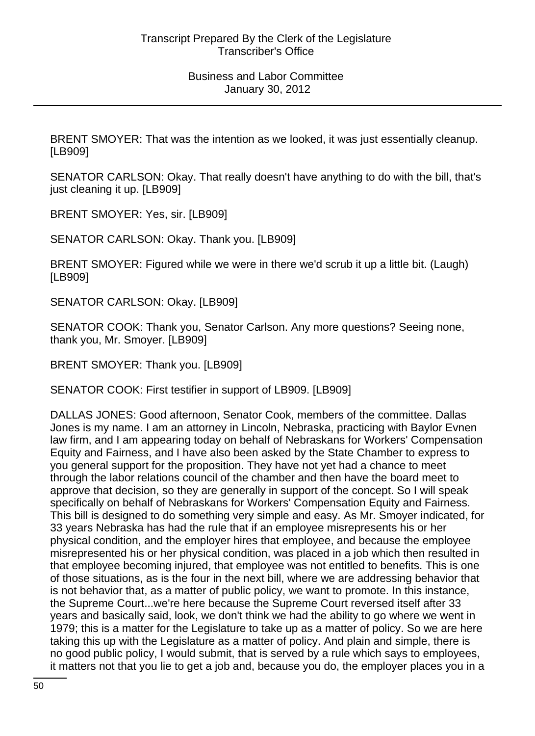BRENT SMOYER: That was the intention as we looked, it was just essentially cleanup. [LB909]

SENATOR CARLSON: Okay. That really doesn't have anything to do with the bill, that's just cleaning it up. [LB909]

BRENT SMOYER: Yes, sir. [LB909]

SENATOR CARLSON: Okay. Thank you. [LB909]

BRENT SMOYER: Figured while we were in there we'd scrub it up a little bit. (Laugh) [LB909]

SENATOR CARLSON: Okay. [LB909]

SENATOR COOK: Thank you, Senator Carlson. Any more questions? Seeing none, thank you, Mr. Smoyer. [LB909]

BRENT SMOYER: Thank you. [LB909]

SENATOR COOK: First testifier in support of LB909. [LB909]

DALLAS JONES: Good afternoon, Senator Cook, members of the committee. Dallas Jones is my name. I am an attorney in Lincoln, Nebraska, practicing with Baylor Evnen law firm, and I am appearing today on behalf of Nebraskans for Workers' Compensation Equity and Fairness, and I have also been asked by the State Chamber to express to you general support for the proposition. They have not yet had a chance to meet through the labor relations council of the chamber and then have the board meet to approve that decision, so they are generally in support of the concept. So I will speak specifically on behalf of Nebraskans for Workers' Compensation Equity and Fairness. This bill is designed to do something very simple and easy. As Mr. Smoyer indicated, for 33 years Nebraska has had the rule that if an employee misrepresents his or her physical condition, and the employer hires that employee, and because the employee misrepresented his or her physical condition, was placed in a job which then resulted in that employee becoming injured, that employee was not entitled to benefits. This is one of those situations, as is the four in the next bill, where we are addressing behavior that is not behavior that, as a matter of public policy, we want to promote. In this instance, the Supreme Court...we're here because the Supreme Court reversed itself after 33 years and basically said, look, we don't think we had the ability to go where we went in 1979; this is a matter for the Legislature to take up as a matter of policy. So we are here taking this up with the Legislature as a matter of policy. And plain and simple, there is no good public policy, I would submit, that is served by a rule which says to employees, it matters not that you lie to get a job and, because you do, the employer places you in a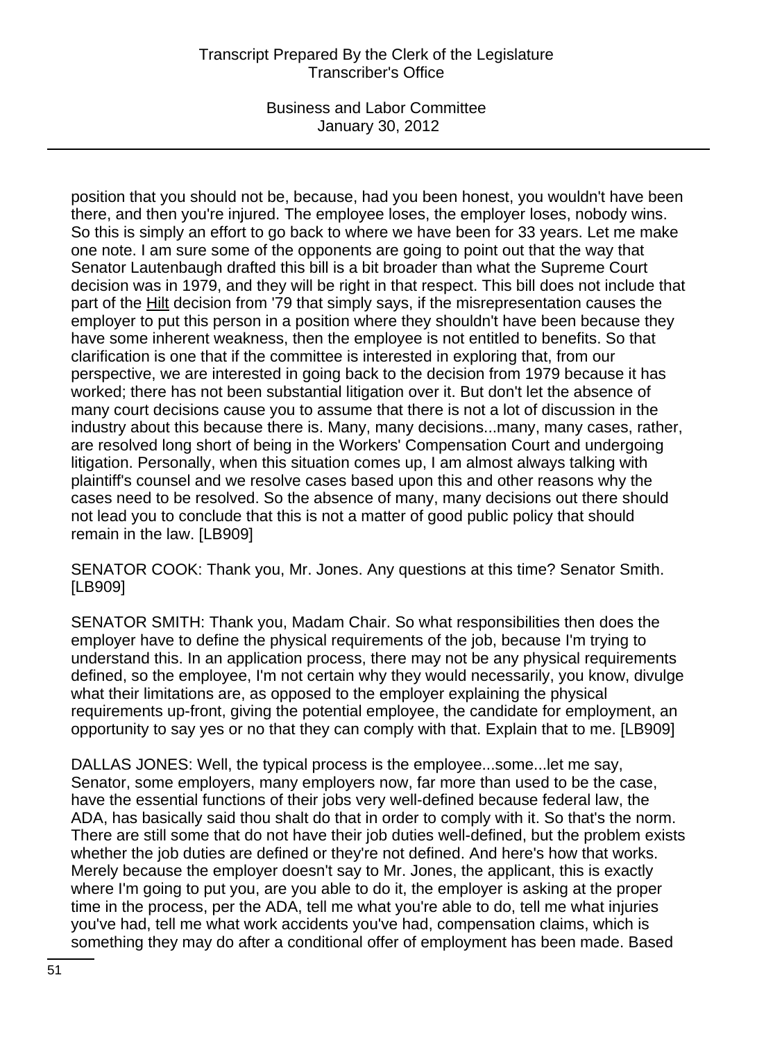position that you should not be, because, had you been honest, you wouldn't have been there, and then you're injured. The employee loses, the employer loses, nobody wins. So this is simply an effort to go back to where we have been for 33 years. Let me make one note. I am sure some of the opponents are going to point out that the way that Senator Lautenbaugh drafted this bill is a bit broader than what the Supreme Court decision was in 1979, and they will be right in that respect. This bill does not include that part of the Hilt decision from '79 that simply says, if the misrepresentation causes the employer to put this person in a position where they shouldn't have been because they have some inherent weakness, then the employee is not entitled to benefits. So that clarification is one that if the committee is interested in exploring that, from our perspective, we are interested in going back to the decision from 1979 because it has worked; there has not been substantial litigation over it. But don't let the absence of many court decisions cause you to assume that there is not a lot of discussion in the industry about this because there is. Many, many decisions...many, many cases, rather, are resolved long short of being in the Workers' Compensation Court and undergoing litigation. Personally, when this situation comes up, I am almost always talking with plaintiff's counsel and we resolve cases based upon this and other reasons why the cases need to be resolved. So the absence of many, many decisions out there should not lead you to conclude that this is not a matter of good public policy that should remain in the law. [LB909]

SENATOR COOK: Thank you, Mr. Jones. Any questions at this time? Senator Smith. [LB909]

SENATOR SMITH: Thank you, Madam Chair. So what responsibilities then does the employer have to define the physical requirements of the job, because I'm trying to understand this. In an application process, there may not be any physical requirements defined, so the employee, I'm not certain why they would necessarily, you know, divulge what their limitations are, as opposed to the employer explaining the physical requirements up-front, giving the potential employee, the candidate for employment, an opportunity to say yes or no that they can comply with that. Explain that to me. [LB909]

DALLAS JONES: Well, the typical process is the employee...some...let me say, Senator, some employers, many employers now, far more than used to be the case, have the essential functions of their jobs very well-defined because federal law, the ADA, has basically said thou shalt do that in order to comply with it. So that's the norm. There are still some that do not have their job duties well-defined, but the problem exists whether the job duties are defined or they're not defined. And here's how that works. Merely because the employer doesn't say to Mr. Jones, the applicant, this is exactly where I'm going to put you, are you able to do it, the employer is asking at the proper time in the process, per the ADA, tell me what you're able to do, tell me what injuries you've had, tell me what work accidents you've had, compensation claims, which is something they may do after a conditional offer of employment has been made. Based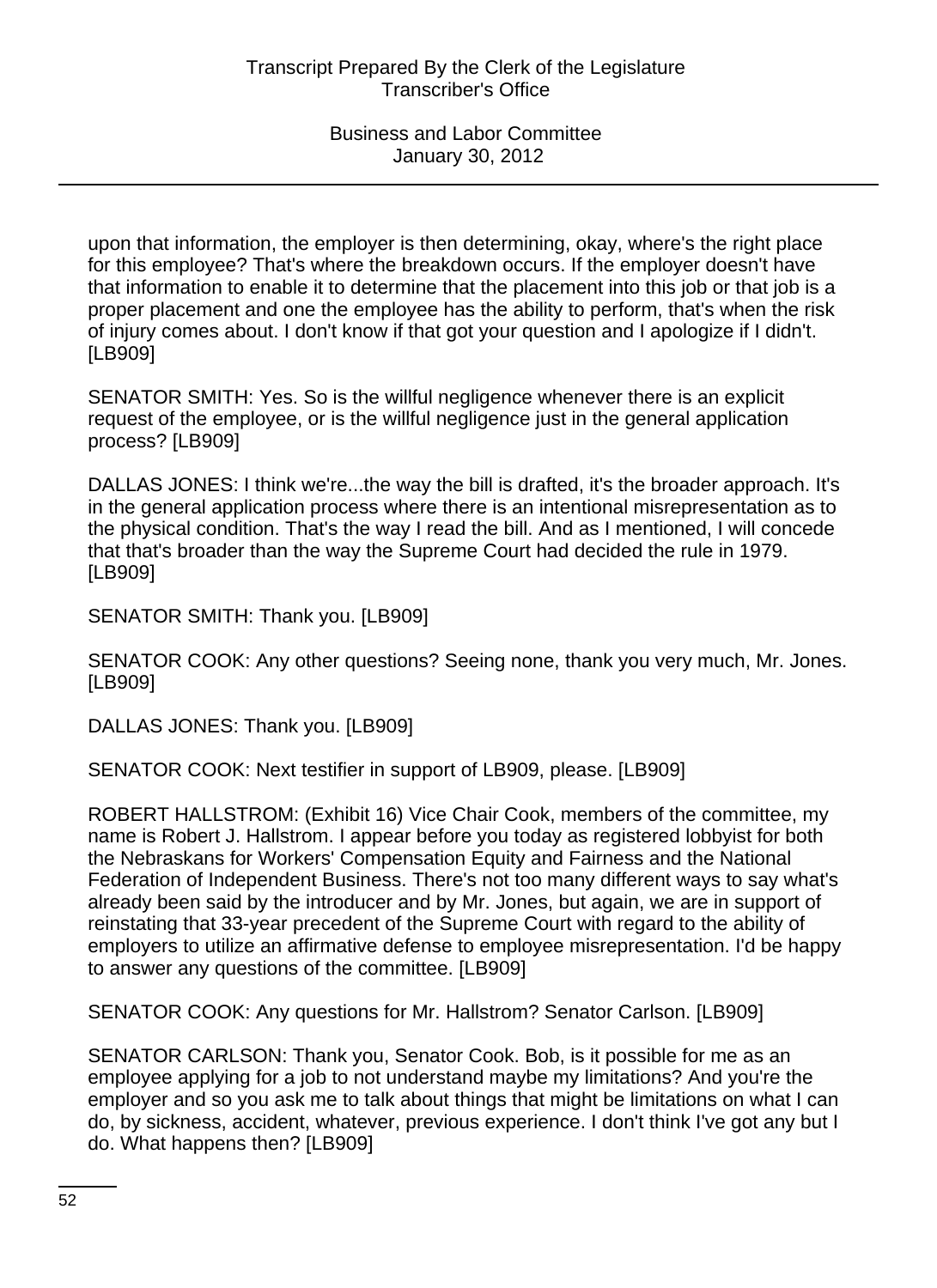upon that information, the employer is then determining, okay, where's the right place for this employee? That's where the breakdown occurs. If the employer doesn't have that information to enable it to determine that the placement into this job or that job is a proper placement and one the employee has the ability to perform, that's when the risk of injury comes about. I don't know if that got your question and I apologize if I didn't. [LB909]

SENATOR SMITH: Yes. So is the willful negligence whenever there is an explicit request of the employee, or is the willful negligence just in the general application process? [LB909]

DALLAS JONES: I think we're...the way the bill is drafted, it's the broader approach. It's in the general application process where there is an intentional misrepresentation as to the physical condition. That's the way I read the bill. And as I mentioned, I will concede that that's broader than the way the Supreme Court had decided the rule in 1979. [LB909]

SENATOR SMITH: Thank you. [LB909]

SENATOR COOK: Any other questions? Seeing none, thank you very much, Mr. Jones. [LB909]

DALLAS JONES: Thank you. [LB909]

SENATOR COOK: Next testifier in support of LB909, please. [LB909]

ROBERT HALLSTROM: (Exhibit 16) Vice Chair Cook, members of the committee, my name is Robert J. Hallstrom. I appear before you today as registered lobbyist for both the Nebraskans for Workers' Compensation Equity and Fairness and the National Federation of Independent Business. There's not too many different ways to say what's already been said by the introducer and by Mr. Jones, but again, we are in support of reinstating that 33-year precedent of the Supreme Court with regard to the ability of employers to utilize an affirmative defense to employee misrepresentation. I'd be happy to answer any questions of the committee. [LB909]

SENATOR COOK: Any questions for Mr. Hallstrom? Senator Carlson. [LB909]

SENATOR CARLSON: Thank you, Senator Cook. Bob, is it possible for me as an employee applying for a job to not understand maybe my limitations? And you're the employer and so you ask me to talk about things that might be limitations on what I can do, by sickness, accident, whatever, previous experience. I don't think I've got any but I do. What happens then? [LB909]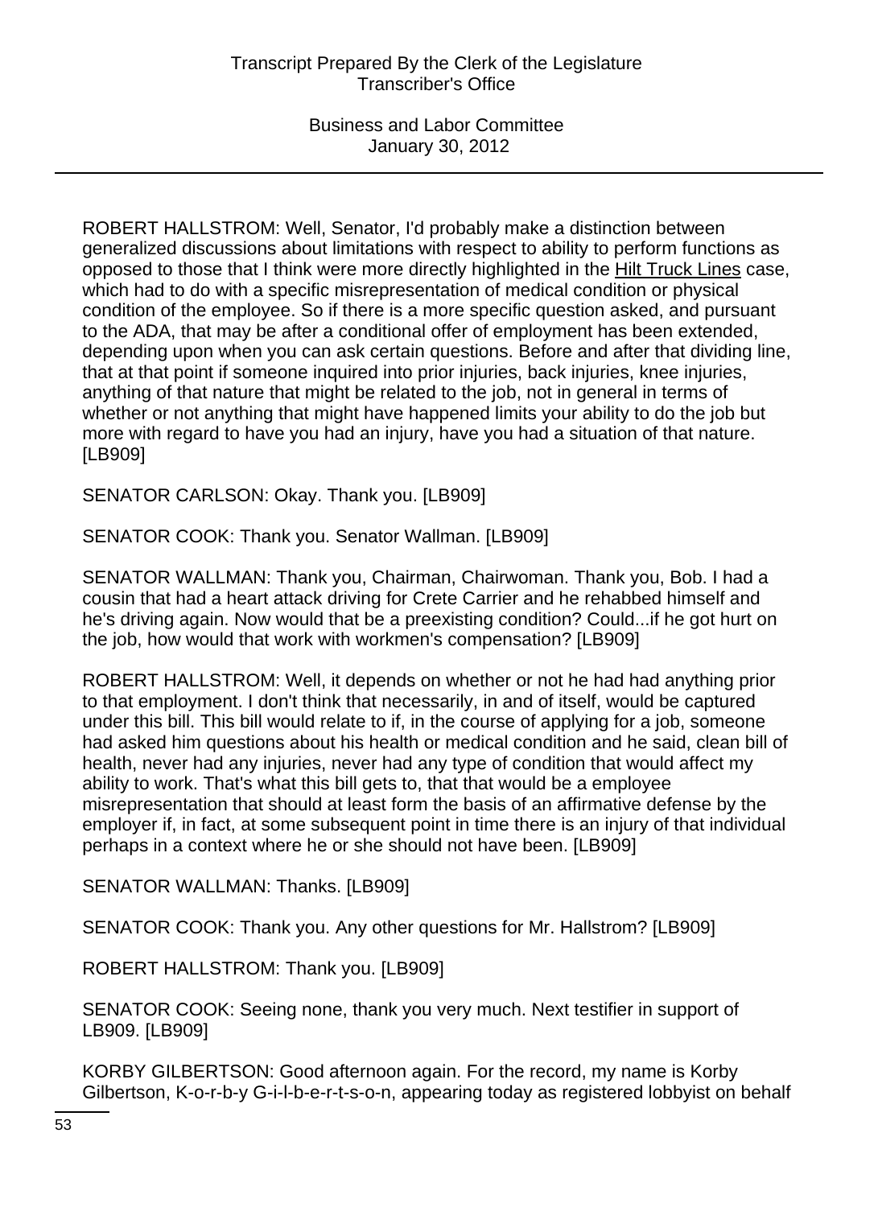ROBERT HALLSTROM: Well, Senator, I'd probably make a distinction between generalized discussions about limitations with respect to ability to perform functions as opposed to those that I think were more directly highlighted in the Hilt Truck Lines case, which had to do with a specific misrepresentation of medical condition or physical condition of the employee. So if there is a more specific question asked, and pursuant to the ADA, that may be after a conditional offer of employment has been extended, depending upon when you can ask certain questions. Before and after that dividing line, that at that point if someone inquired into prior injuries, back injuries, knee injuries, anything of that nature that might be related to the job, not in general in terms of whether or not anything that might have happened limits your ability to do the job but more with regard to have you had an injury, have you had a situation of that nature. [LB909]

SENATOR CARLSON: Okay. Thank you. [LB909]

SENATOR COOK: Thank you. Senator Wallman. [LB909]

SENATOR WALLMAN: Thank you, Chairman, Chairwoman. Thank you, Bob. I had a cousin that had a heart attack driving for Crete Carrier and he rehabbed himself and he's driving again. Now would that be a preexisting condition? Could...if he got hurt on the job, how would that work with workmen's compensation? [LB909]

ROBERT HALLSTROM: Well, it depends on whether or not he had had anything prior to that employment. I don't think that necessarily, in and of itself, would be captured under this bill. This bill would relate to if, in the course of applying for a job, someone had asked him questions about his health or medical condition and he said, clean bill of health, never had any injuries, never had any type of condition that would affect my ability to work. That's what this bill gets to, that that would be a employee misrepresentation that should at least form the basis of an affirmative defense by the employer if, in fact, at some subsequent point in time there is an injury of that individual perhaps in a context where he or she should not have been. [LB909]

SENATOR WALLMAN: Thanks. [LB909]

SENATOR COOK: Thank you. Any other questions for Mr. Hallstrom? [LB909]

ROBERT HALLSTROM: Thank you. [LB909]

SENATOR COOK: Seeing none, thank you very much. Next testifier in support of LB909. [LB909]

KORBY GILBERTSON: Good afternoon again. For the record, my name is Korby Gilbertson, K-o-r-b-y G-i-l-b-e-r-t-s-o-n, appearing today as registered lobbyist on behalf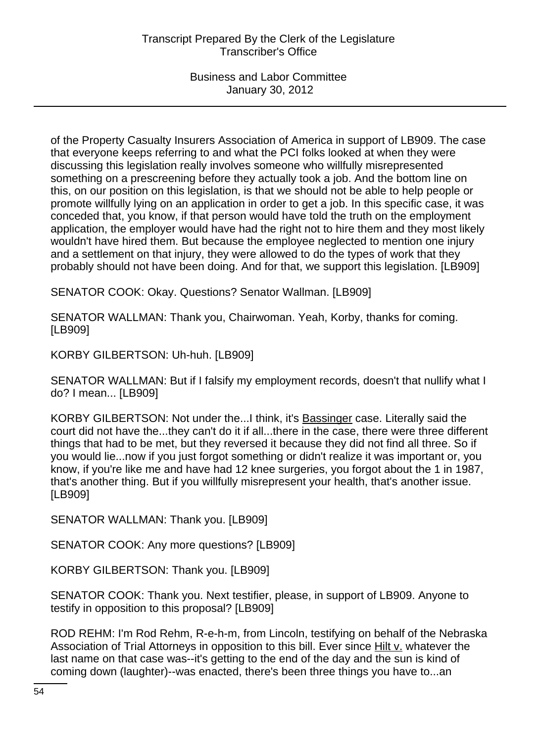of the Property Casualty Insurers Association of America in support of LB909. The case that everyone keeps referring to and what the PCI folks looked at when they were discussing this legislation really involves someone who willfully misrepresented something on a prescreening before they actually took a job. And the bottom line on this, on our position on this legislation, is that we should not be able to help people or promote willfully lying on an application in order to get a job. In this specific case, it was conceded that, you know, if that person would have told the truth on the employment application, the employer would have had the right not to hire them and they most likely wouldn't have hired them. But because the employee neglected to mention one injury and a settlement on that injury, they were allowed to do the types of work that they probably should not have been doing. And for that, we support this legislation. [LB909]

SENATOR COOK: Okay. Questions? Senator Wallman. [LB909]

SENATOR WALLMAN: Thank you, Chairwoman. Yeah, Korby, thanks for coming. [LB909]

KORBY GILBERTSON: Uh-huh. [LB909]

SENATOR WALLMAN: But if I falsify my employment records, doesn't that nullify what I do? I mean... [LB909]

KORBY GILBERTSON: Not under the...I think, it's <u>Bassinger</u> case. Literally said the court did not have the...they can't do it if all...there in the case, there were three different things that had to be met, but they reversed it because they did not find all three. So if you would lie...now if you just forgot something or didn't realize it was important or, you know, if you're like me and have had 12 knee surgeries, you forgot about the 1 in 1987, that's another thing. But if you willfully misrepresent your health, that's another issue. [LB909]

SENATOR WALLMAN: Thank you. [LB909]

SENATOR COOK: Any more questions? [LB909]

KORBY GILBERTSON: Thank you. [LB909]

SENATOR COOK: Thank you. Next testifier, please, in support of LB909. Anyone to testify in opposition to this proposal? [LB909]

ROD REHM: I'm Rod Rehm, R-e-h-m, from Lincoln, testifying on behalf of the Nebraska Association of Trial Attorneys in opposition to this bill. Ever since <u>Hilt v.</u> whatever the last name on that case was--it's getting to the end of the day and the sun is kind of coming down (laughter)--was enacted, there's been three things you have to...an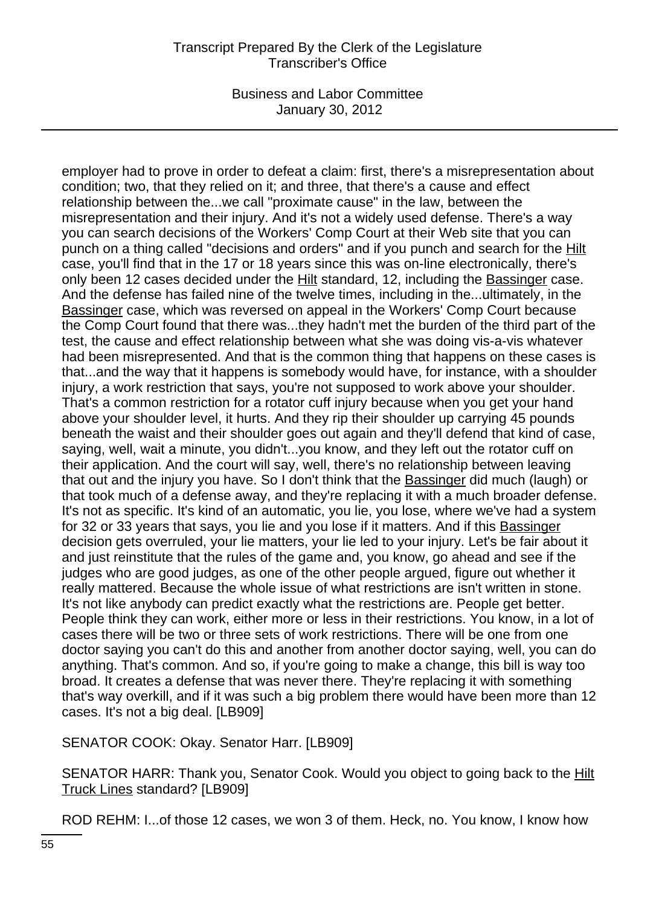employer had to prove in order to defeat a claim: first, there's a misrepresentation about condition; two, that they relied on it; and three, that there's a cause and effect relationship between the...we call "proximate cause" in the law, between the misrepresentation and their injury. And it's not a widely used defense. There's a way you can search decisions of the Workers' Comp Court at their Web site that you can punch on a thing called "decisions and orders" and if you punch and search for the Hilt case, you'll find that in the 17 or 18 years since this was on-line electronically, there's only been 12 cases decided under the Hilt standard, 12, including the Bassinger case. And the defense has failed nine of the twelve times, including in the...ultimately, in the Bassinger case, which was reversed on appeal in the Workers' Comp Court because the Comp Court found that there was...they hadn't met the burden of the third part of the test, the cause and effect relationship between what she was doing vis-a-vis whatever had been misrepresented. And that is the common thing that happens on these cases is that...and the way that it happens is somebody would have, for instance, with a shoulder injury, a work restriction that says, you're not supposed to work above your shoulder. That's a common restriction for a rotator cuff injury because when you get your hand above your shoulder level, it hurts. And they rip their shoulder up carrying 45 pounds beneath the waist and their shoulder goes out again and they'll defend that kind of case, saying, well, wait a minute, you didn't...you know, and they left out the rotator cuff on their application. And the court will say, well, there's no relationship between leaving that out and the injury you have. So I don't think that the Bassinger did much (laugh) or that took much of a defense away, and they're replacing it with a much broader defense. It's not as specific. It's kind of an automatic, you lie, you lose, where we've had a system for 32 or 33 years that says, you lie and you lose if it matters. And if this Bassinger decision gets overruled, your lie matters, your lie led to your injury. Let's be fair about it and just reinstitute that the rules of the game and, you know, go ahead and see if the judges who are good judges, as one of the other people argued, figure out whether it really mattered. Because the whole issue of what restrictions are isn't written in stone. It's not like anybody can predict exactly what the restrictions are. People get better. People think they can work, either more or less in their restrictions. You know, in a lot of cases there will be two or three sets of work restrictions. There will be one from one doctor saying you can't do this and another from another doctor saying, well, you can do anything. That's common. And so, if you're going to make a change, this bill is way too broad. It creates a defense that was never there. They're replacing it with something that's way overkill, and if it was such a big problem there would have been more than 12 cases. It's not a big deal. [LB909]

SENATOR COOK: Okay. Senator Harr. [LB909]

SENATOR HARR: Thank you, Senator Cook. Would you object to going back to the Hilt Truck Lines standard? [LB909]

ROD REHM: I...of those 12 cases, we won 3 of them. Heck, no. You know, I know how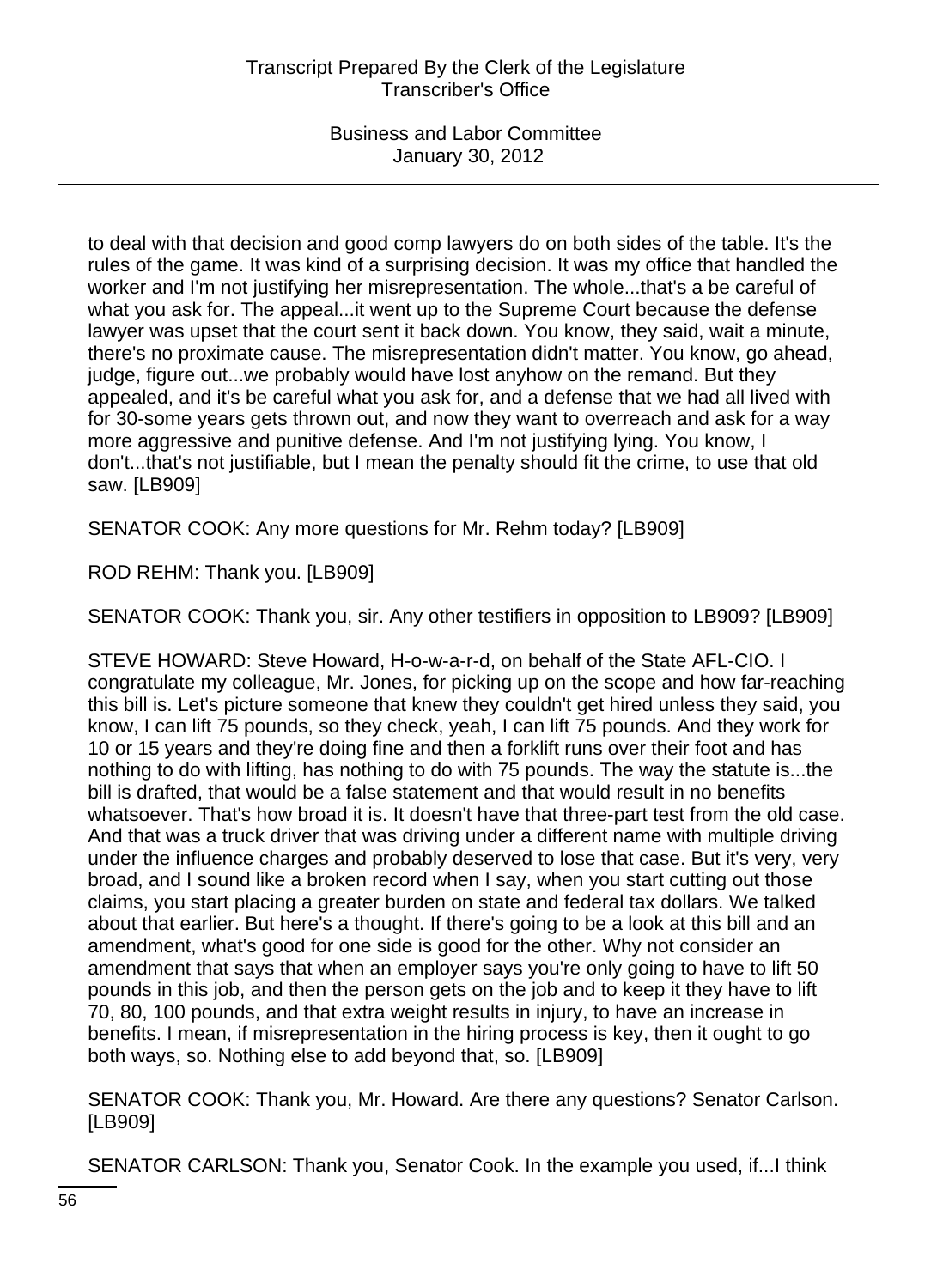to deal with that decision and good comp lawyers do on both sides of the table. It's the rules of the game. It was kind of a surprising decision. It was my office that handled the worker and I'm not justifying her misrepresentation. The whole...that's a be careful of what you ask for. The appeal...it went up to the Supreme Court because the defense lawyer was upset that the court sent it back down. You know, they said, wait a minute, there's no proximate cause. The misrepresentation didn't matter. You know, go ahead, judge, figure out...we probably would have lost anyhow on the remand. But they appealed, and it's be careful what you ask for, and a defense that we had all lived with for 30-some years gets thrown out, and now they want to overreach and ask for a way more aggressive and punitive defense. And I'm not justifying lying. You know, I don't...that's not justifiable, but I mean the penalty should fit the crime, to use that old saw. [LB909]

SENATOR COOK: Any more questions for Mr. Rehm today? [LB909]

ROD REHM: Thank you. [LB909]

SENATOR COOK: Thank you, sir. Any other testifiers in opposition to LB909? [LB909]

STEVE HOWARD: Steve Howard, H-o-w-a-r-d, on behalf of the State AFL-CIO. I congratulate my colleague, Mr. Jones, for picking up on the scope and how far-reaching this bill is. Let's picture someone that knew they couldn't get hired unless they said, you know, I can lift 75 pounds, so they check, yeah, I can lift 75 pounds. And they work for 10 or 15 years and they're doing fine and then a forklift runs over their foot and has nothing to do with lifting, has nothing to do with 75 pounds. The way the statute is...the bill is drafted, that would be a false statement and that would result in no benefits whatsoever. That's how broad it is. It doesn't have that three-part test from the old case. And that was a truck driver that was driving under a different name with multiple driving under the influence charges and probably deserved to lose that case. But it's very, very broad, and I sound like a broken record when I say, when you start cutting out those claims, you start placing a greater burden on state and federal tax dollars. We talked about that earlier. But here's a thought. If there's going to be a look at this bill and an amendment, what's good for one side is good for the other. Why not consider an amendment that says that when an employer says you're only going to have to lift 50 pounds in this job, and then the person gets on the job and to keep it they have to lift 70, 80, 100 pounds, and that extra weight results in injury, to have an increase in benefits. I mean, if misrepresentation in the hiring process is key, then it ought to go both ways, so. Nothing else to add beyond that, so. [LB909]

SENATOR COOK: Thank you, Mr. Howard. Are there any questions? Senator Carlson. [LB909]

SENATOR CARLSON: Thank you, Senator Cook. In the example you used, if...I think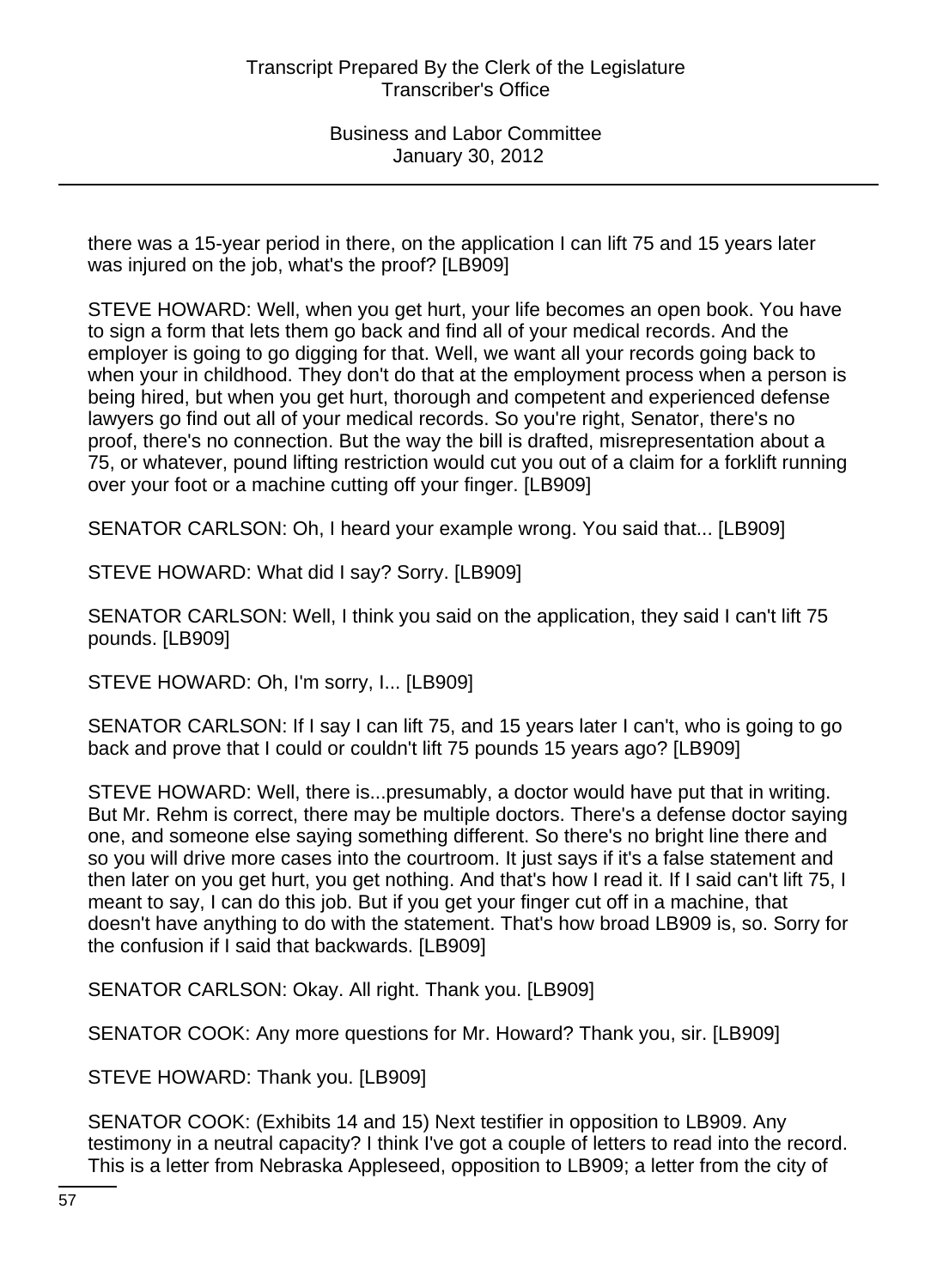there was a 15-year period in there, on the application I can lift 75 and 15 years later was injured on the job, what's the proof? [LB909]

STEVE HOWARD: Well, when you get hurt, your life becomes an open book. You have to sign a form that lets them go back and find all of your medical records. And the employer is going to go digging for that. Well, we want all your records going back to when your in childhood. They don't do that at the employment process when a person is being hired, but when you get hurt, thorough and competent and experienced defense lawyers go find out all of your medical records. So you're right, Senator, there's no proof, there's no connection. But the way the bill is drafted, misrepresentation about a 75, or whatever, pound lifting restriction would cut you out of a claim for a forklift running over your foot or a machine cutting off your finger. [LB909]

SENATOR CARLSON: Oh, I heard your example wrong. You said that... [LB909]

STEVE HOWARD: What did I say? Sorry. [LB909]

SENATOR CARLSON: Well, I think you said on the application, they said I can't lift 75 pounds. [LB909]

STEVE HOWARD: Oh, I'm sorry, I... [LB909]

SENATOR CARLSON: If I say I can lift 75, and 15 years later I can't, who is going to go back and prove that I could or couldn't lift 75 pounds 15 years ago? [LB909]

STEVE HOWARD: Well, there is...presumably, a doctor would have put that in writing. But Mr. Rehm is correct, there may be multiple doctors. There's a defense doctor saying one, and someone else saying something different. So there's no bright line there and so you will drive more cases into the courtroom. It just says if it's a false statement and then later on you get hurt, you get nothing. And that's how I read it. If I said can't lift 75, I meant to say, I can do this job. But if you get your finger cut off in a machine, that doesn't have anything to do with the statement. That's how broad LB909 is, so. Sorry for the confusion if I said that backwards. [LB909]

SENATOR CARLSON: Okay. All right. Thank you. [LB909]

SENATOR COOK: Any more questions for Mr. Howard? Thank you, sir. [LB909]

STEVE HOWARD: Thank you. [LB909]

SENATOR COOK: (Exhibits 14 and 15) Next testifier in opposition to LB909. Any testimony in a neutral capacity? I think I've got a couple of letters to read into the record. This is a letter from Nebraska Appleseed, opposition to LB909; a letter from the city of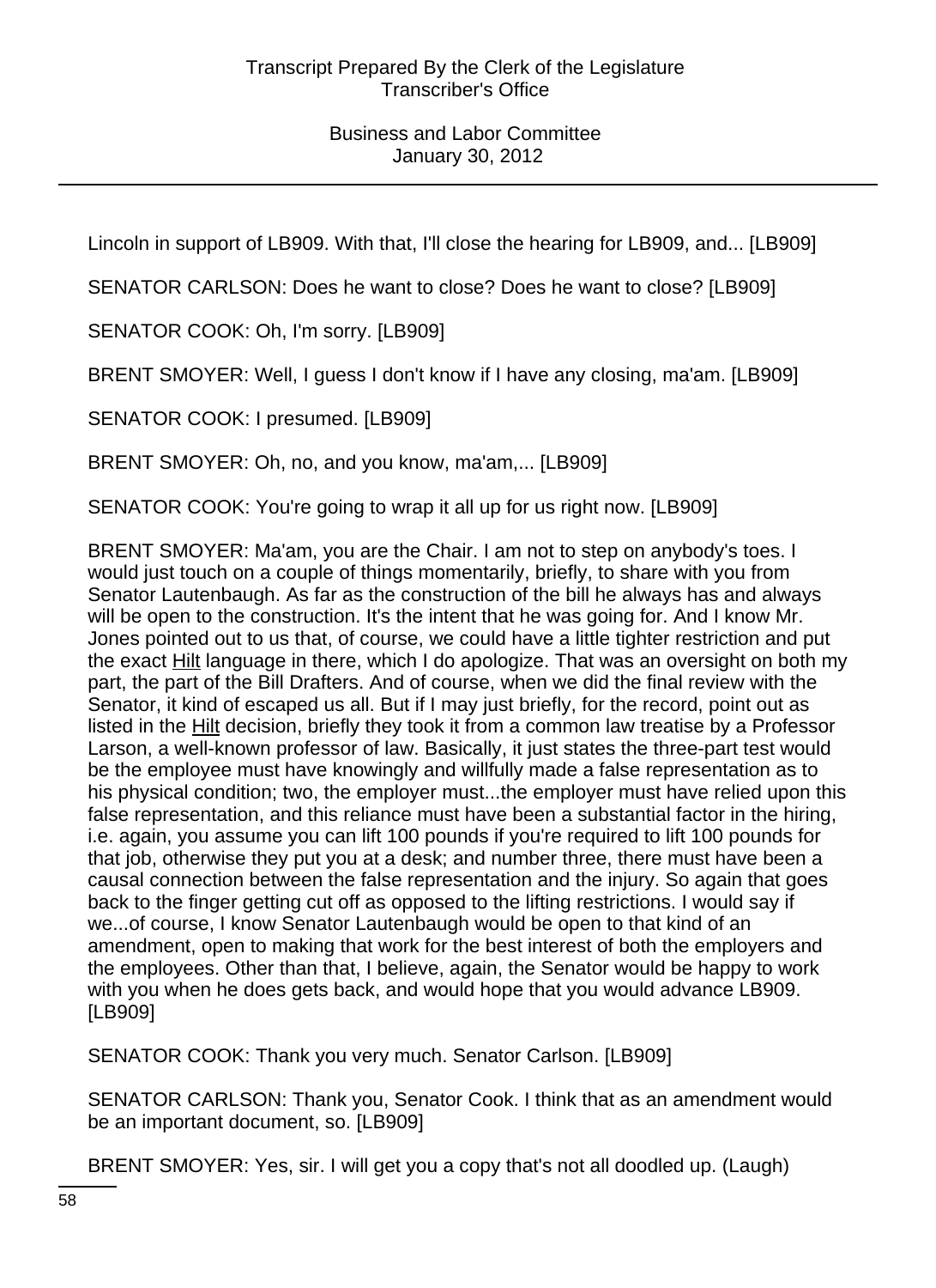Lincoln in support of LB909. With that, I'll close the hearing for LB909, and... [LB909]

SENATOR CARLSON: Does he want to close? Does he want to close? [LB909]

SENATOR COOK: Oh, I'm sorry. [LB909]

BRENT SMOYER: Well, I guess I don't know if I have any closing, ma'am. [LB909]

SENATOR COOK: I presumed. [LB909]

BRENT SMOYER: Oh, no, and you know, ma'am,... [LB909]

SENATOR COOK: You're going to wrap it all up for us right now. [LB909]

BRENT SMOYER: Ma'am, you are the Chair. I am not to step on anybody's toes. I would just touch on a couple of things momentarily, briefly, to share with you from Senator Lautenbaugh. As far as the construction of the bill he always has and always will be open to the construction. It's the intent that he was going for. And I know Mr. Jones pointed out to us that, of course, we could have a little tighter restriction and put the exact Hilt language in there, which I do apologize. That was an oversight on both my part, the part of the Bill Drafters. And of course, when we did the final review with the Senator, it kind of escaped us all. But if I may just briefly, for the record, point out as listed in the Hilt decision, briefly they took it from a common law treatise by a Professor Larson, a well-known professor of law. Basically, it just states the three-part test would be the employee must have knowingly and willfully made a false representation as to his physical condition; two, the employer must...the employer must have relied upon this false representation, and this reliance must have been a substantial factor in the hiring, i.e. again, you assume you can lift 100 pounds if you're required to lift 100 pounds for that job, otherwise they put you at a desk; and number three, there must have been a causal connection between the false representation and the injury. So again that goes back to the finger getting cut off as opposed to the lifting restrictions. I would say if we...of course, I know Senator Lautenbaugh would be open to that kind of an amendment, open to making that work for the best interest of both the employers and the employees. Other than that, I believe, again, the Senator would be happy to work with you when he does gets back, and would hope that you would advance LB909. [LB909]

SENATOR COOK: Thank you very much. Senator Carlson. [LB909]

SENATOR CARLSON: Thank you, Senator Cook. I think that as an amendment would be an important document, so. [LB909]

BRENT SMOYER: Yes, sir. I will get you a copy that's not all doodled up. (Laugh)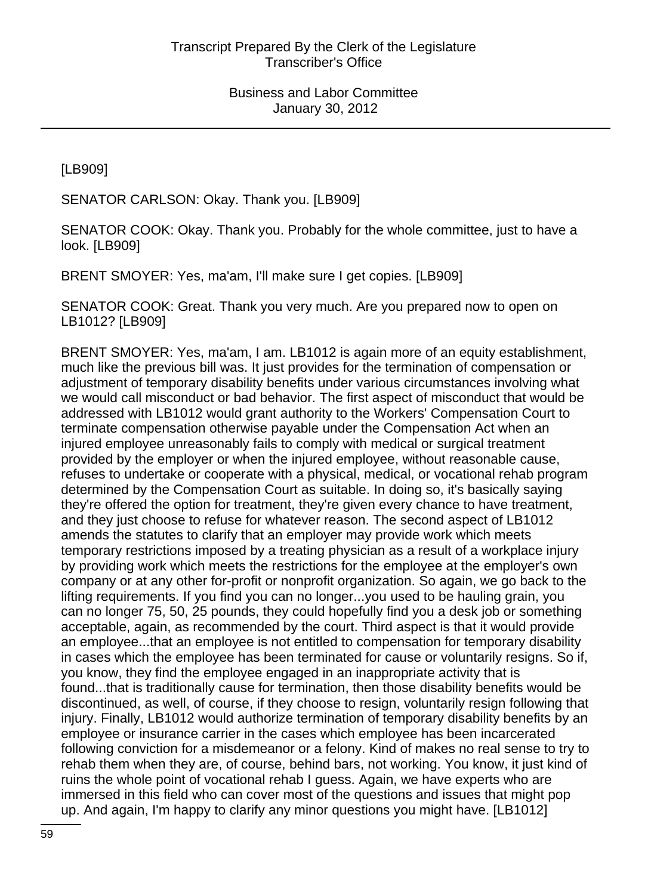[LB909]

SENATOR CARLSON: Okay. Thank you. [LB909]

SENATOR COOK: Okay. Thank you. Probably for the whole committee, just to have a look. [LB909]

BRENT SMOYER: Yes, ma'am, I'll make sure I get copies. [LB909]

SENATOR COOK: Great. Thank you very much. Are you prepared now to open on LB1012? [LB909]

BRENT SMOYER: Yes, ma'am, I am. LB1012 is again more of an equity establishment, much like the previous bill was. It just provides for the termination of compensation or adjustment of temporary disability benefits under various circumstances involving what we would call misconduct or bad behavior. The first aspect of misconduct that would be addressed with LB1012 would grant authority to the Workers' Compensation Court to terminate compensation otherwise payable under the Compensation Act when an injured employee unreasonably fails to comply with medical or surgical treatment provided by the employer or when the injured employee, without reasonable cause, refuses to undertake or cooperate with a physical, medical, or vocational rehab program determined by the Compensation Court as suitable. In doing so, it's basically saying they're offered the option for treatment, they're given every chance to have treatment, and they just choose to refuse for whatever reason. The second aspect of LB1012 amends the statutes to clarify that an employer may provide work which meets temporary restrictions imposed by a treating physician as a result of a workplace injury by providing work which meets the restrictions for the employee at the employer's own company or at any other for-profit or nonprofit organization. So again, we go back to the lifting requirements. If you find you can no longer...you used to be hauling grain, you can no longer 75, 50, 25 pounds, they could hopefully find you a desk job or something acceptable, again, as recommended by the court. Third aspect is that it would provide an employee...that an employee is not entitled to compensation for temporary disability in cases which the employee has been terminated for cause or voluntarily resigns. So if, you know, they find the employee engaged in an inappropriate activity that is found...that is traditionally cause for termination, then those disability benefits would be discontinued, as well, of course, if they choose to resign, voluntarily resign following that injury. Finally, LB1012 would authorize termination of temporary disability benefits by an employee or insurance carrier in the cases which employee has been incarcerated following conviction for a misdemeanor or a felony. Kind of makes no real sense to try to rehab them when they are, of course, behind bars, not working. You know, it just kind of ruins the whole point of vocational rehab I guess. Again, we have experts who are immersed in this field who can cover most of the questions and issues that might pop up. And again, I'm happy to clarify any minor questions you might have. [LB1012]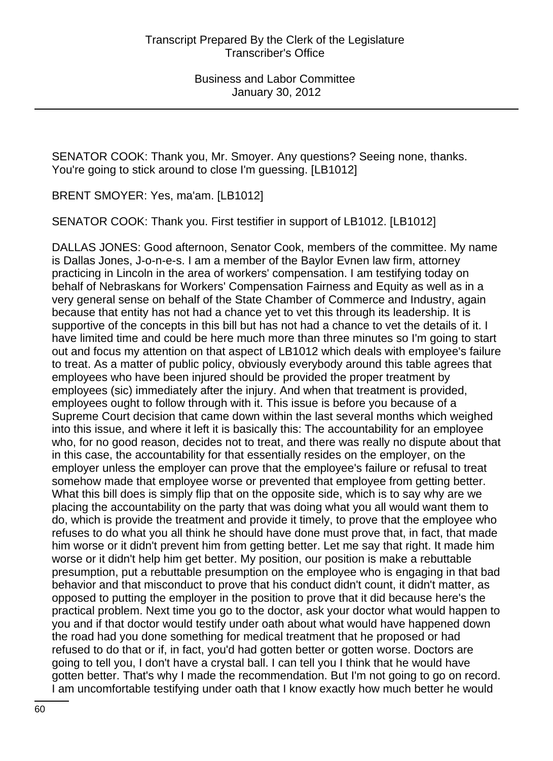SENATOR COOK: Thank you, Mr. Smoyer. Any questions? Seeing none, thanks. You're going to stick around to close I'm guessing. [LB1012]

BRENT SMOYER: Yes, ma'am. [LB1012]

SENATOR COOK: Thank you. First testifier in support of LB1012. [LB1012]

DALLAS JONES: Good afternoon, Senator Cook, members of the committee. My name is Dallas Jones, J-o-n-e-s. I am a member of the Baylor Evnen law firm, attorney practicing in Lincoln in the area of workers' compensation. I am testifying today on behalf of Nebraskans for Workers' Compensation Fairness and Equity as well as in a very general sense on behalf of the State Chamber of Commerce and Industry, again because that entity has not had a chance yet to vet this through its leadership. It is supportive of the concepts in this bill but has not had a chance to vet the details of it. I have limited time and could be here much more than three minutes so I'm going to start out and focus my attention on that aspect of LB1012 which deals with employee's failure to treat. As a matter of public policy, obviously everybody around this table agrees that employees who have been injured should be provided the proper treatment by employees (sic) immediately after the injury. And when that treatment is provided, employees ought to follow through with it. This issue is before you because of a Supreme Court decision that came down within the last several months which weighed into this issue, and where it left it is basically this: The accountability for an employee who, for no good reason, decides not to treat, and there was really no dispute about that in this case, the accountability for that essentially resides on the employer, on the employer unless the employer can prove that the employee's failure or refusal to treat somehow made that employee worse or prevented that employee from getting better. What this bill does is simply flip that on the opposite side, which is to say why are we placing the accountability on the party that was doing what you all would want them to do, which is provide the treatment and provide it timely, to prove that the employee who refuses to do what you all think he should have done must prove that, in fact, that made him worse or it didn't prevent him from getting better. Let me say that right. It made him worse or it didn't help him get better. My position, our position is make a rebuttable presumption, put a rebuttable presumption on the employee who is engaging in that bad behavior and that misconduct to prove that his conduct didn't count, it didn't matter, as opposed to putting the employer in the position to prove that it did because here's the practical problem. Next time you go to the doctor, ask your doctor what would happen to you and if that doctor would testify under oath about what would have happened down the road had you done something for medical treatment that he proposed or had refused to do that or if, in fact, you'd had gotten better or gotten worse. Doctors are going to tell you, I don't have a crystal ball. I can tell you I think that he would have gotten better. That's why I made the recommendation. But I'm not going to go on record. I am uncomfortable testifying under oath that I know exactly how much better he would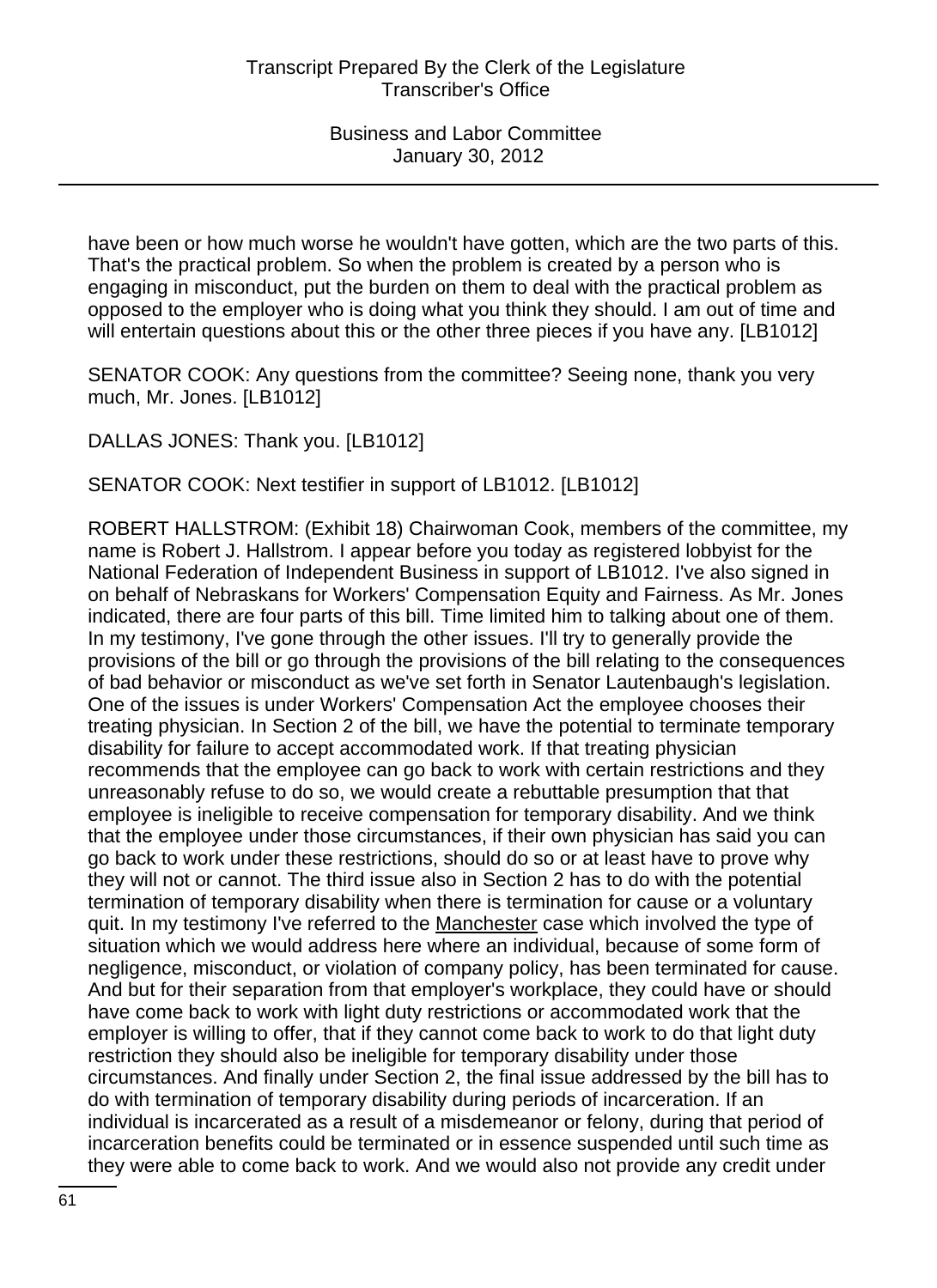have been or how much worse he wouldn't have gotten, which are the two parts of this. That's the practical problem. So when the problem is created by a person who is engaging in misconduct, put the burden on them to deal with the practical problem as opposed to the employer who is doing what you think they should. I am out of time and will entertain questions about this or the other three pieces if you have any. [LB1012]

SENATOR COOK: Any questions from the committee? Seeing none, thank you very much, Mr. Jones. [LB1012]

DALLAS JONES: Thank you. [LB1012]

SENATOR COOK: Next testifier in support of LB1012. [LB1012]

ROBERT HALLSTROM: (Exhibit 18) Chairwoman Cook, members of the committee, my name is Robert J. Hallstrom. I appear before you today as registered lobbyist for the National Federation of Independent Business in support of LB1012. I've also signed in on behalf of Nebraskans for Workers' Compensation Equity and Fairness. As Mr. Jones indicated, there are four parts of this bill. Time limited him to talking about one of them. In my testimony, I've gone through the other issues. I'll try to generally provide the provisions of the bill or go through the provisions of the bill relating to the consequences of bad behavior or misconduct as we've set forth in Senator Lautenbaugh's legislation. One of the issues is under Workers' Compensation Act the employee chooses their treating physician. In Section 2 of the bill, we have the potential to terminate temporary disability for failure to accept accommodated work. If that treating physician recommends that the employee can go back to work with certain restrictions and they unreasonably refuse to do so, we would create a rebuttable presumption that that employee is ineligible to receive compensation for temporary disability. And we think that the employee under those circumstances, if their own physician has said you can go back to work under these restrictions, should do so or at least have to prove why they will not or cannot. The third issue also in Section 2 has to do with the potential termination of temporary disability when there is termination for cause or a voluntary quit. In my testimony I've referred to the Manchester case which involved the type of situation which we would address here where an individual, because of some form of negligence, misconduct, or violation of company policy, has been terminated for cause. And but for their separation from that employer's workplace, they could have or should have come back to work with light duty restrictions or accommodated work that the employer is willing to offer, that if they cannot come back to work to do that light duty restriction they should also be ineligible for temporary disability under those circumstances. And finally under Section 2, the final issue addressed by the bill has to do with termination of temporary disability during periods of incarceration. If an individual is incarcerated as a result of a misdemeanor or felony, during that period of incarceration benefits could be terminated or in essence suspended until such time as they were able to come back to work. And we would also not provide any credit under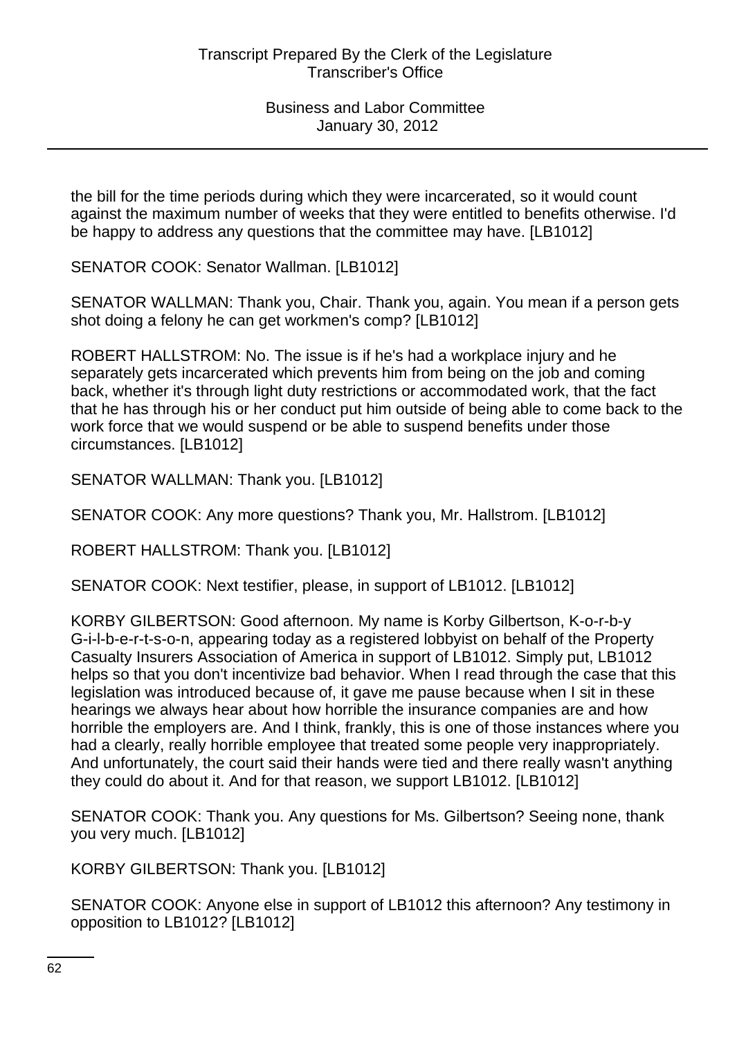the bill for the time periods during which they were incarcerated, so it would count against the maximum number of weeks that they were entitled to benefits otherwise. I'd be happy to address any questions that the committee may have. [LB1012]

SENATOR COOK: Senator Wallman. [LB1012]

SENATOR WALLMAN: Thank you, Chair. Thank you, again. You mean if a person gets shot doing a felony he can get workmen's comp? [LB1012]

ROBERT HALLSTROM: No. The issue is if he's had a workplace injury and he separately gets incarcerated which prevents him from being on the job and coming back, whether it's through light duty restrictions or accommodated work, that the fact that he has through his or her conduct put him outside of being able to come back to the work force that we would suspend or be able to suspend benefits under those circumstances. [LB1012]

SENATOR WALLMAN: Thank you. [LB1012]

SENATOR COOK: Any more questions? Thank you, Mr. Hallstrom. [LB1012]

ROBERT HALLSTROM: Thank you. [LB1012]

SENATOR COOK: Next testifier, please, in support of LB1012. [LB1012]

KORBY GILBERTSON: Good afternoon. My name is Korby Gilbertson, K-o-r-b-y G-i-l-b-e-r-t-s-o-n, appearing today as a registered lobbyist on behalf of the Property Casualty Insurers Association of America in support of LB1012. Simply put, LB1012 helps so that you don't incentivize bad behavior. When I read through the case that this legislation was introduced because of, it gave me pause because when I sit in these hearings we always hear about how horrible the insurance companies are and how horrible the employers are. And I think, frankly, this is one of those instances where you had a clearly, really horrible employee that treated some people very inappropriately. And unfortunately, the court said their hands were tied and there really wasn't anything they could do about it. And for that reason, we support LB1012. [LB1012]

SENATOR COOK: Thank you. Any questions for Ms. Gilbertson? Seeing none, thank you very much. [LB1012]

KORBY GILBERTSON: Thank you. [LB1012]

SENATOR COOK: Anyone else in support of LB1012 this afternoon? Any testimony in opposition to LB1012? [LB1012]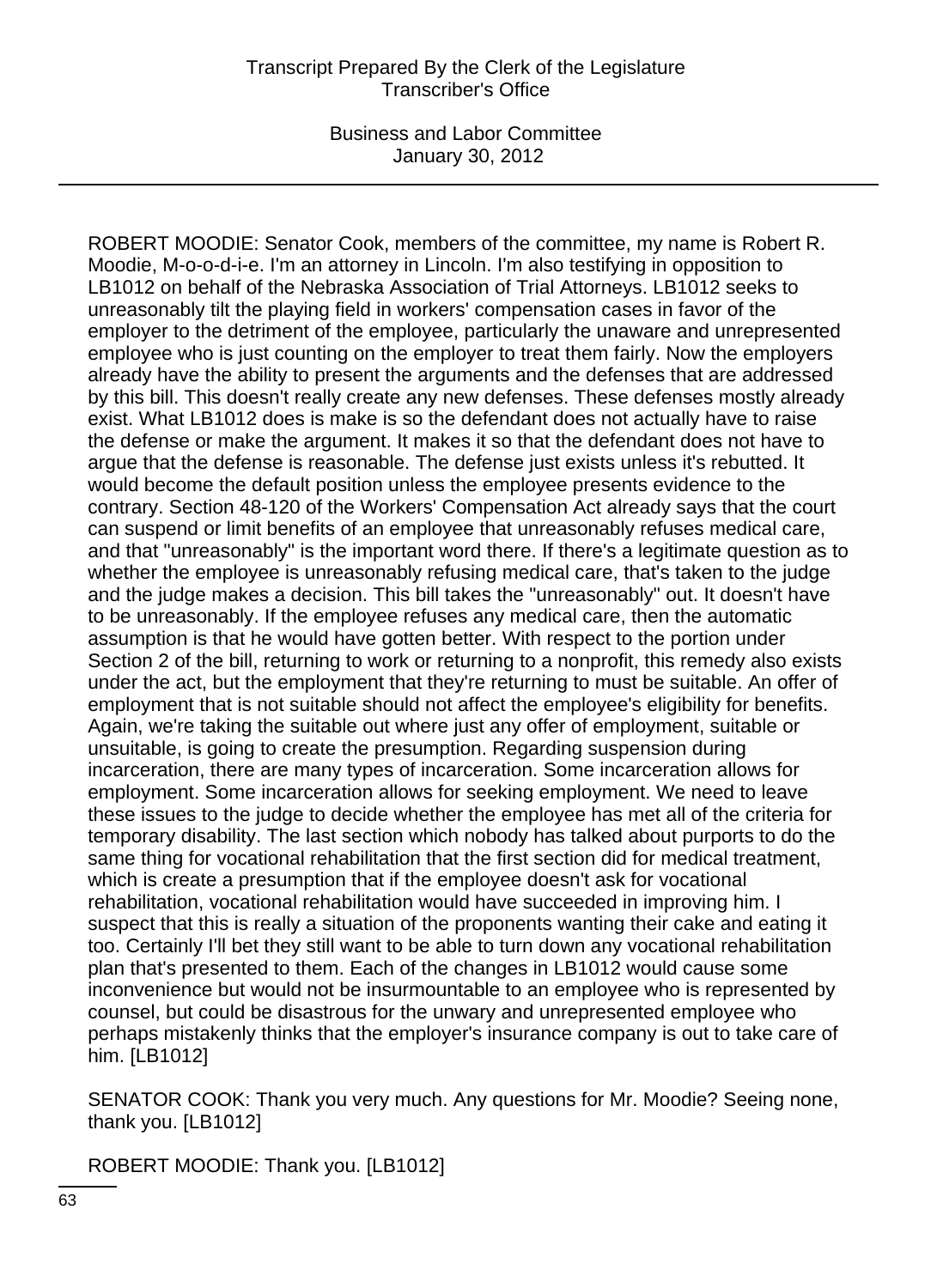ROBERT MOODIE: Senator Cook, members of the committee, my name is Robert R. Moodie, M-o-o-d-i-e. I'm an attorney in Lincoln. I'm also testifying in opposition to LB1012 on behalf of the Nebraska Association of Trial Attorneys. LB1012 seeks to unreasonably tilt the playing field in workers' compensation cases in favor of the employer to the detriment of the employee, particularly the unaware and unrepresented employee who is just counting on the employer to treat them fairly. Now the employers already have the ability to present the arguments and the defenses that are addressed by this bill. This doesn't really create any new defenses. These defenses mostly already exist. What LB1012 does is make is so the defendant does not actually have to raise the defense or make the argument. It makes it so that the defendant does not have to argue that the defense is reasonable. The defense just exists unless it's rebutted. It would become the default position unless the employee presents evidence to the contrary. Section 48-120 of the Workers' Compensation Act already says that the court can suspend or limit benefits of an employee that unreasonably refuses medical care, and that "unreasonably" is the important word there. If there's a legitimate question as to whether the employee is unreasonably refusing medical care, that's taken to the judge and the judge makes a decision. This bill takes the "unreasonably" out. It doesn't have to be unreasonably. If the employee refuses any medical care, then the automatic assumption is that he would have gotten better. With respect to the portion under Section 2 of the bill, returning to work or returning to a nonprofit, this remedy also exists under the act, but the employment that they're returning to must be suitable. An offer of employment that is not suitable should not affect the employee's eligibility for benefits. Again, we're taking the suitable out where just any offer of employment, suitable or unsuitable, is going to create the presumption. Regarding suspension during incarceration, there are many types of incarceration. Some incarceration allows for employment. Some incarceration allows for seeking employment. We need to leave these issues to the judge to decide whether the employee has met all of the criteria for temporary disability. The last section which nobody has talked about purports to do the same thing for vocational rehabilitation that the first section did for medical treatment, which is create a presumption that if the employee doesn't ask for vocational rehabilitation, vocational rehabilitation would have succeeded in improving him. I suspect that this is really a situation of the proponents wanting their cake and eating it too. Certainly I'll bet they still want to be able to turn down any vocational rehabilitation plan that's presented to them. Each of the changes in LB1012 would cause some inconvenience but would not be insurmountable to an employee who is represented by counsel, but could be disastrous for the unwary and unrepresented employee who perhaps mistakenly thinks that the employer's insurance company is out to take care of him. [LB1012]

SENATOR COOK: Thank you very much. Any questions for Mr. Moodie? Seeing none, thank you. [LB1012]

ROBERT MOODIE: Thank you. [LB1012]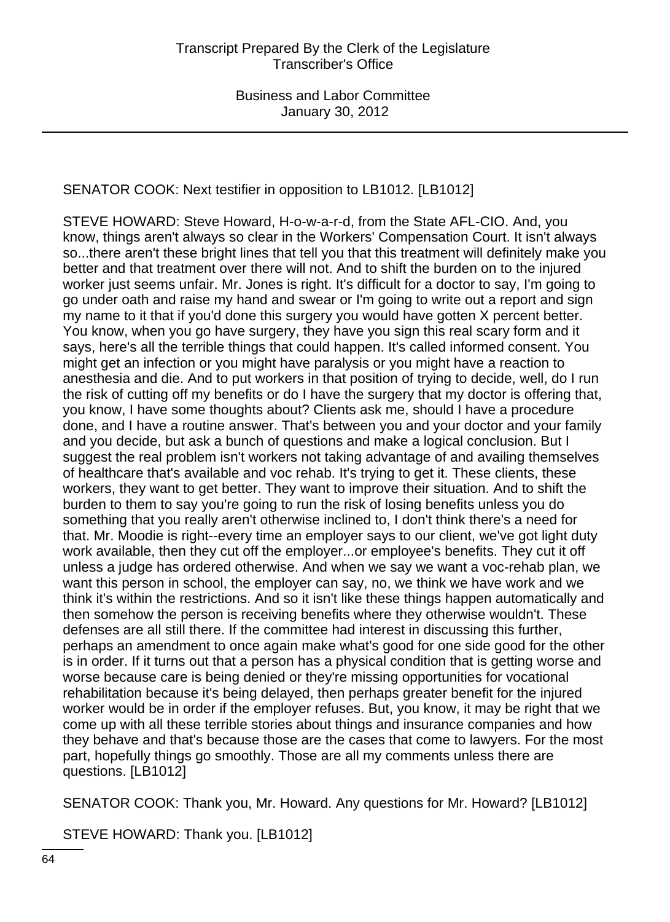SENATOR COOK: Next testifier in opposition to LB1012. [LB1012]

STEVE HOWARD: Steve Howard, H-o-w-a-r-d, from the State AFL-CIO. And, you know, things aren't always so clear in the Workers' Compensation Court. It isn't always so...there aren't these bright lines that tell you that this treatment will definitely make you better and that treatment over there will not. And to shift the burden on to the injured worker just seems unfair. Mr. Jones is right. It's difficult for a doctor to say, I'm going to go under oath and raise my hand and swear or I'm going to write out a report and sign my name to it that if you'd done this surgery you would have gotten X percent better. You know, when you go have surgery, they have you sign this real scary form and it says, here's all the terrible things that could happen. It's called informed consent. You might get an infection or you might have paralysis or you might have a reaction to anesthesia and die. And to put workers in that position of trying to decide, well, do I run the risk of cutting off my benefits or do I have the surgery that my doctor is offering that, you know, I have some thoughts about? Clients ask me, should I have a procedure done, and I have a routine answer. That's between you and your doctor and your family and you decide, but ask a bunch of questions and make a logical conclusion. But I suggest the real problem isn't workers not taking advantage of and availing themselves of healthcare that's available and voc rehab. It's trying to get it. These clients, these workers, they want to get better. They want to improve their situation. And to shift the burden to them to say you're going to run the risk of losing benefits unless you do something that you really aren't otherwise inclined to, I don't think there's a need for that. Mr. Moodie is right--every time an employer says to our client, we've got light duty work available, then they cut off the employer...or employee's benefits. They cut it off unless a judge has ordered otherwise. And when we say we want a voc-rehab plan, we want this person in school, the employer can say, no, we think we have work and we think it's within the restrictions. And so it isn't like these things happen automatically and then somehow the person is receiving benefits where they otherwise wouldn't. These defenses are all still there. If the committee had interest in discussing this further, perhaps an amendment to once again make what's good for one side good for the other is in order. If it turns out that a person has a physical condition that is getting worse and worse because care is being denied or they're missing opportunities for vocational rehabilitation because it's being delayed, then perhaps greater benefit for the injured worker would be in order if the employer refuses. But, you know, it may be right that we come up with all these terrible stories about things and insurance companies and how they behave and that's because those are the cases that come to lawyers. For the most part, hopefully things go smoothly. Those are all my comments unless there are questions. [LB1012]

SENATOR COOK: Thank you, Mr. Howard. Any questions for Mr. Howard? [LB1012]

STEVE HOWARD: Thank you. [LB1012]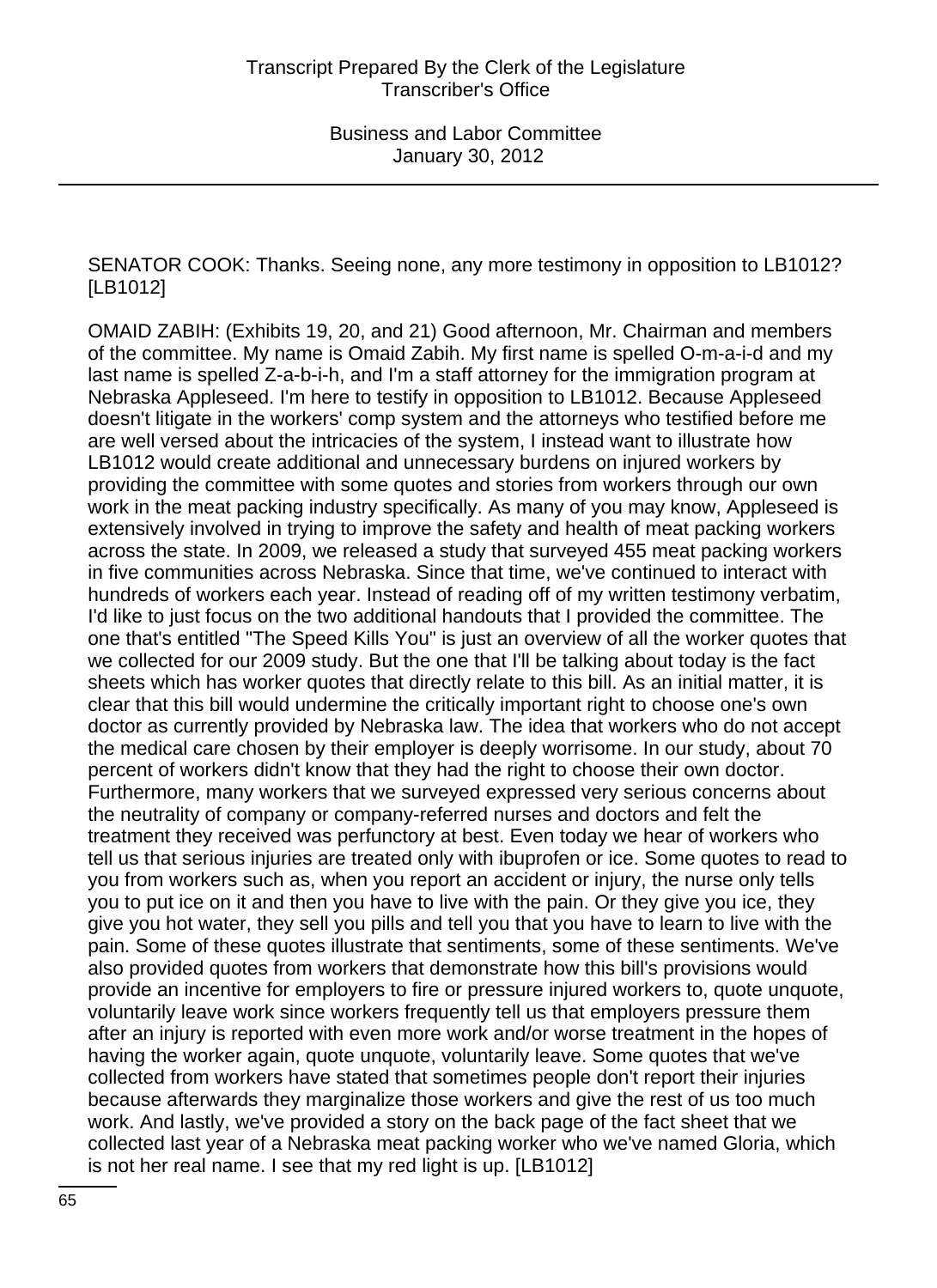SENATOR COOK: Thanks. Seeing none, any more testimony in opposition to LB1012? [LB1012]

OMAID ZABIH: (Exhibits 19, 20, and 21) Good afternoon, Mr. Chairman and members of the committee. My name is Omaid Zabih. My first name is spelled O-m-a-i-d and my last name is spelled Z-a-b-i-h, and I'm a staff attorney for the immigration program at Nebraska Appleseed. I'm here to testify in opposition to LB1012. Because Appleseed doesn't litigate in the workers' comp system and the attorneys who testified before me are well versed about the intricacies of the system, I instead want to illustrate how LB1012 would create additional and unnecessary burdens on injured workers by providing the committee with some quotes and stories from workers through our own work in the meat packing industry specifically. As many of you may know, Appleseed is extensively involved in trying to improve the safety and health of meat packing workers across the state. In 2009, we released a study that surveyed 455 meat packing workers in five communities across Nebraska. Since that time, we've continued to interact with hundreds of workers each year. Instead of reading off of my written testimony verbatim, I'd like to just focus on the two additional handouts that I provided the committee. The one that's entitled "The Speed Kills You" is just an overview of all the worker quotes that we collected for our 2009 study. But the one that I'll be talking about today is the fact sheets which has worker quotes that directly relate to this bill. As an initial matter, it is clear that this bill would undermine the critically important right to choose one's own doctor as currently provided by Nebraska law. The idea that workers who do not accept the medical care chosen by their employer is deeply worrisome. In our study, about 70 percent of workers didn't know that they had the right to choose their own doctor. Furthermore, many workers that we surveyed expressed very serious concerns about the neutrality of company or company-referred nurses and doctors and felt the treatment they received was perfunctory at best. Even today we hear of workers who tell us that serious injuries are treated only with ibuprofen or ice. Some quotes to read to you from workers such as, when you report an accident or injury, the nurse only tells you to put ice on it and then you have to live with the pain. Or they give you ice, they give you hot water, they sell you pills and tell you that you have to learn to live with the pain. Some of these quotes illustrate that sentiments, some of these sentiments. We've also provided quotes from workers that demonstrate how this bill's provisions would provide an incentive for employers to fire or pressure injured workers to, quote unquote, voluntarily leave work since workers frequently tell us that employers pressure them after an injury is reported with even more work and/or worse treatment in the hopes of having the worker again, quote unquote, voluntarily leave. Some quotes that we've collected from workers have stated that sometimes people don't report their injuries because afterwards they marginalize those workers and give the rest of us too much work. And lastly, we've provided a story on the back page of the fact sheet that we collected last year of a Nebraska meat packing worker who we've named Gloria, which is not her real name. I see that my red light is up. [LB1012]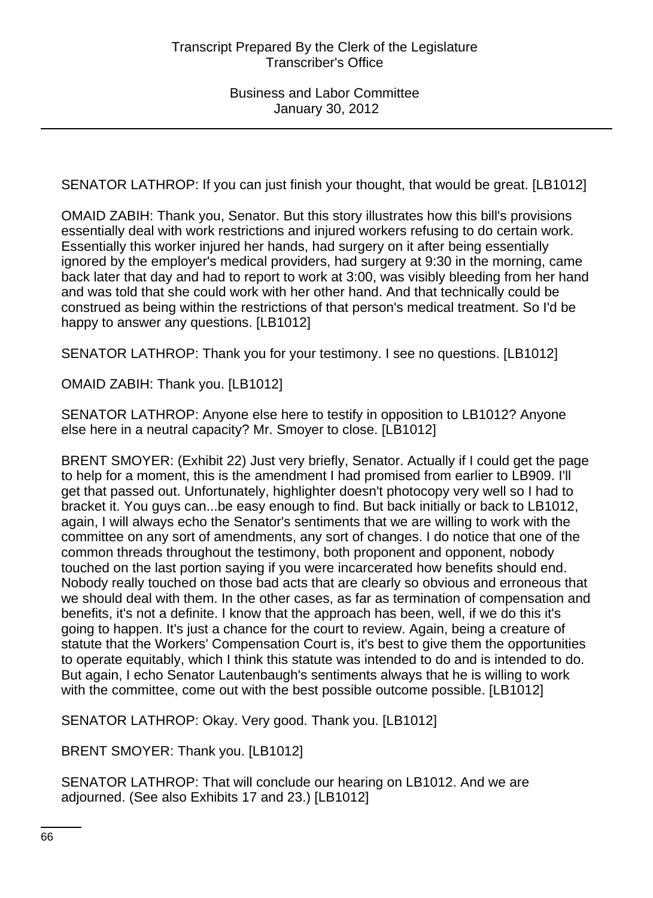SENATOR LATHROP: If you can just finish your thought, that would be great. [LB1012]

OMAID ZABIH: Thank you, Senator. But this story illustrates how this bill's provisions essentially deal with work restrictions and injured workers refusing to do certain work. Essentially this worker injured her hands, had surgery on it after being essentially ignored by the employer's medical providers, had surgery at 9:30 in the morning, came back later that day and had to report to work at 3:00, was visibly bleeding from her hand and was told that she could work with her other hand. And that technically could be construed as being within the restrictions of that person's medical treatment. So I'd be happy to answer any questions. [LB1012]

SENATOR LATHROP: Thank you for your testimony. I see no questions. [LB1012]

OMAID ZABIH: Thank you. [LB1012]

SENATOR LATHROP: Anyone else here to testify in opposition to LB1012? Anyone else here in a neutral capacity? Mr. Smoyer to close. [LB1012]

BRENT SMOYER: (Exhibit 22) Just very briefly, Senator. Actually if I could get the page to help for a moment, this is the amendment I had promised from earlier to LB909. I'll get that passed out. Unfortunately, highlighter doesn't photocopy very well so I had to bracket it. You guys can...be easy enough to find. But back initially or back to LB1012, again, I will always echo the Senator's sentiments that we are willing to work with the committee on any sort of amendments, any sort of changes. I do notice that one of the common threads throughout the testimony, both proponent and opponent, nobody touched on the last portion saying if you were incarcerated how benefits should end. Nobody really touched on those bad acts that are clearly so obvious and erroneous that we should deal with them. In the other cases, as far as termination of compensation and benefits, it's not a definite. I know that the approach has been, well, if we do this it's going to happen. It's just a chance for the court to review. Again, being a creature of statute that the Workers' Compensation Court is, it's best to give them the opportunities to operate equitably, which I think this statute was intended to do and is intended to do. But again, I echo Senator Lautenbaugh's sentiments always that he is willing to work with the committee, come out with the best possible outcome possible. [LB1012]

SENATOR LATHROP: Okay. Very good. Thank you. [LB1012]

BRENT SMOYER: Thank you. [LB1012]

SENATOR LATHROP: That will conclude our hearing on LB1012. And we are adjourned. (See also Exhibits 17 and 23.) [LB1012]